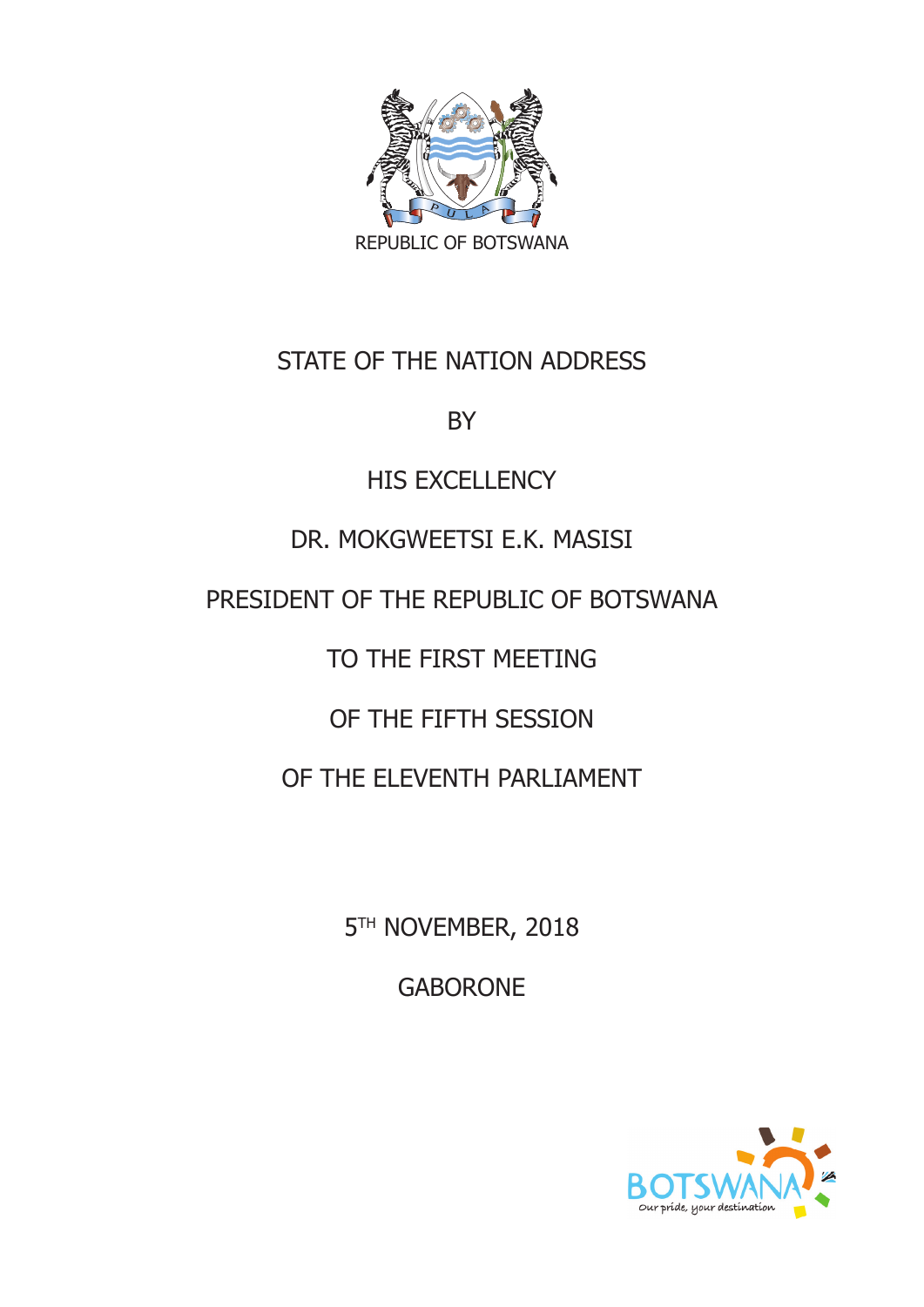REPUBLIC OF BOTSWANA

# STATE OF THE NATION ADDRESS

BY

HIS EXCELLENCY

DR. MOKGWEETSI E.K. MASISI

PRESIDENT OF THE REPUBLIC OF BOTSWANA

TO THE FIRST MEETING

OF THE FIFTH SESSION

OF THE ELEVENTH PARLIAMENT

5TH NOVEMBER, 2018

GABORONE

BOTSWANA
Our pride, your destination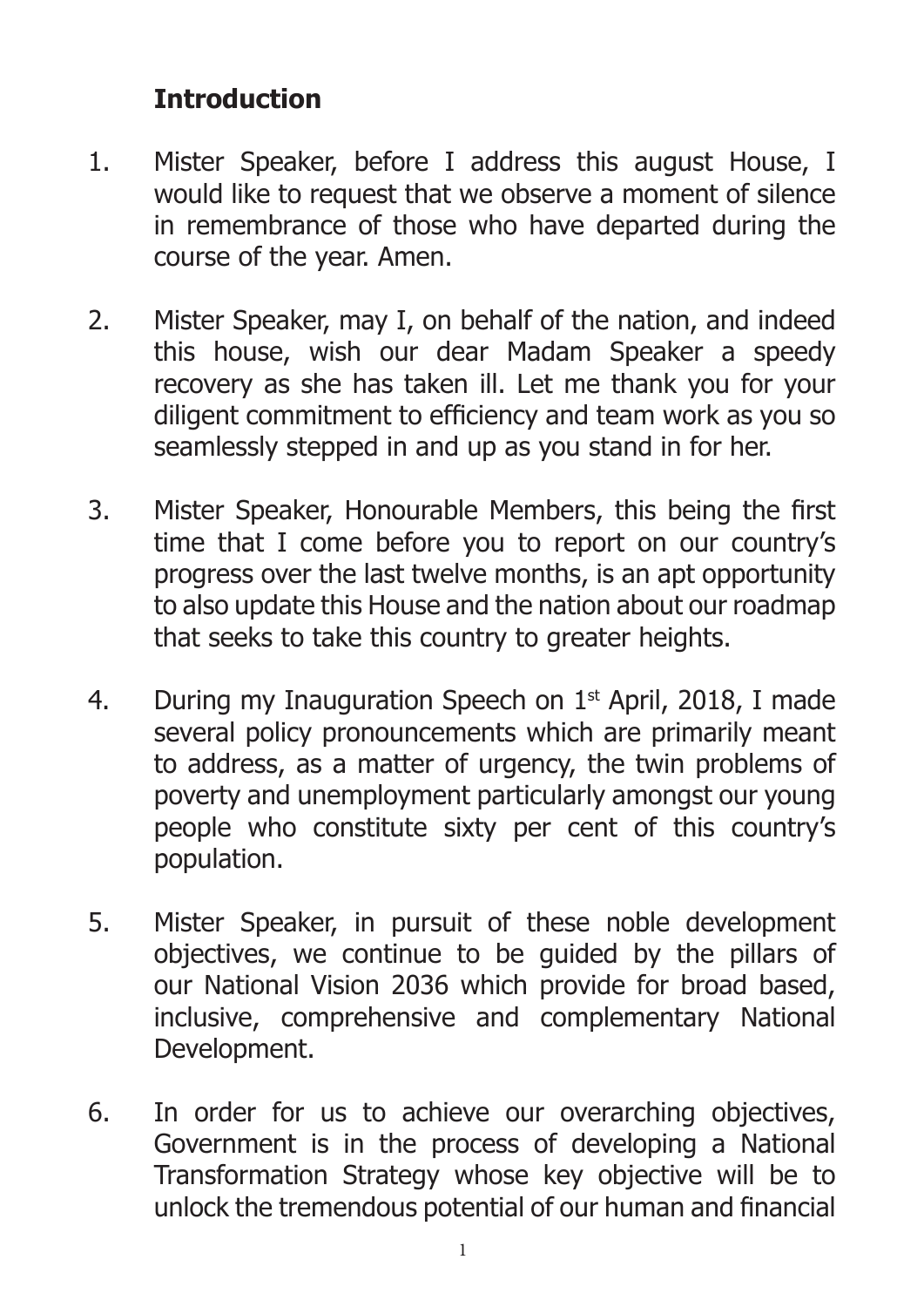## Introduction

1. Mister Speaker, before I address this august House, I would like to request that we observe a moment of silence in remembrance of those who have departed during the course of the year. Amen.

2. Mister Speaker, may I, on behalf of the nation, and indeed this house, wish our dear Madam Speaker a speedy recovery as she has taken ill. Let me thank you for your diligent commitment to efficiency and team work as you so seamlessly stepped in and up as you stand in for her.

3. Mister Speaker, Honourable Members, this being the first time that I come before you to report on our country's progress over the last twelve months, is an apt opportunity to also update this House and the nation about our roadmap that seeks to take this country to greater heights.

4. During my Inauguration Speech on 1st April, 2018, I made several policy pronouncements which are primarily meant to address, as a matter of urgency, the twin problems of poverty and unemployment particularly amongst our young people who constitute sixty per cent of this country's population.

5. Mister Speaker, in pursuit of these noble development objectives, we continue to be guided by the pillars of our National Vision 2036 which provide for broad based, inclusive, comprehensive and complementary National Development.

6. In order for us to achieve our overarching objectives, Government is in the process of developing a National Transformation Strategy whose key objective will be to unlock the tremendous potential of our human and financial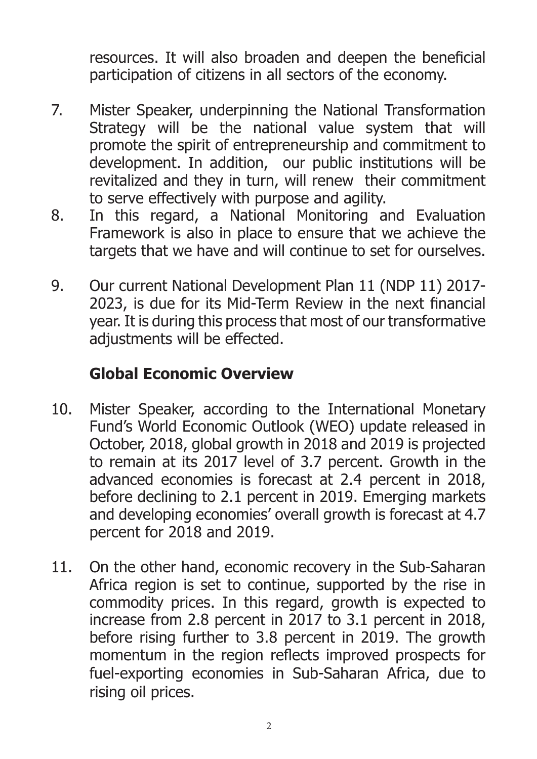resources. It will also broaden and deepen the beneficial participation of citizens in all sectors of the economy.

7. Mister Speaker, underpinning the National Transformation Strategy will be the national value system that will promote the spirit of entrepreneurship and commitment to development. In addition, our public institutions will be revitalized and they in turn, will renew their commitment to serve effectively with purpose and agility.

8. In this regard, a National Monitoring and Evaluation Framework is also in place to ensure that we achieve the targets that we have and will continue to set for ourselves.

9. Our current National Development Plan 11 (NDP 11) 2017-2023, is due for its Mid-Term Review in the next financial year. It is during this process that most of our transformative adjustments will be effected.

## Global Economic Overview

10. Mister Speaker, according to the International Monetary Fund's World Economic Outlook (WEO) update released in October, 2018, global growth in 2018 and 2019 is projected to remain at its 2017 level of 3.7 percent. Growth in the advanced economies is forecast at 2.4 percent in 2018, before declining to 2.1 percent in 2019. Emerging markets and developing economies' overall growth is forecast at 4.7 percent for 2018 and 2019.

11. On the other hand, economic recovery in the Sub-Saharan Africa region is set to continue, supported by the rise in commodity prices. In this regard, growth is expected to increase from 2.8 percent in 2017 to 3.1 percent in 2018, before rising further to 3.8 percent in 2019. The growth momentum in the region reflects improved prospects for fuel-exporting economies in Sub-Saharan Africa, due to rising oil prices.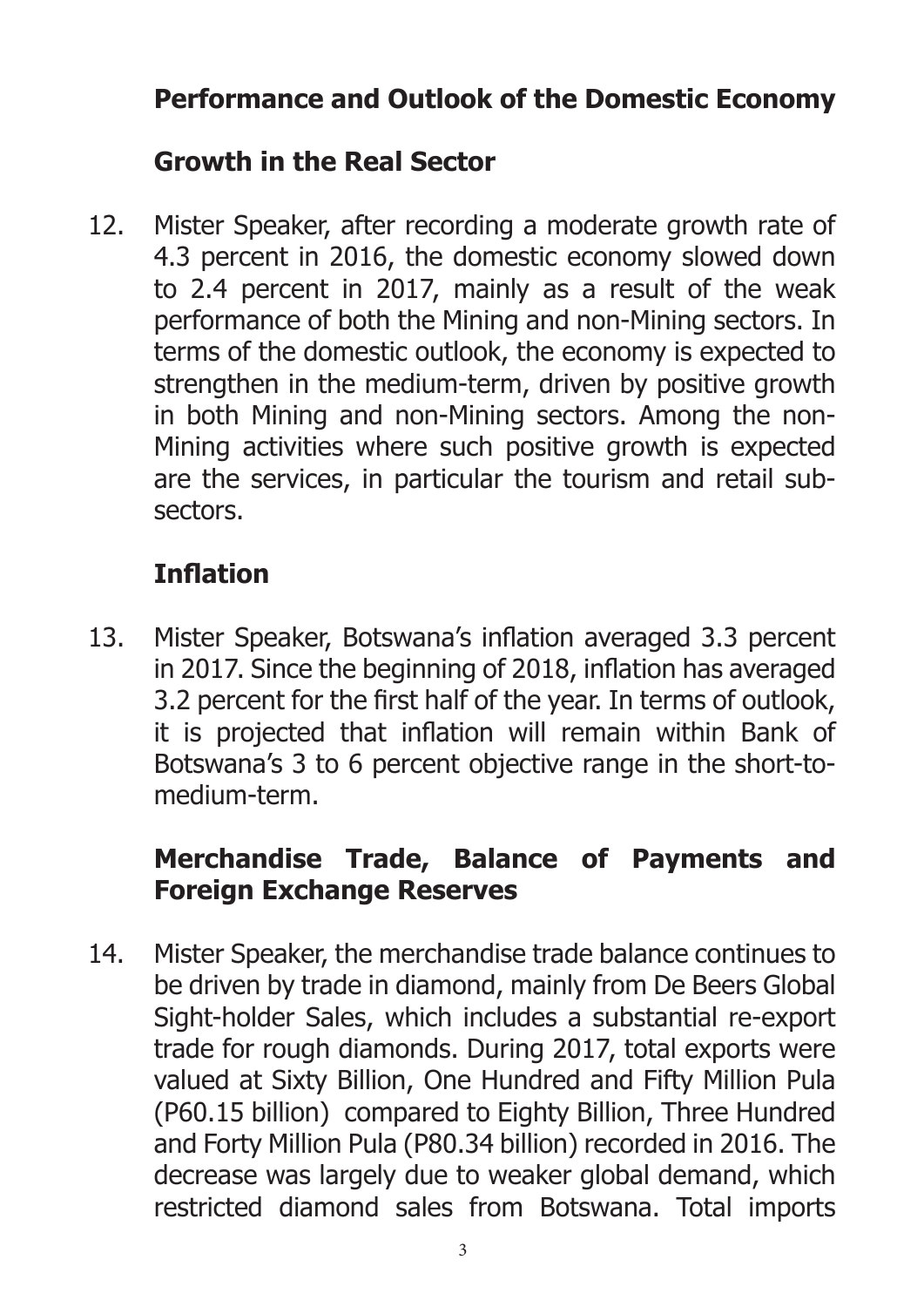## Performance and Outlook of the Domestic Economy

### Growth in the Real Sector

12. Mister Speaker, after recording a moderate growth rate of 4.3 percent in 2016, the domestic economy slowed down to 2.4 percent in 2017, mainly as a result of the weak performance of both the Mining and non-Mining sectors. In terms of the domestic outlook, the economy is expected to strengthen in the medium-term, driven by positive growth in both Mining and non-Mining sectors. Among the non-Mining activities where such positive growth is expected are the services, in particular the tourism and retail sub-sectors.

### Inflation

13. Mister Speaker, Botswana's inflation averaged 3.3 percent in 2017. Since the beginning of 2018, inflation has averaged 3.2 percent for the first half of the year. In terms of outlook, it is projected that inflation will remain within Bank of Botswana's 3 to 6 percent objective range in the short-to-medium-term.

### Merchandise Trade, Balance of Payments and Foreign Exchange Reserves

14. Mister Speaker, the merchandise trade balance continues to be driven by trade in diamond, mainly from De Beers Global Sight-holder Sales, which includes a substantial re-export trade for rough diamonds. During 2017, total exports were valued at Sixty Billion, One Hundred and Fifty Million Pula (P60.15 billion) compared to Eighty Billion, Three Hundred and Forty Million Pula (P80.34 billion) recorded in 2016. The decrease was largely due to weaker global demand, which restricted diamond sales from Botswana. Total imports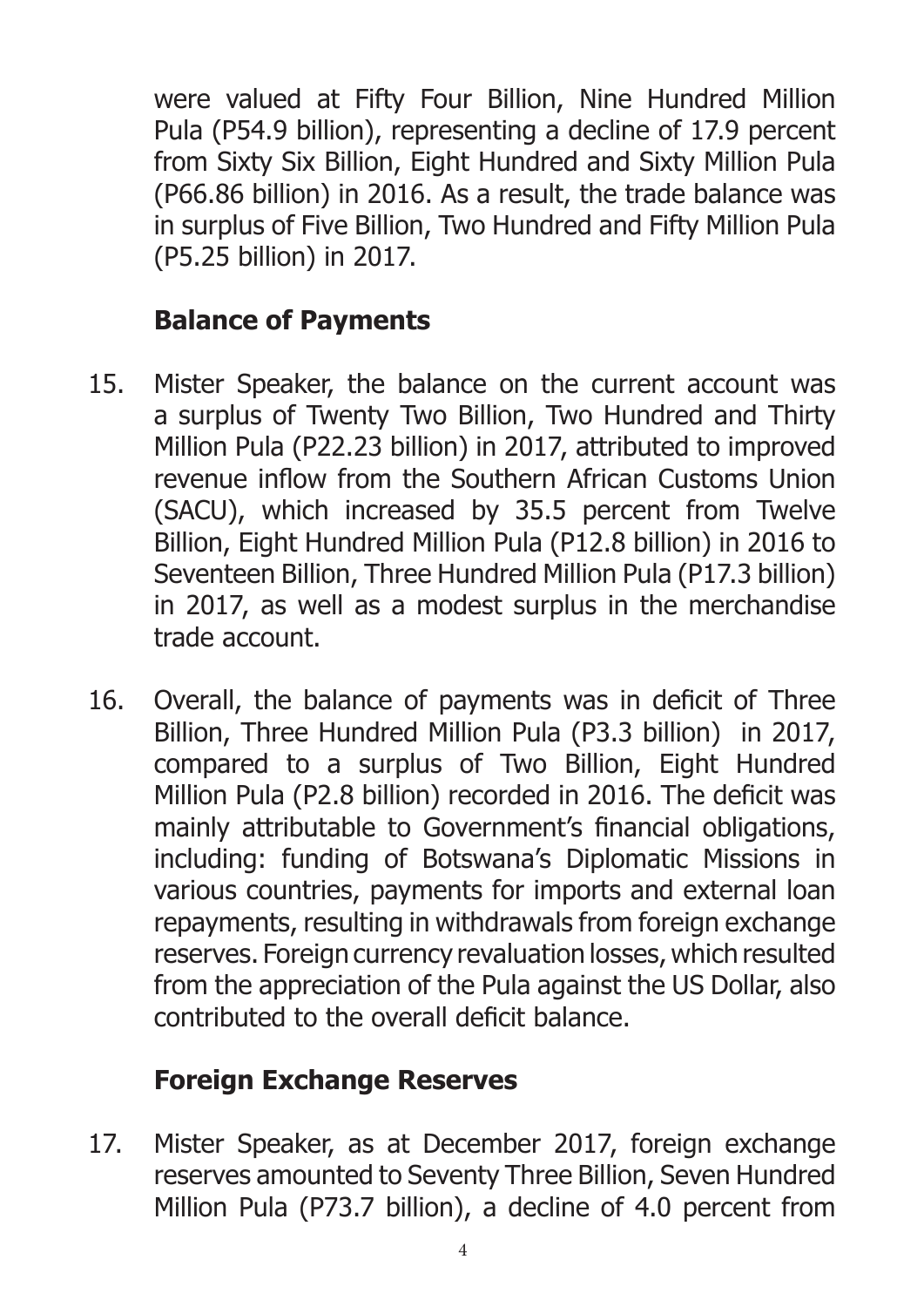were valued at Fifty Four Billion, Nine Hundred Million Pula (P54.9 billion), representing a decline of 17.9 percent from Sixty Six Billion, Eight Hundred and Sixty Million Pula (P66.86 billion) in 2016. As a result, the trade balance was in surplus of Five Billion, Two Hundred and Fifty Million Pula (P5.25 billion) in 2017.

## Balance of Payments

15. Mister Speaker, the balance on the current account was a surplus of Twenty Two Billion, Two Hundred and Thirty Million Pula (P22.23 billion) in 2017, attributed to improved revenue inflow from the Southern African Customs Union (SACU), which increased by 35.5 percent from Twelve Billion, Eight Hundred Million Pula (P12.8 billion) in 2016 to Seventeen Billion, Three Hundred Million Pula (P17.3 billion) in 2017, as well as a modest surplus in the merchandise trade account.

16. Overall, the balance of payments was in deficit of Three Billion, Three Hundred Million Pula (P3.3 billion) in 2017, compared to a surplus of Two Billion, Eight Hundred Million Pula (P2.8 billion) recorded in 2016. The deficit was mainly attributable to Government's financial obligations, including: funding of Botswana's Diplomatic Missions in various countries, payments for imports and external loan repayments, resulting in withdrawals from foreign exchange reserves. Foreign currency revaluation losses, which resulted from the appreciation of the Pula against the US Dollar, also contributed to the overall deficit balance.

## Foreign Exchange Reserves

17. Mister Speaker, as at December 2017, foreign exchange reserves amounted to Seventy Three Billion, Seven Hundred Million Pula (P73.7 billion), a decline of 4.0 percent from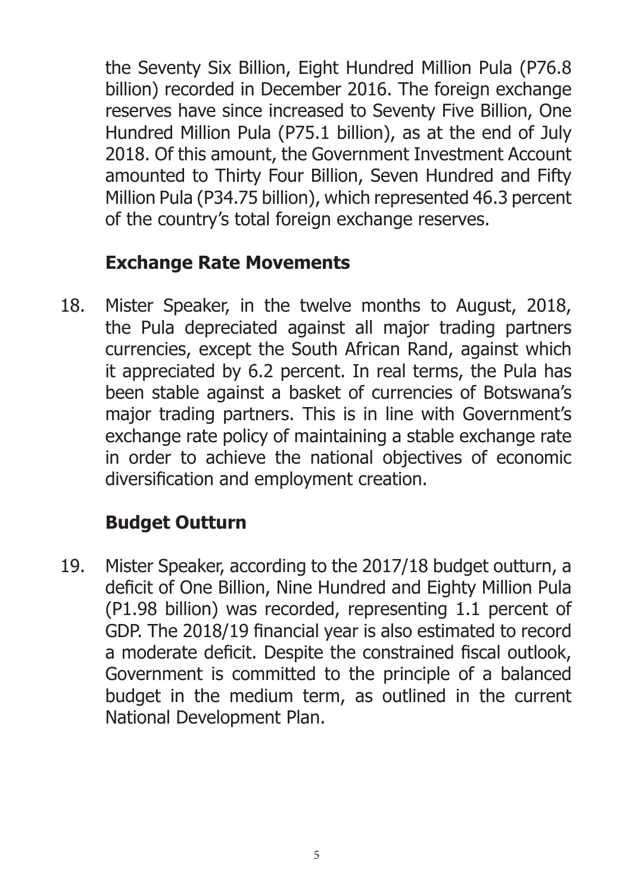the Seventy Six Billion, Eight Hundred Million Pula (P76.8 billion) recorded in December 2016. The foreign exchange reserves have since increased to Seventy Five Billion, One Hundred Million Pula (P75.1 billion), as at the end of July 2018. Of this amount, the Government Investment Account amounted to Thirty Four Billion, Seven Hundred and Fifty Million Pula (P34.75 billion), which represented 46.3 percent of the country's total foreign exchange reserves.

## Exchange Rate Movements

18. Mister Speaker, in the twelve months to August, 2018, the Pula depreciated against all major trading partners currencies, except the South African Rand, against which it appreciated by 6.2 percent. In real terms, the Pula has been stable against a basket of currencies of Botswana's major trading partners. This is in line with Government's exchange rate policy of maintaining a stable exchange rate in order to achieve the national objectives of economic diversification and employment creation.

## Budget Outturn

19. Mister Speaker, according to the 2017/18 budget outturn, a deficit of One Billion, Nine Hundred and Eighty Million Pula (P1.98 billion) was recorded, representing 1.1 percent of GDP. The 2018/19 financial year is also estimated to record a moderate deficit. Despite the constrained fiscal outlook, Government is committed to the principle of a balanced budget in the medium term, as outlined in the current National Development Plan.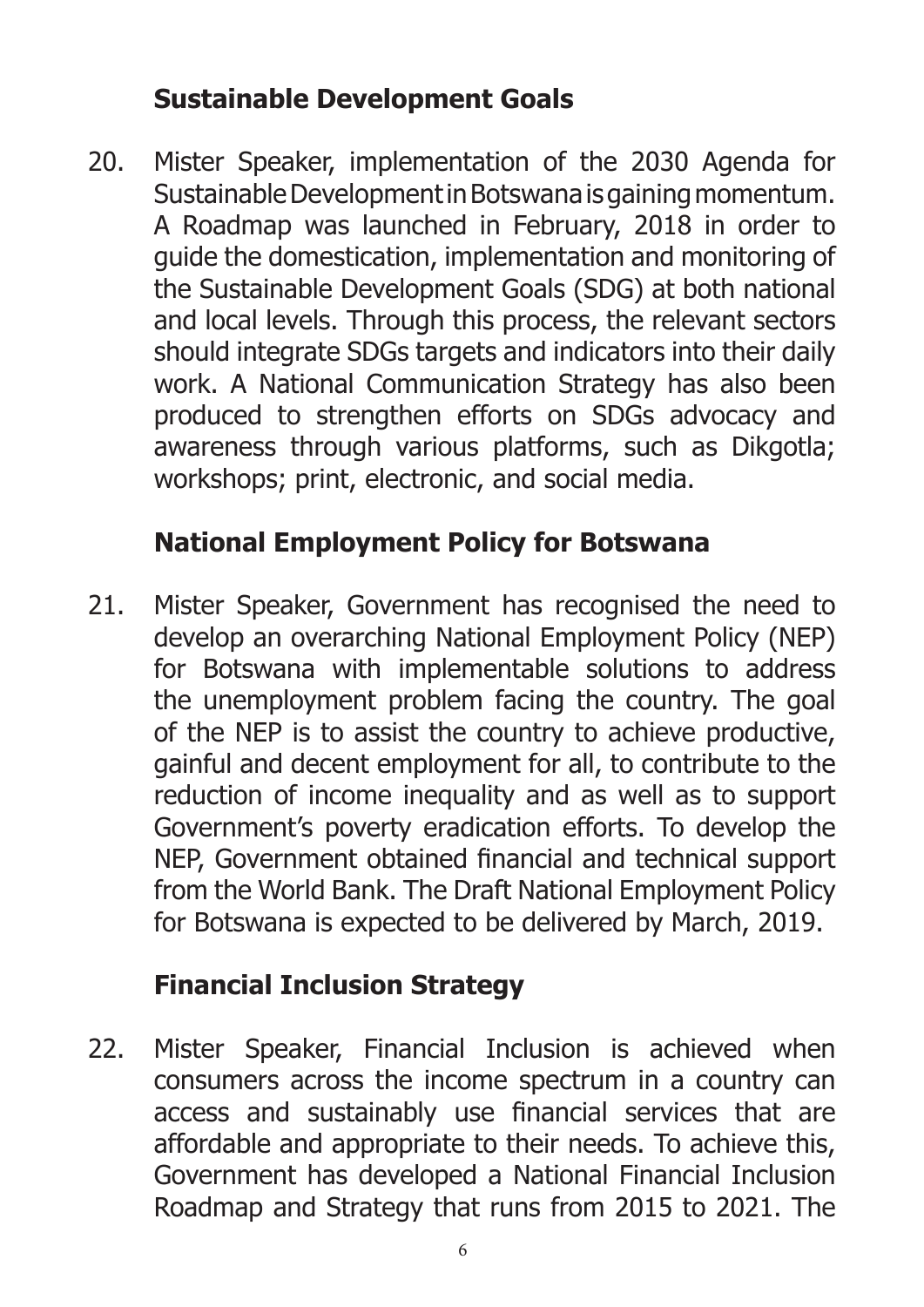## Sustainable Development Goals

20. Mister Speaker, implementation of the 2030 Agenda for Sustainable Development in Botswana is gaining momentum. A Roadmap was launched in February, 2018 in order to guide the domestication, implementation and monitoring of the Sustainable Development Goals (SDG) at both national and local levels. Through this process, the relevant sectors should integrate SDGs targets and indicators into their daily work. A National Communication Strategy has also been produced to strengthen efforts on SDGs advocacy and awareness through various platforms, such as Dikgotla; workshops; print, electronic, and social media.

## National Employment Policy for Botswana

21. Mister Speaker, Government has recognised the need to develop an overarching National Employment Policy (NEP) for Botswana with implementable solutions to address the unemployment problem facing the country. The goal of the NEP is to assist the country to achieve productive, gainful and decent employment for all, to contribute to the reduction of income inequality and as well as to support Government's poverty eradication efforts. To develop the NEP, Government obtained financial and technical support from the World Bank. The Draft National Employment Policy for Botswana is expected to be delivered by March, 2019.

## Financial Inclusion Strategy

22. Mister Speaker, Financial Inclusion is achieved when consumers across the income spectrum in a country can access and sustainably use financial services that are affordable and appropriate to their needs. To achieve this, Government has developed a National Financial Inclusion Roadmap and Strategy that runs from 2015 to 2021. The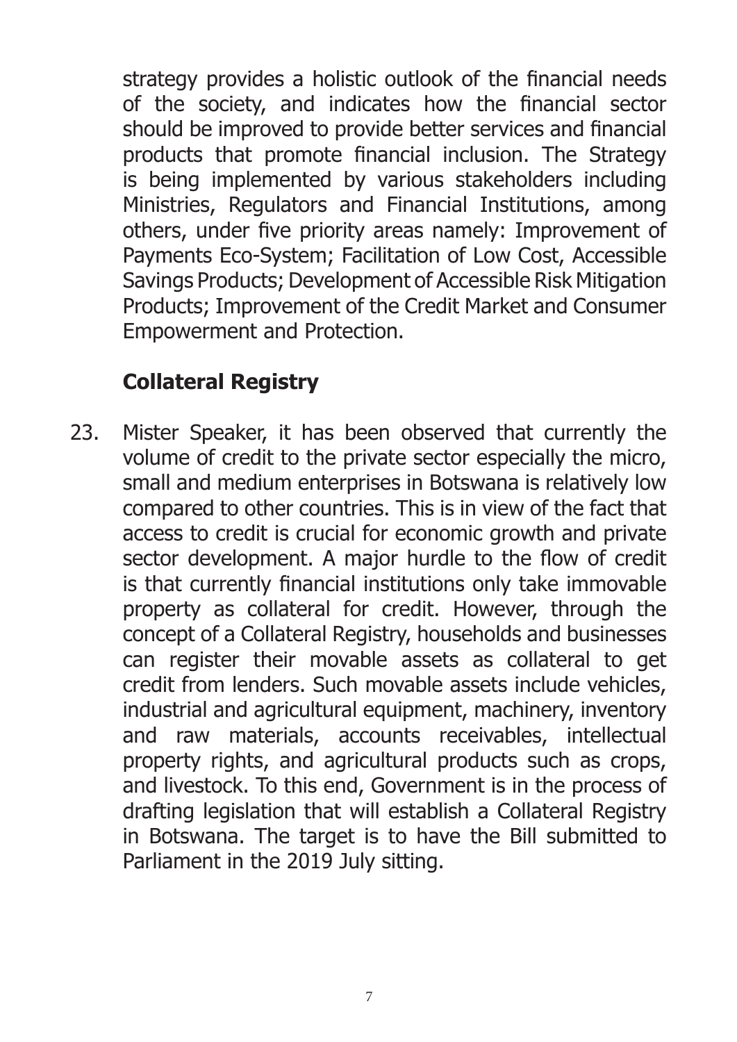strategy provides a holistic outlook of the financial needs of the society, and indicates how the financial sector should be improved to provide better services and financial products that promote financial inclusion. The Strategy is being implemented by various stakeholders including Ministries, Regulators and Financial Institutions, among others, under five priority areas namely: Improvement of Payments Eco-System; Facilitation of Low Cost, Accessible Savings Products; Development of Accessible Risk Mitigation Products; Improvement of the Credit Market and Consumer Empowerment and Protection.

## Collateral Registry

23. Mister Speaker, it has been observed that currently the volume of credit to the private sector especially the micro, small and medium enterprises in Botswana is relatively low compared to other countries. This is in view of the fact that access to credit is crucial for economic growth and private sector development. A major hurdle to the flow of credit is that currently financial institutions only take immovable property as collateral for credit. However, through the concept of a Collateral Registry, households and businesses can register their movable assets as collateral to get credit from lenders. Such movable assets include vehicles, industrial and agricultural equipment, machinery, inventory and raw materials, accounts receivables, intellectual property rights, and agricultural products such as crops, and livestock. To this end, Government is in the process of drafting legislation that will establish a Collateral Registry in Botswana. The target is to have the Bill submitted to Parliament in the 2019 July sitting.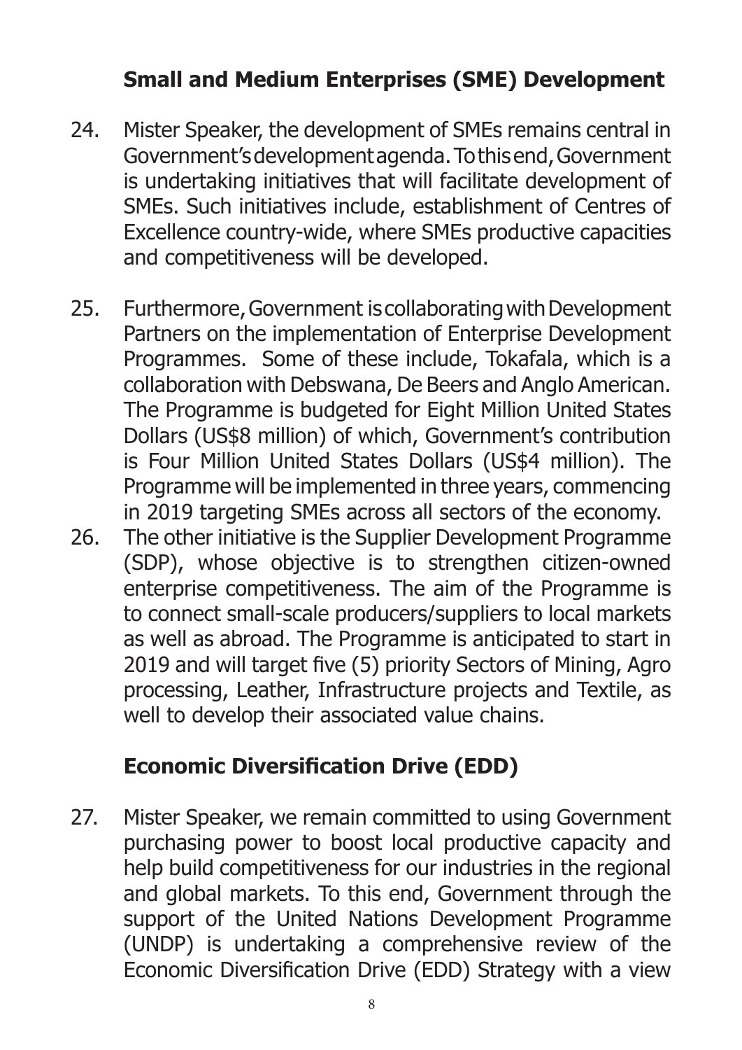## Small and Medium Enterprises (SME) Development

24. Mister Speaker, the development of SMEs remains central in Government's development agenda. To this end, Government is undertaking initiatives that will facilitate development of SMEs. Such initiatives include, establishment of Centres of Excellence country-wide, where SMEs productive capacities and competitiveness will be developed.

25. Furthermore, Government is collaborating with Development Partners on the implementation of Enterprise Development Programmes. Some of these include, Tokafala, which is a collaboration with Debswana, De Beers and Anglo American. The Programme is budgeted for Eight Million United States Dollars (US$8 million) of which, Government's contribution is Four Million United States Dollars (US$4 million). The Programme will be implemented in three years, commencing in 2019 targeting SMEs across all sectors of the economy.

26. The other initiative is the Supplier Development Programme (SDP), whose objective is to strengthen citizen-owned enterprise competitiveness. The aim of the Programme is to connect small-scale producers/suppliers to local markets as well as abroad. The Programme is anticipated to start in 2019 and will target five (5) priority Sectors of Mining, Agro processing, Leather, Infrastructure projects and Textile, as well to develop their associated value chains.

## Economic Diversification Drive (EDD)

27. Mister Speaker, we remain committed to using Government purchasing power to boost local productive capacity and help build competitiveness for our industries in the regional and global markets. To this end, Government through the support of the United Nations Development Programme (UNDP) is undertaking a comprehensive review of the Economic Diversification Drive (EDD) Strategy with a view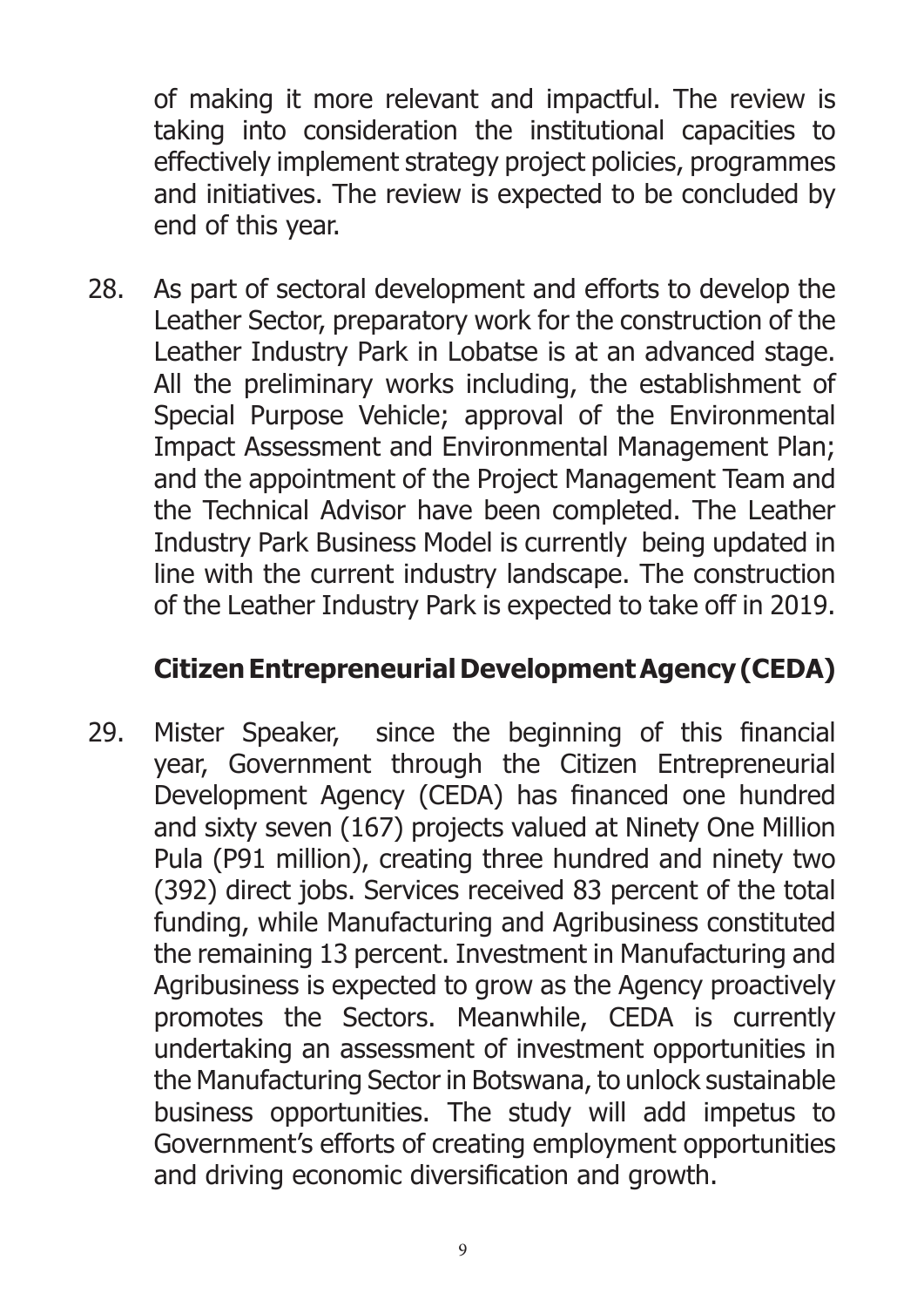of making it more relevant and impactful. The review is taking into consideration the institutional capacities to effectively implement strategy project policies, programmes and initiatives. The review is expected to be concluded by end of this year.

28. As part of sectoral development and efforts to develop the Leather Sector, preparatory work for the construction of the Leather Industry Park in Lobatse is at an advanced stage. All the preliminary works including, the establishment of Special Purpose Vehicle; approval of the Environmental Impact Assessment and Environmental Management Plan; and the appointment of the Project Management Team and the Technical Advisor have been completed. The Leather Industry Park Business Model is currently being updated in line with the current industry landscape. The construction of the Leather Industry Park is expected to take off in 2019.

## Citizen Entrepreneurial Development Agency (CEDA)

29. Mister Speaker, since the beginning of this financial year, Government through the Citizen Entrepreneurial Development Agency (CEDA) has financed one hundred and sixty seven (167) projects valued at Ninety One Million Pula (P91 million), creating three hundred and ninety two (392) direct jobs. Services received 83 percent of the total funding, while Manufacturing and Agribusiness constituted the remaining 13 percent. Investment in Manufacturing and Agribusiness is expected to grow as the Agency proactively promotes the Sectors. Meanwhile, CEDA is currently undertaking an assessment of investment opportunities in the Manufacturing Sector in Botswana, to unlock sustainable business opportunities. The study will add impetus to Government's efforts of creating employment opportunities and driving economic diversification and growth.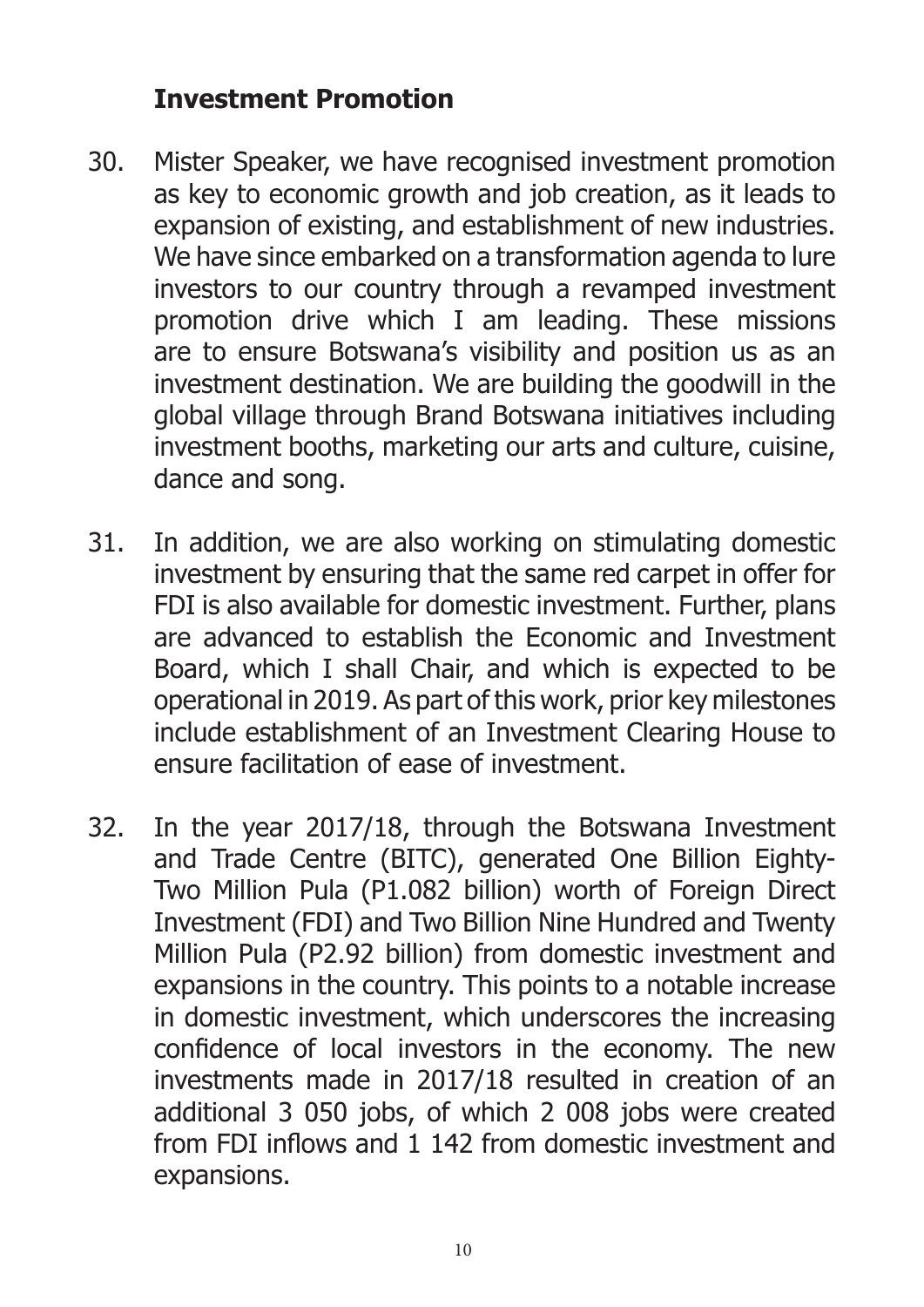## Investment Promotion

30. Mister Speaker, we have recognised investment promotion as key to economic growth and job creation, as it leads to expansion of existing, and establishment of new industries. We have since embarked on a transformation agenda to lure investors to our country through a revamped investment promotion drive which I am leading. These missions are to ensure Botswana's visibility and position us as an investment destination. We are building the goodwill in the global village through Brand Botswana initiatives including investment booths, marketing our arts and culture, cuisine, dance and song.

31. In addition, we are also working on stimulating domestic investment by ensuring that the same red carpet in offer for FDI is also available for domestic investment. Further, plans are advanced to establish the Economic and Investment Board, which I shall Chair, and which is expected to be operational in 2019. As part of this work, prior key milestones include establishment of an Investment Clearing House to ensure facilitation of ease of investment.

32. In the year 2017/18, through the Botswana Investment and Trade Centre (BITC), generated One Billion Eighty-Two Million Pula (P1.082 billion) worth of Foreign Direct Investment (FDI) and Two Billion Nine Hundred and Twenty Million Pula (P2.92 billion) from domestic investment and expansions in the country. This points to a notable increase in domestic investment, which underscores the increasing confidence of local investors in the economy. The new investments made in 2017/18 resulted in creation of an additional 3 050 jobs, of which 2 008 jobs were created from FDI inflows and 1 142 from domestic investment and expansions.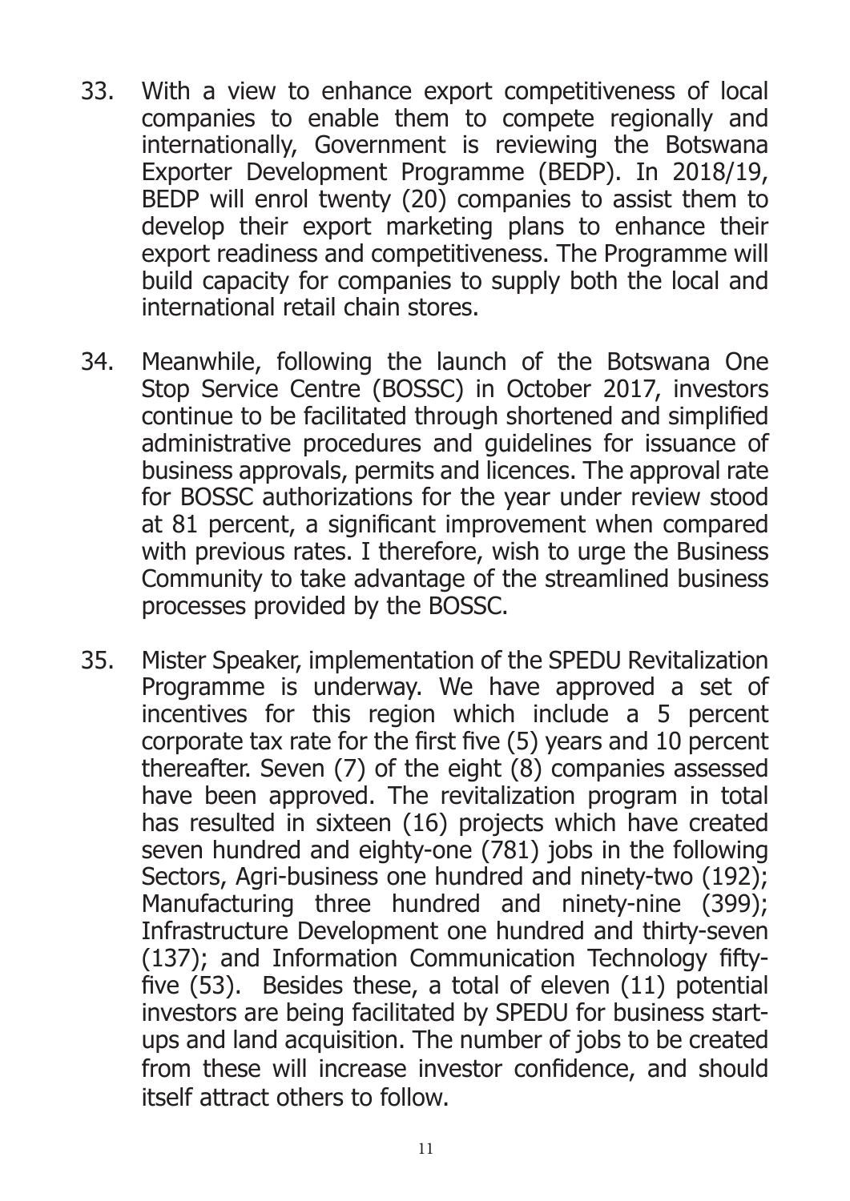33. With a view to enhance export competitiveness of local companies to enable them to compete regionally and internationally, Government is reviewing the Botswana Exporter Development Programme (BEDP). In 2018/19, BEDP will enrol twenty (20) companies to assist them to develop their export marketing plans to enhance their export readiness and competitiveness. The Programme will build capacity for companies to supply both the local and international retail chain stores.

34. Meanwhile, following the launch of the Botswana One Stop Service Centre (BOSSC) in October 2017, investors continue to be facilitated through shortened and simplified administrative procedures and guidelines for issuance of business approvals, permits and licences. The approval rate for BOSSC authorizations for the year under review stood at 81 percent, a significant improvement when compared with previous rates. I therefore, wish to urge the Business Community to take advantage of the streamlined business processes provided by the BOSSC.

35. Mister Speaker, implementation of the SPEDU Revitalization Programme is underway. We have approved a set of incentives for this region which include a 5 percent corporate tax rate for the first five (5) years and 10 percent thereafter. Seven (7) of the eight (8) companies assessed have been approved. The revitalization program in total has resulted in sixteen (16) projects which have created seven hundred and eighty-one (781) jobs in the following Sectors, Agri-business one hundred and ninety-two (192); Manufacturing three hundred and ninety-nine (399); Infrastructure Development one hundred and thirty-seven (137); and Information Communication Technology fifty-five (53). Besides these, a total of eleven (11) potential investors are being facilitated by SPEDU for business start-ups and land acquisition. The number of jobs to be created from these will increase investor confidence, and should itself attract others to follow.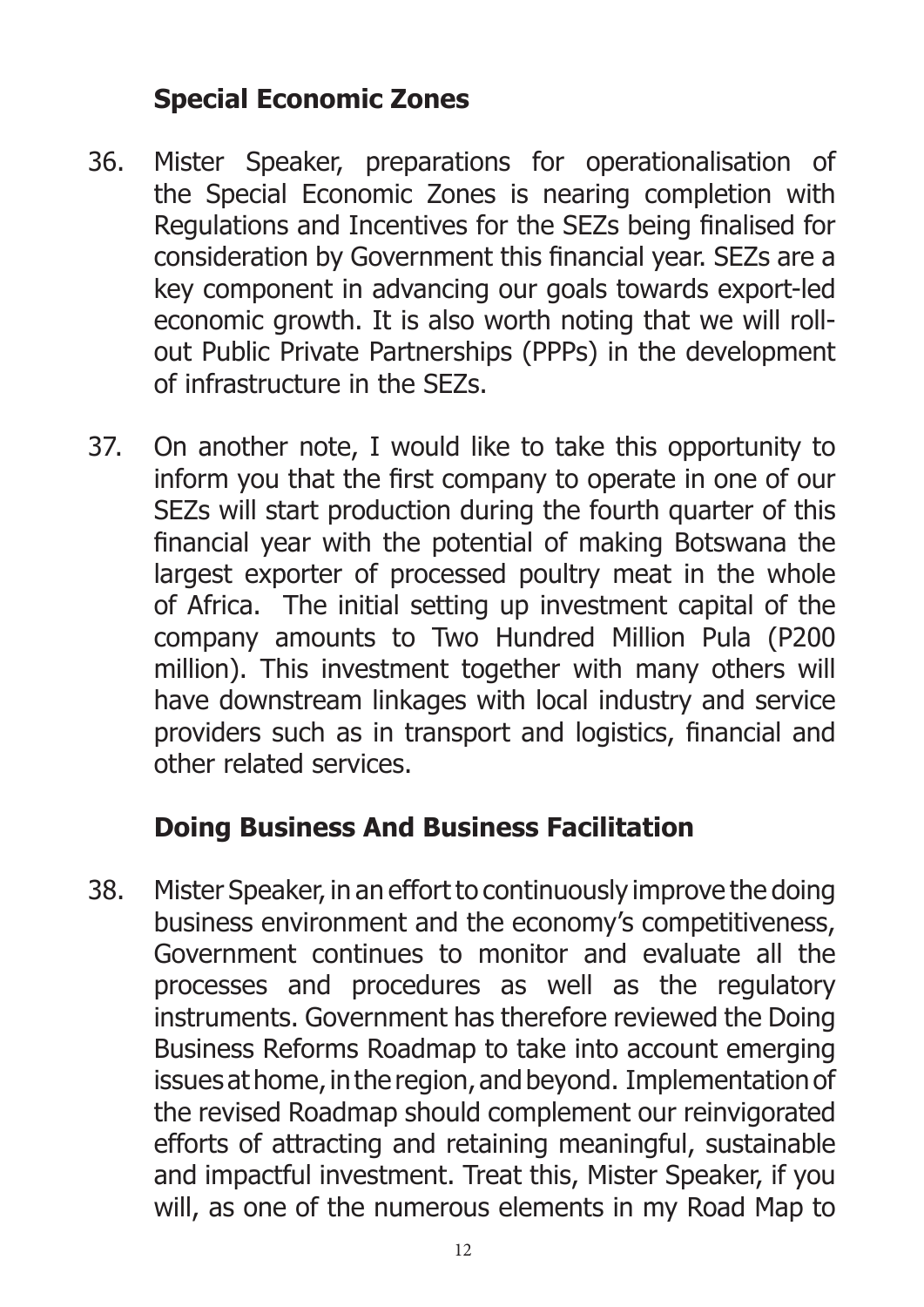## Special Economic Zones

36. Mister Speaker, preparations for operationalisation of the Special Economic Zones is nearing completion with Regulations and Incentives for the SEZs being finalised for consideration by Government this financial year. SEZs are a key component in advancing our goals towards export-led economic growth. It is also worth noting that we will roll-out Public Private Partnerships (PPPs) in the development of infrastructure in the SEZs.

37. On another note, I would like to take this opportunity to inform you that the first company to operate in one of our SEZs will start production during the fourth quarter of this financial year with the potential of making Botswana the largest exporter of processed poultry meat in the whole of Africa. The initial setting up investment capital of the company amounts to Two Hundred Million Pula (P200 million). This investment together with many others will have downstream linkages with local industry and service providers such as in transport and logistics, financial and other related services.

## Doing Business And Business Facilitation

38. Mister Speaker, in an effort to continuously improve the doing business environment and the economy's competitiveness, Government continues to monitor and evaluate all the processes and procedures as well as the regulatory instruments. Government has therefore reviewed the Doing Business Reforms Roadmap to take into account emerging issues at home, in the region, and beyond. Implementation of the revised Roadmap should complement our reinvigorated efforts of attracting and retaining meaningful, sustainable and impactful investment. Treat this, Mister Speaker, if you will, as one of the numerous elements in my Road Map to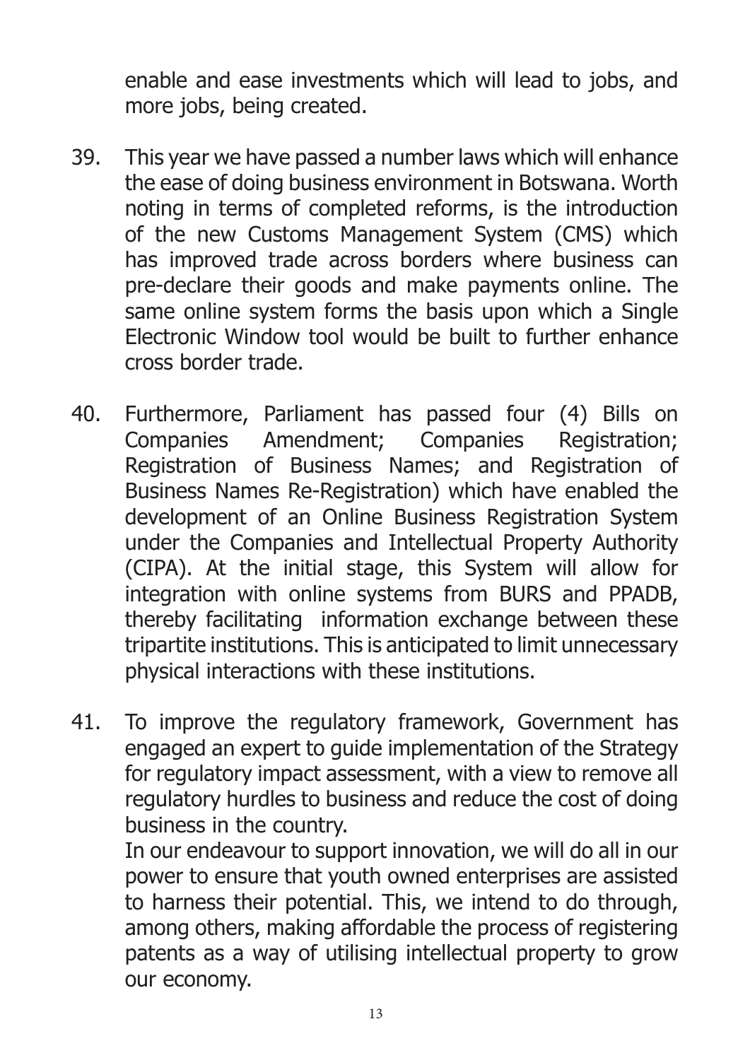enable and ease investments which will lead to jobs, and more jobs, being created.

39. This year we have passed a number laws which will enhance the ease of doing business environment in Botswana. Worth noting in terms of completed reforms, is the introduction of the new Customs Management System (CMS) which has improved trade across borders where business can pre-declare their goods and make payments online. The same online system forms the basis upon which a Single Electronic Window tool would be built to further enhance cross border trade.

40. Furthermore, Parliament has passed four (4) Bills on Companies Amendment; Companies Registration; Registration of Business Names; and Registration of Business Names Re-Registration) which have enabled the development of an Online Business Registration System under the Companies and Intellectual Property Authority (CIPA). At the initial stage, this System will allow for integration with online systems from BURS and PPADB, thereby facilitating information exchange between these tripartite institutions. This is anticipated to limit unnecessary physical interactions with these institutions.

41. To improve the regulatory framework, Government has engaged an expert to guide implementation of the Strategy for regulatory impact assessment, with a view to remove all regulatory hurdles to business and reduce the cost of doing business in the country.

    In our endeavour to support innovation, we will do all in our power to ensure that youth owned enterprises are assisted to harness their potential. This, we intend to do through, among others, making affordable the process of registering patents as a way of utilising intellectual property to grow our economy.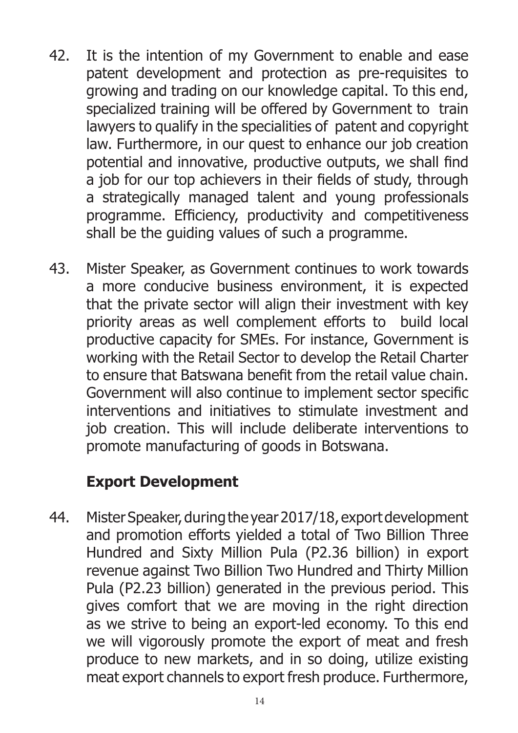42. It is the intention of my Government to enable and ease patent development and protection as pre-requisites to growing and trading on our knowledge capital. To this end, specialized training will be offered by Government to train lawyers to qualify in the specialities of patent and copyright law. Furthermore, in our quest to enhance our job creation potential and innovative, productive outputs, we shall find a job for our top achievers in their fields of study, through a strategically managed talent and young professionals programme. Efficiency, productivity and competitiveness shall be the guiding values of such a programme.

43. Mister Speaker, as Government continues to work towards a more conducive business environment, it is expected that the private sector will align their investment with key priority areas as well complement efforts to build local productive capacity for SMEs. For instance, Government is working with the Retail Sector to develop the Retail Charter to ensure that Batswana benefit from the retail value chain. Government will also continue to implement sector specific interventions and initiatives to stimulate investment and job creation. This will include deliberate interventions to promote manufacturing of goods in Botswana.

## Export Development

44. Mister Speaker, during the year 2017/18, export development and promotion efforts yielded a total of Two Billion Three Hundred and Sixty Million Pula (P2.36 billion) in export revenue against Two Billion Two Hundred and Thirty Million Pula (P2.23 billion) generated in the previous period. This gives comfort that we are moving in the right direction as we strive to being an export-led economy. To this end we will vigorously promote the export of meat and fresh produce to new markets, and in so doing, utilize existing meat export channels to export fresh produce. Furthermore,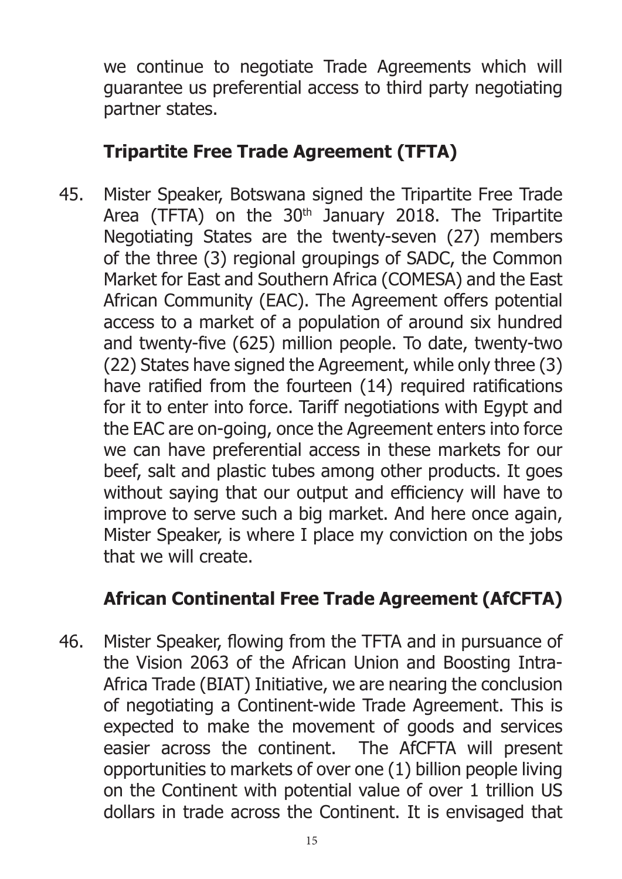we continue to negotiate Trade Agreements which will guarantee us preferential access to third party negotiating partner states.

## Tripartite Free Trade Agreement (TFTA)

45. Mister Speaker, Botswana signed the Tripartite Free Trade Area (TFTA) on the 30th January 2018. The Tripartite Negotiating States are the twenty-seven (27) members of the three (3) regional groupings of SADC, the Common Market for East and Southern Africa (COMESA) and the East African Community (EAC). The Agreement offers potential access to a market of a population of around six hundred and twenty-five (625) million people. To date, twenty-two (22) States have signed the Agreement, while only three (3) have ratified from the fourteen (14) required ratifications for it to enter into force. Tariff negotiations with Egypt and the EAC are on-going, once the Agreement enters into force we can have preferential access in these markets for our beef, salt and plastic tubes among other products. It goes without saying that our output and efficiency will have to improve to serve such a big market. And here once again, Mister Speaker, is where I place my conviction on the jobs that we will create.

## African Continental Free Trade Agreement (AfCFTA)

46. Mister Speaker, flowing from the TFTA and in pursuance of the Vision 2063 of the African Union and Boosting Intra-Africa Trade (BIAT) Initiative, we are nearing the conclusion of negotiating a Continent-wide Trade Agreement. This is expected to make the movement of goods and services easier across the continent. The AfCFTA will present opportunities to markets of over one (1) billion people living on the Continent with potential value of over 1 trillion US dollars in trade across the Continent. It is envisaged that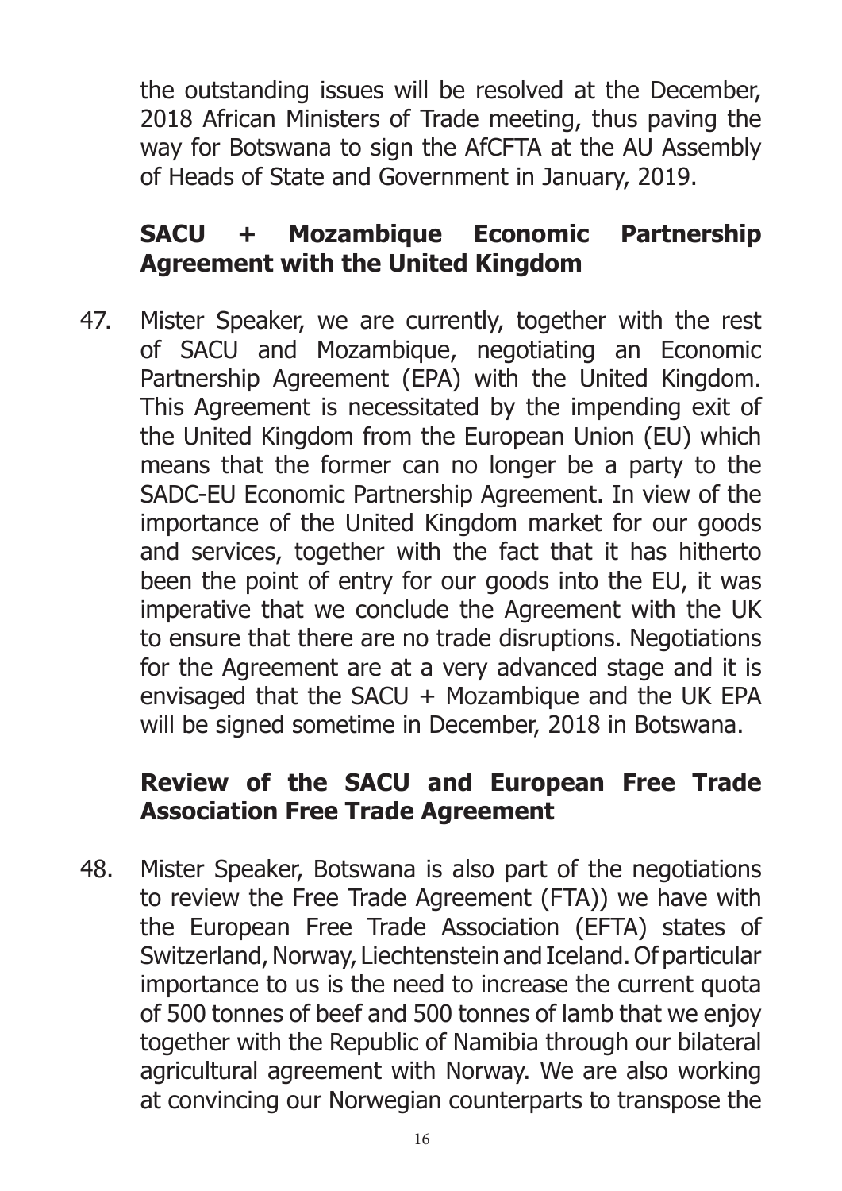the outstanding issues will be resolved at the December, 2018 African Ministers of Trade meeting, thus paving the way for Botswana to sign the AfCFTA at the AU Assembly of Heads of State and Government in January, 2019.

### SACU + Mozambique Economic Partnership Agreement with the United Kingdom

47. Mister Speaker, we are currently, together with the rest of SACU and Mozambique, negotiating an Economic Partnership Agreement (EPA) with the United Kingdom. This Agreement is necessitated by the impending exit of the United Kingdom from the European Union (EU) which means that the former can no longer be a party to the SADC-EU Economic Partnership Agreement. In view of the importance of the United Kingdom market for our goods and services, together with the fact that it has hitherto been the point of entry for our goods into the EU, it was imperative that we conclude the Agreement with the UK to ensure that there are no trade disruptions. Negotiations for the Agreement are at a very advanced stage and it is envisaged that the SACU + Mozambique and the UK EPA will be signed sometime in December, 2018 in Botswana.

### Review of the SACU and European Free Trade Association Free Trade Agreement

48. Mister Speaker, Botswana is also part of the negotiations to review the Free Trade Agreement (FTA)) we have with the European Free Trade Association (EFTA) states of Switzerland, Norway, Liechtenstein and Iceland. Of particular importance to us is the need to increase the current quota of 500 tonnes of beef and 500 tonnes of lamb that we enjoy together with the Republic of Namibia through our bilateral agricultural agreement with Norway. We are also working at convincing our Norwegian counterparts to transpose the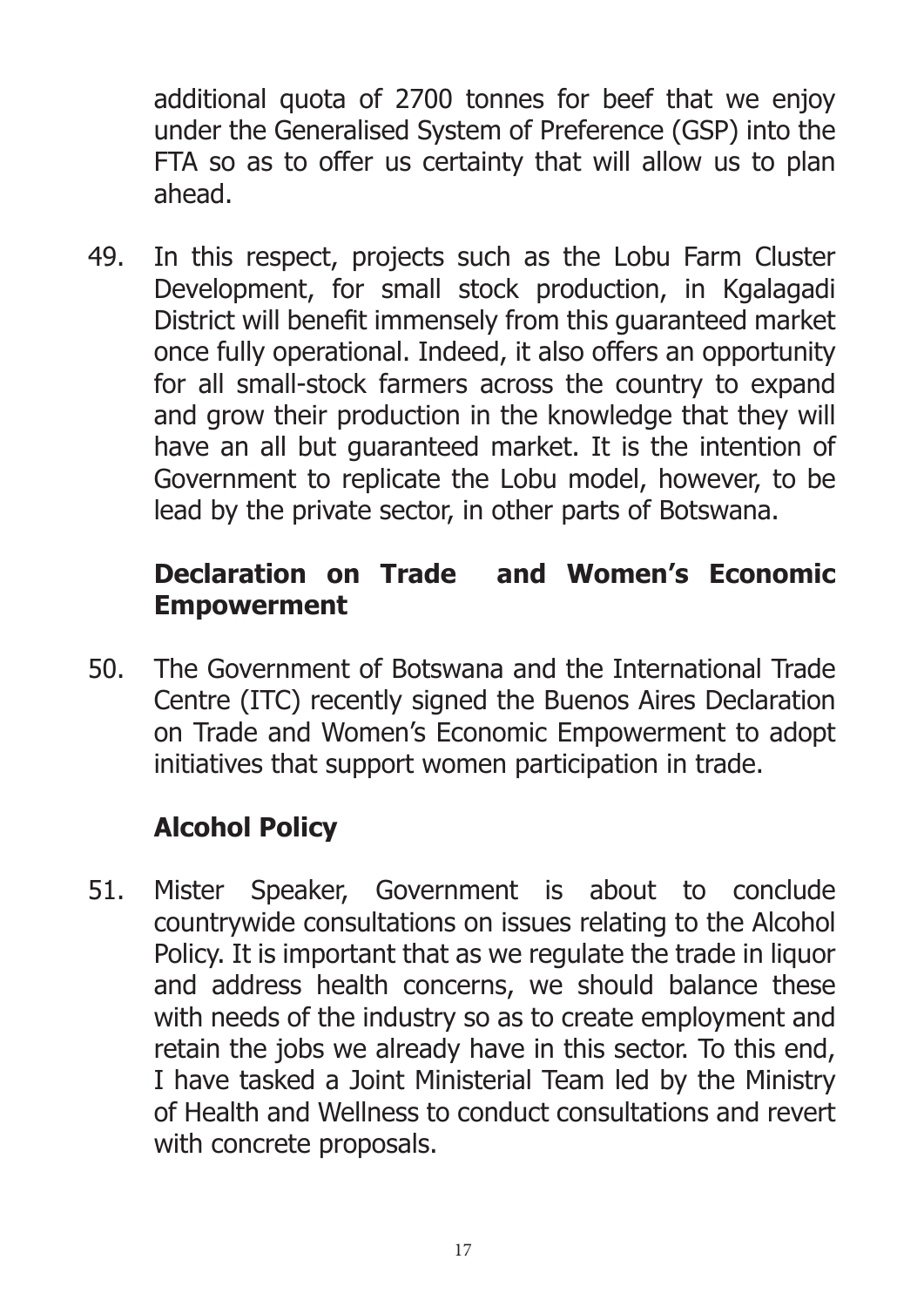additional quota of 2700 tonnes for beef that we enjoy under the Generalised System of Preference (GSP) into the FTA so as to offer us certainty that will allow us to plan ahead.

49. In this respect, projects such as the Lobu Farm Cluster Development, for small stock production, in Kgalagadi District will benefit immensely from this guaranteed market once fully operational. Indeed, it also offers an opportunity for all small-stock farmers across the country to expand and grow their production in the knowledge that they will have an all but guaranteed market. It is the intention of Government to replicate the Lobu model, however, to be lead by the private sector, in other parts of Botswana.

## Declaration on Trade and Women's Economic Empowerment

50. The Government of Botswana and the International Trade Centre (ITC) recently signed the Buenos Aires Declaration on Trade and Women's Economic Empowerment to adopt initiatives that support women participation in trade.

## Alcohol Policy

51. Mister Speaker, Government is about to conclude countrywide consultations on issues relating to the Alcohol Policy. It is important that as we regulate the trade in liquor and address health concerns, we should balance these with needs of the industry so as to create employment and retain the jobs we already have in this sector. To this end, I have tasked a Joint Ministerial Team led by the Ministry of Health and Wellness to conduct consultations and revert with concrete proposals.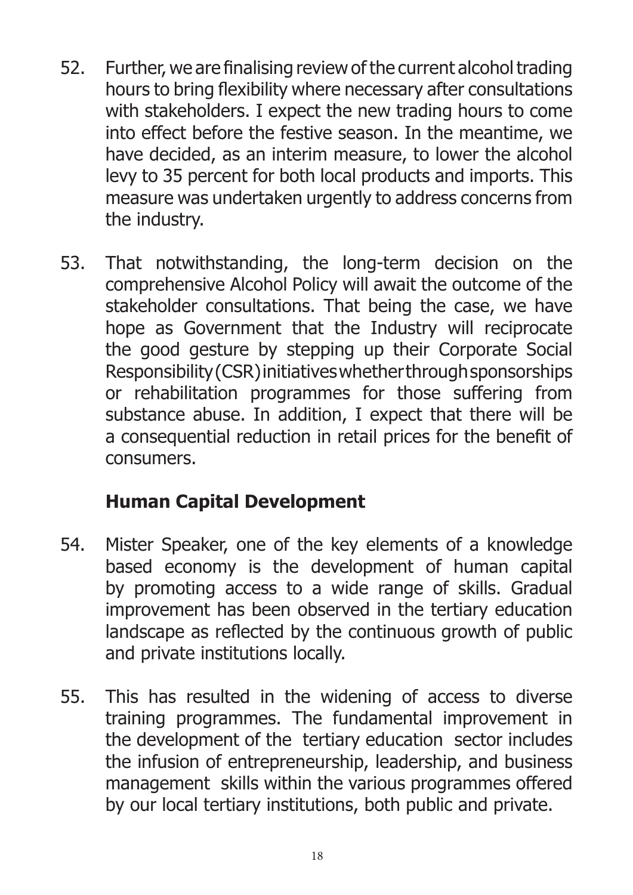52. Further, we are finalising review of the current alcohol trading hours to bring flexibility where necessary after consultations with stakeholders. I expect the new trading hours to come into effect before the festive season. In the meantime, we have decided, as an interim measure, to lower the alcohol levy to 35 percent for both local products and imports. This measure was undertaken urgently to address concerns from the industry.

53. That notwithstanding, the long-term decision on the comprehensive Alcohol Policy will await the outcome of the stakeholder consultations. That being the case, we have hope as Government that the Industry will reciprocate the good gesture by stepping up their Corporate Social Responsibility (CSR) initiatives whether through sponsorships or rehabilitation programmes for those suffering from substance abuse. In addition, I expect that there will be a consequential reduction in retail prices for the benefit of consumers.

## Human Capital Development

54. Mister Speaker, one of the key elements of a knowledge based economy is the development of human capital by promoting access to a wide range of skills. Gradual improvement has been observed in the tertiary education landscape as reflected by the continuous growth of public and private institutions locally.

55. This has resulted in the widening of access to diverse training programmes. The fundamental improvement in the development of the tertiary education sector includes the infusion of entrepreneurship, leadership, and business management skills within the various programmes offered by our local tertiary institutions, both public and private.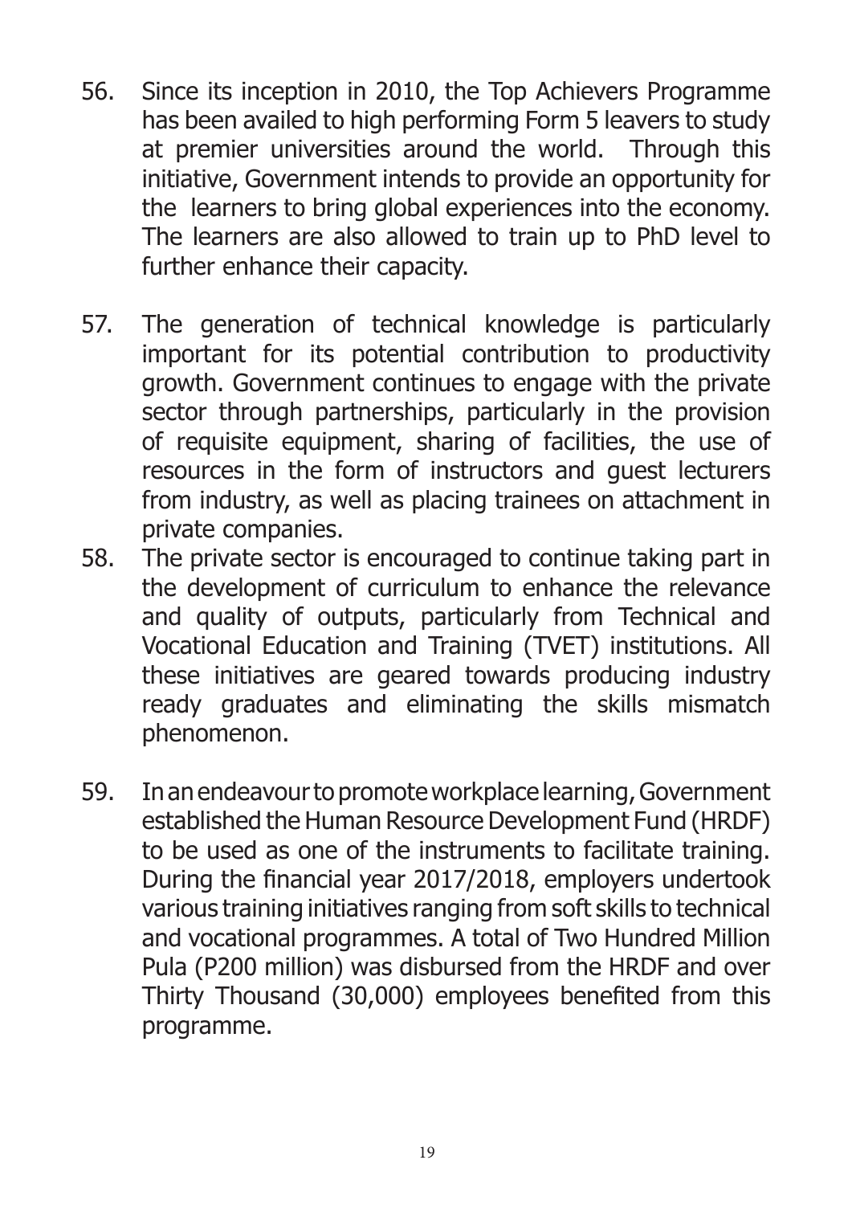56. Since its inception in 2010, the Top Achievers Programme has been availed to high performing Form 5 leavers to study at premier universities around the world. Through this initiative, Government intends to provide an opportunity for the learners to bring global experiences into the economy. The learners are also allowed to train up to PhD level to further enhance their capacity.

57. The generation of technical knowledge is particularly important for its potential contribution to productivity growth. Government continues to engage with the private sector through partnerships, particularly in the provision of requisite equipment, sharing of facilities, the use of resources in the form of instructors and guest lecturers from industry, as well as placing trainees on attachment in private companies.

58. The private sector is encouraged to continue taking part in the development of curriculum to enhance the relevance and quality of outputs, particularly from Technical and Vocational Education and Training (TVET) institutions. All these initiatives are geared towards producing industry ready graduates and eliminating the skills mismatch phenomenon.

59. In an endeavour to promote workplace learning, Government established the Human Resource Development Fund (HRDF) to be used as one of the instruments to facilitate training. During the financial year 2017/2018, employers undertook various training initiatives ranging from soft skills to technical and vocational programmes. A total of Two Hundred Million Pula (P200 million) was disbursed from the HRDF and over Thirty Thousand (30,000) employees benefited from this programme.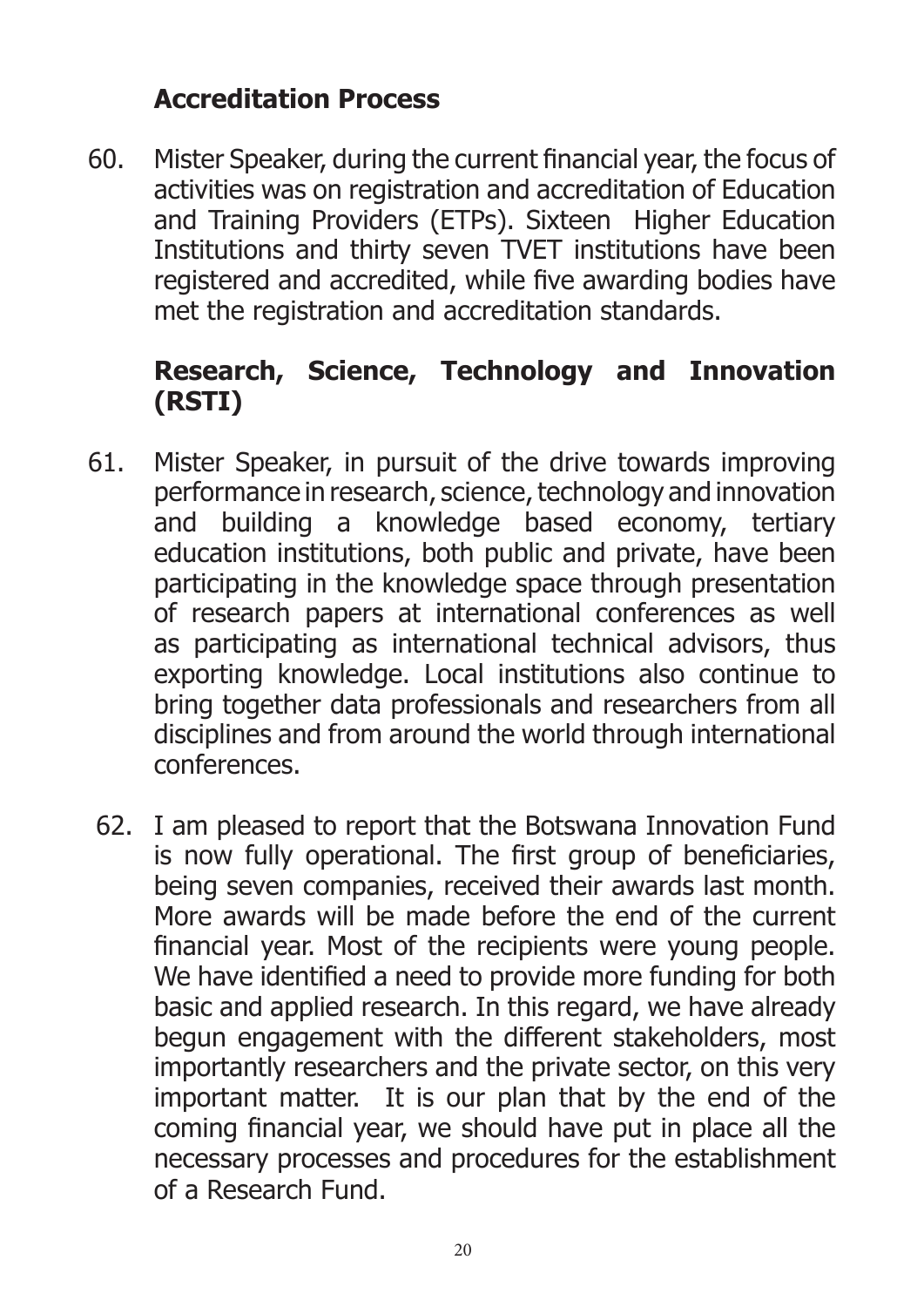## Accreditation Process

60. Mister Speaker, during the current financial year, the focus of activities was on registration and accreditation of Education and Training Providers (ETPs). Sixteen Higher Education Institutions and thirty seven TVET institutions have been registered and accredited, while five awarding bodies have met the registration and accreditation standards.

## Research, Science, Technology and Innovation (RSTI)

61. Mister Speaker, in pursuit of the drive towards improving performance in research, science, technology and innovation and building a knowledge based economy, tertiary education institutions, both public and private, have been participating in the knowledge space through presentation of research papers at international conferences as well as participating as international technical advisors, thus exporting knowledge. Local institutions also continue to bring together data professionals and researchers from all disciplines and from around the world through international conferences.

62. I am pleased to report that the Botswana Innovation Fund is now fully operational. The first group of beneficiaries, being seven companies, received their awards last month. More awards will be made before the end of the current financial year. Most of the recipients were young people. We have identified a need to provide more funding for both basic and applied research. In this regard, we have already begun engagement with the different stakeholders, most importantly researchers and the private sector, on this very important matter. It is our plan that by the end of the coming financial year, we should have put in place all the necessary processes and procedures for the establishment of a Research Fund.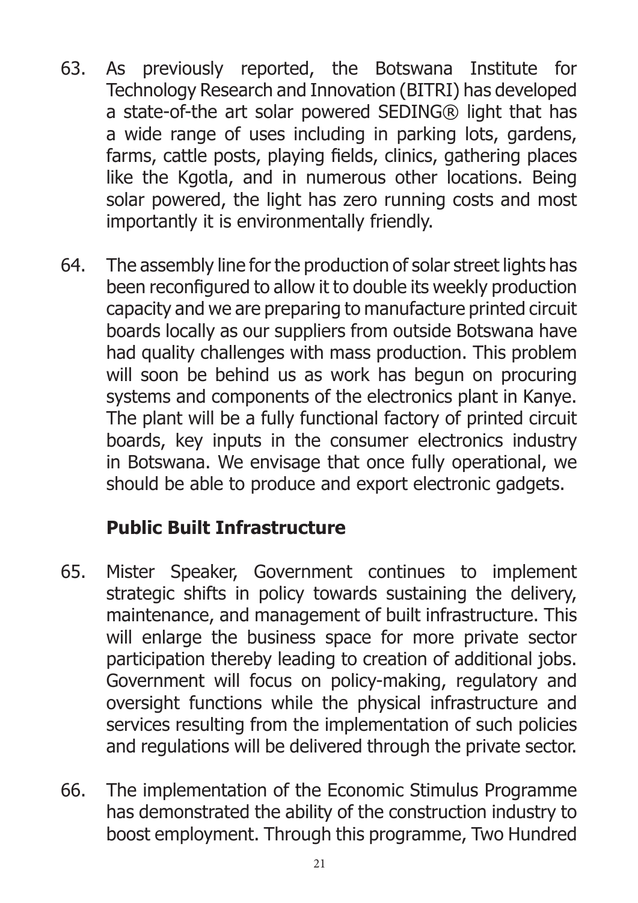63. As previously reported, the Botswana Institute for Technology Research and Innovation (BITRI) has developed a state-of-the art solar powered SEDING® light that has a wide range of uses including in parking lots, gardens, farms, cattle posts, playing fields, clinics, gathering places like the Kgotla, and in numerous other locations. Being solar powered, the light has zero running costs and most importantly it is environmentally friendly.

64. The assembly line for the production of solar street lights has been reconfigured to allow it to double its weekly production capacity and we are preparing to manufacture printed circuit boards locally as our suppliers from outside Botswana have had quality challenges with mass production. This problem will soon be behind us as work has begun on procuring systems and components of the electronics plant in Kanye. The plant will be a fully functional factory of printed circuit boards, key inputs in the consumer electronics industry in Botswana. We envisage that once fully operational, we should be able to produce and export electronic gadgets.

## Public Built Infrastructure

65. Mister Speaker, Government continues to implement strategic shifts in policy towards sustaining the delivery, maintenance, and management of built infrastructure. This will enlarge the business space for more private sector participation thereby leading to creation of additional jobs. Government will focus on policy-making, regulatory and oversight functions while the physical infrastructure and services resulting from the implementation of such policies and regulations will be delivered through the private sector.

66. The implementation of the Economic Stimulus Programme has demonstrated the ability of the construction industry to boost employment. Through this programme, Two Hundred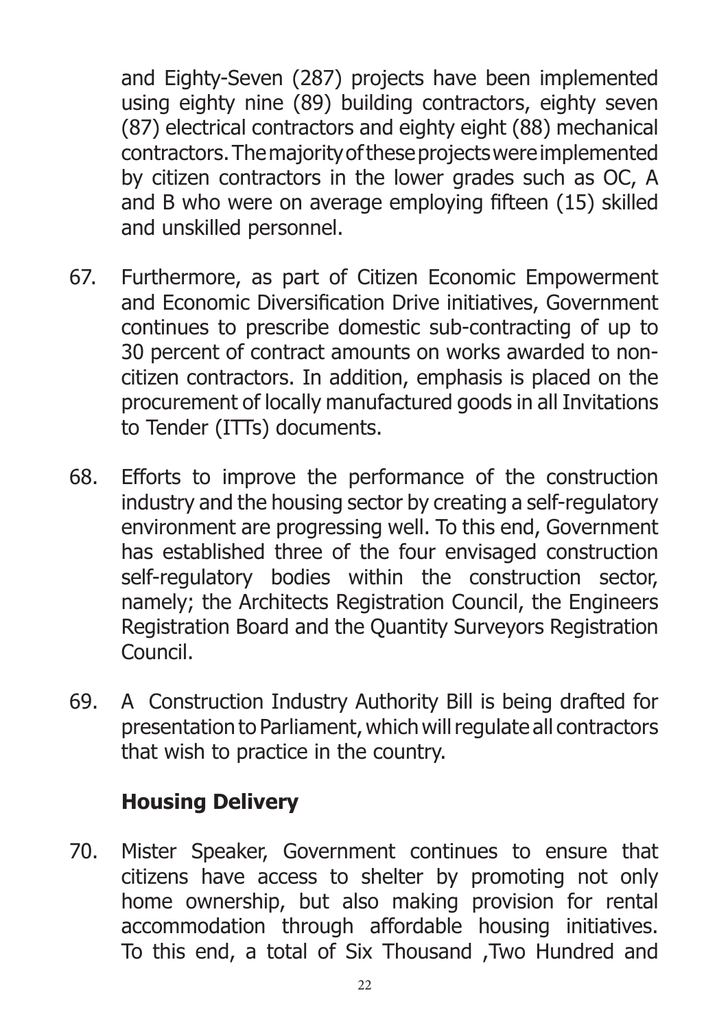and Eighty-Seven (287) projects have been implemented using eighty nine (89) building contractors, eighty seven (87) electrical contractors and eighty eight (88) mechanical contractors. The majority of these projects were implemented by citizen contractors in the lower grades such as OC, A and B who were on average employing fifteen (15) skilled and unskilled personnel.

67. Furthermore, as part of Citizen Economic Empowerment and Economic Diversification Drive initiatives, Government continues to prescribe domestic sub-contracting of up to 30 percent of contract amounts on works awarded to non-citizen contractors. In addition, emphasis is placed on the procurement of locally manufactured goods in all Invitations to Tender (ITTs) documents.

68. Efforts to improve the performance of the construction industry and the housing sector by creating a self-regulatory environment are progressing well. To this end, Government has established three of the four envisaged construction self-regulatory bodies within the construction sector, namely; the Architects Registration Council, the Engineers Registration Board and the Quantity Surveyors Registration Council.

69. A Construction Industry Authority Bill is being drafted for presentation to Parliament, which will regulate all contractors that wish to practice in the country.

**Housing Delivery**

70. Mister Speaker, Government continues to ensure that citizens have access to shelter by promoting not only home ownership, but also making provision for rental accommodation through affordable housing initiatives. To this end, a total of Six Thousand ,Two Hundred and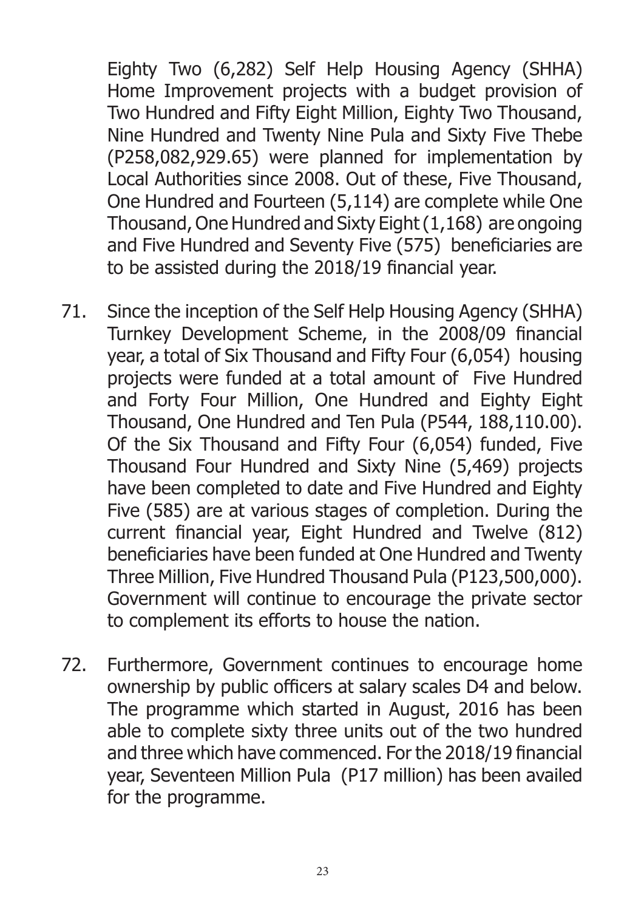Eighty Two (6,282) Self Help Housing Agency (SHHA) Home Improvement projects with a budget provision of Two Hundred and Fifty Eight Million, Eighty Two Thousand, Nine Hundred and Twenty Nine Pula and Sixty Five Thebe (P258,082,929.65) were planned for implementation by Local Authorities since 2008. Out of these, Five Thousand, One Hundred and Fourteen (5,114) are complete while One Thousand, One Hundred and Sixty Eight (1,168) are ongoing and Five Hundred and Seventy Five (575) beneficiaries are to be assisted during the 2018/19 financial year.

71. Since the inception of the Self Help Housing Agency (SHHA) Turnkey Development Scheme, in the 2008/09 financial year, a total of Six Thousand and Fifty Four (6,054) housing projects were funded at a total amount of Five Hundred and Forty Four Million, One Hundred and Eighty Eight Thousand, One Hundred and Ten Pula (P544, 188,110.00). Of the Six Thousand and Fifty Four (6,054) funded, Five Thousand Four Hundred and Sixty Nine (5,469) projects have been completed to date and Five Hundred and Eighty Five (585) are at various stages of completion. During the current financial year, Eight Hundred and Twelve (812) beneficiaries have been funded at One Hundred and Twenty Three Million, Five Hundred Thousand Pula (P123,500,000). Government will continue to encourage the private sector to complement its efforts to house the nation.

72. Furthermore, Government continues to encourage home ownership by public officers at salary scales D4 and below. The programme which started in August, 2016 has been able to complete sixty three units out of the two hundred and three which have commenced. For the 2018/19 financial year, Seventeen Million Pula (P17 million) has been availed for the programme.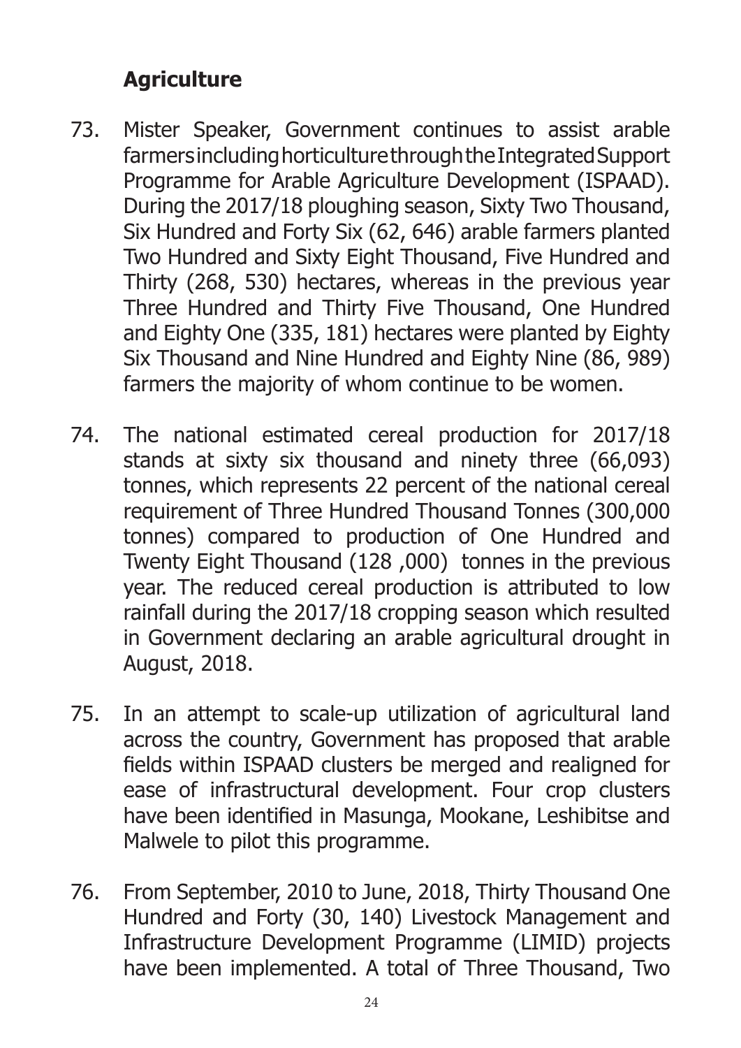## Agriculture

73. Mister Speaker, Government continues to assist arable farmers including horticulture through the Integrated Support Programme for Arable Agriculture Development (ISPAAD). During the 2017/18 ploughing season, Sixty Two Thousand, Six Hundred and Forty Six (62, 646) arable farmers planted Two Hundred and Sixty Eight Thousand, Five Hundred and Thirty (268, 530) hectares, whereas in the previous year Three Hundred and Thirty Five Thousand, One Hundred and Eighty One (335, 181) hectares were planted by Eighty Six Thousand and Nine Hundred and Eighty Nine (86, 989) farmers the majority of whom continue to be women.

74. The national estimated cereal production for 2017/18 stands at sixty six thousand and ninety three (66,093) tonnes, which represents 22 percent of the national cereal requirement of Three Hundred Thousand Tonnes (300,000 tonnes) compared to production of One Hundred and Twenty Eight Thousand (128 ,000) tonnes in the previous year. The reduced cereal production is attributed to low rainfall during the 2017/18 cropping season which resulted in Government declaring an arable agricultural drought in August, 2018.

75. In an attempt to scale-up utilization of agricultural land across the country, Government has proposed that arable fields within ISPAAD clusters be merged and realigned for ease of infrastructural development. Four crop clusters have been identified in Masunga, Mookane, Leshibitse and Malwele to pilot this programme.

76. From September, 2010 to June, 2018, Thirty Thousand One Hundred and Forty (30, 140) Livestock Management and Infrastructure Development Programme (LIMID) projects have been implemented. A total of Three Thousand, Two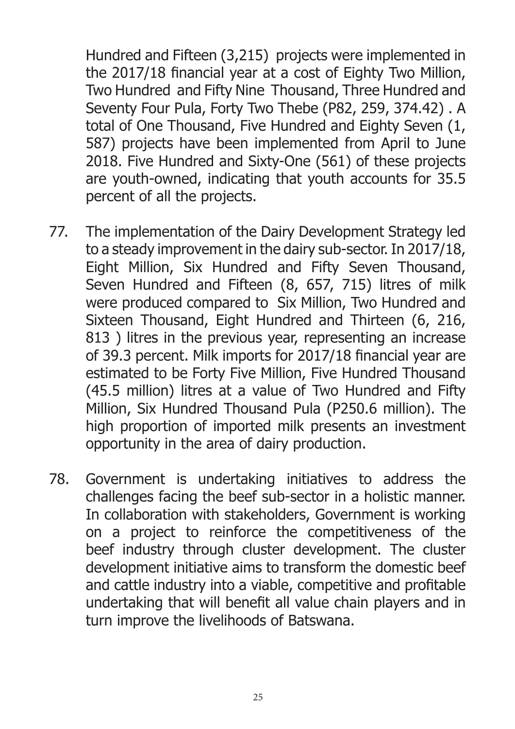Hundred and Fifteen (3,215) projects were implemented in the 2017/18 financial year at a cost of Eighty Two Million, Two Hundred and Fifty Nine Thousand, Three Hundred and Seventy Four Pula, Forty Two Thebe (P82, 259, 374.42) . A total of One Thousand, Five Hundred and Eighty Seven (1, 587) projects have been implemented from April to June 2018. Five Hundred and Sixty-One (561) of these projects are youth-owned, indicating that youth accounts for 35.5 percent of all the projects.

77. The implementation of the Dairy Development Strategy led to a steady improvement in the dairy sub-sector. In 2017/18, Eight Million, Six Hundred and Fifty Seven Thousand, Seven Hundred and Fifteen (8, 657, 715) litres of milk were produced compared to Six Million, Two Hundred and Sixteen Thousand, Eight Hundred and Thirteen (6, 216, 813 ) litres in the previous year, representing an increase of 39.3 percent. Milk imports for 2017/18 financial year are estimated to be Forty Five Million, Five Hundred Thousand (45.5 million) litres at a value of Two Hundred and Fifty Million, Six Hundred Thousand Pula (P250.6 million). The high proportion of imported milk presents an investment opportunity in the area of dairy production.

78. Government is undertaking initiatives to address the challenges facing the beef sub-sector in a holistic manner. In collaboration with stakeholders, Government is working on a project to reinforce the competitiveness of the beef industry through cluster development. The cluster development initiative aims to transform the domestic beef and cattle industry into a viable, competitive and profitable undertaking that will benefit all value chain players and in turn improve the livelihoods of Batswana.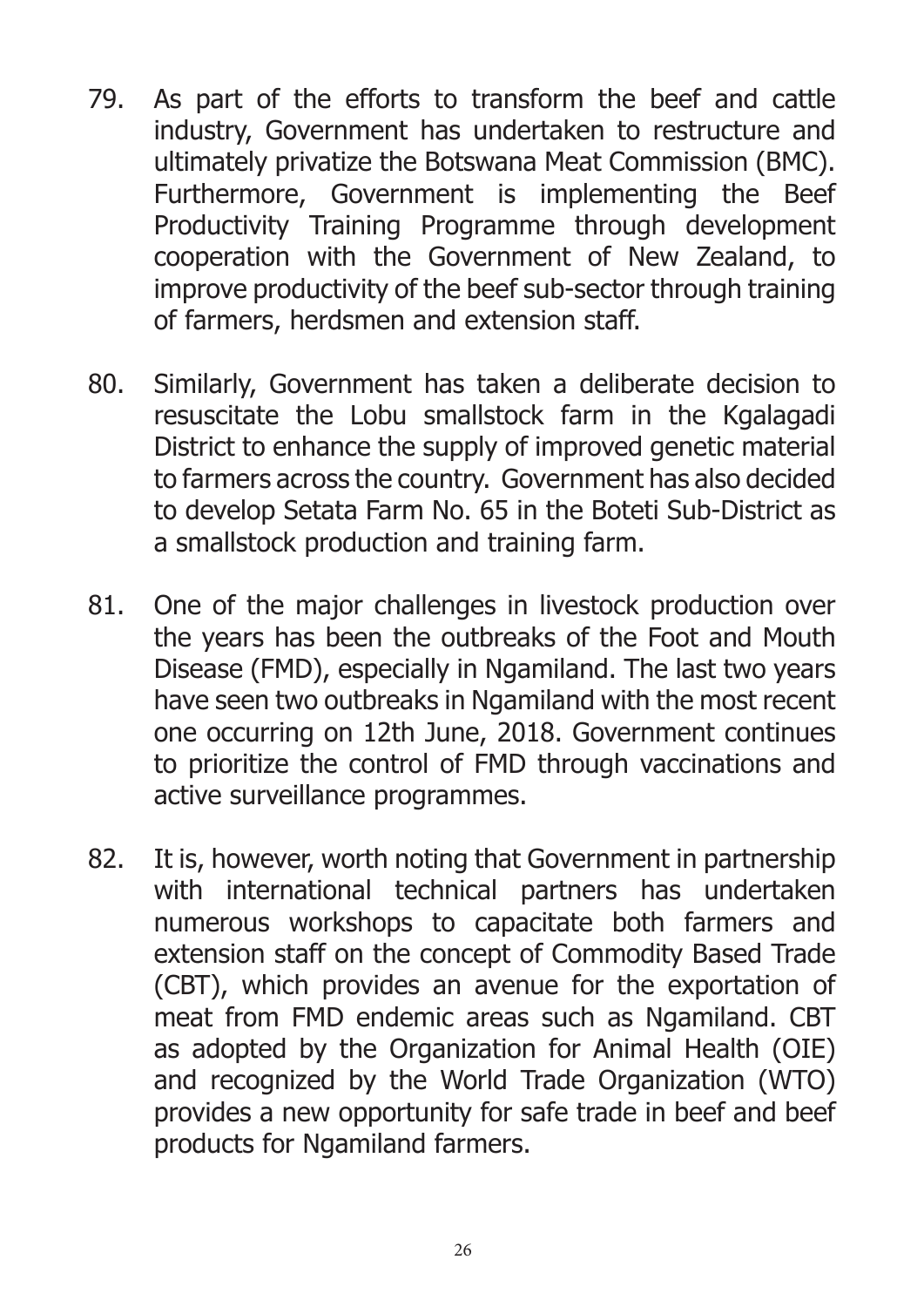79. As part of the efforts to transform the beef and cattle industry, Government has undertaken to restructure and ultimately privatize the Botswana Meat Commission (BMC). Furthermore, Government is implementing the Beef Productivity Training Programme through development cooperation with the Government of New Zealand, to improve productivity of the beef sub-sector through training of farmers, herdsmen and extension staff.

80. Similarly, Government has taken a deliberate decision to resuscitate the Lobu smallstock farm in the Kgalagadi District to enhance the supply of improved genetic material to farmers across the country. Government has also decided to develop Setata Farm No. 65 in the Boteti Sub-District as a smallstock production and training farm.

81. One of the major challenges in livestock production over the years has been the outbreaks of the Foot and Mouth Disease (FMD), especially in Ngamiland. The last two years have seen two outbreaks in Ngamiland with the most recent one occurring on 12th June, 2018. Government continues to prioritize the control of FMD through vaccinations and active surveillance programmes.

82. It is, however, worth noting that Government in partnership with international technical partners has undertaken numerous workshops to capacitate both farmers and extension staff on the concept of Commodity Based Trade (CBT), which provides an avenue for the exportation of meat from FMD endemic areas such as Ngamiland. CBT as adopted by the Organization for Animal Health (OIE) and recognized by the World Trade Organization (WTO) provides a new opportunity for safe trade in beef and beef products for Ngamiland farmers.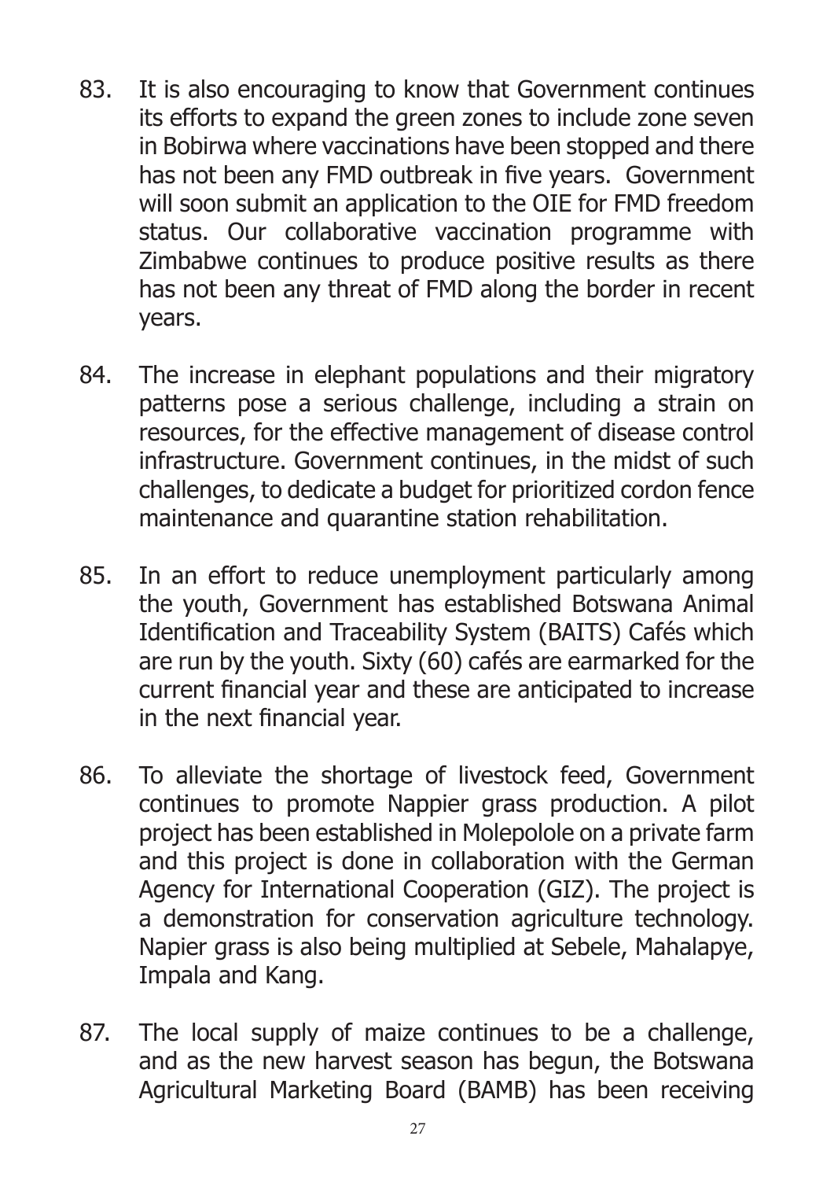83. It is also encouraging to know that Government continues its efforts to expand the green zones to include zone seven in Bobirwa where vaccinations have been stopped and there has not been any FMD outbreak in five years. Government will soon submit an application to the OIE for FMD freedom status. Our collaborative vaccination programme with Zimbabwe continues to produce positive results as there has not been any threat of FMD along the border in recent years.

84. The increase in elephant populations and their migratory patterns pose a serious challenge, including a strain on resources, for the effective management of disease control infrastructure. Government continues, in the midst of such challenges, to dedicate a budget for prioritized cordon fence maintenance and quarantine station rehabilitation.

85. In an effort to reduce unemployment particularly among the youth, Government has established Botswana Animal Identification and Traceability System (BAITS) Cafés which are run by the youth. Sixty (60) cafés are earmarked for the current financial year and these are anticipated to increase in the next financial year.

86. To alleviate the shortage of livestock feed, Government continues to promote Nappier grass production. A pilot project has been established in Molepolole on a private farm and this project is done in collaboration with the German Agency for International Cooperation (GIZ). The project is a demonstration for conservation agriculture technology. Napier grass is also being multiplied at Sebele, Mahalapye, Impala and Kang.

87. The local supply of maize continues to be a challenge, and as the new harvest season has begun, the Botswana Agricultural Marketing Board (BAMB) has been receiving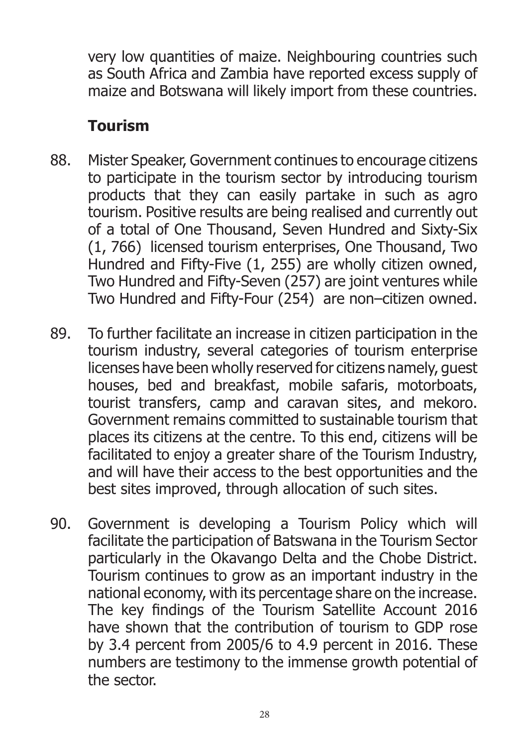very low quantities of maize. Neighbouring countries such as South Africa and Zambia have reported excess supply of maize and Botswana will likely import from these countries.

### Tourism

88. Mister Speaker, Government continues to encourage citizens to participate in the tourism sector by introducing tourism products that they can easily partake in such as agro tourism. Positive results are being realised and currently out of a total of One Thousand, Seven Hundred and Sixty-Six (1, 766) licensed tourism enterprises, One Thousand, Two Hundred and Fifty-Five (1, 255) are wholly citizen owned, Two Hundred and Fifty-Seven (257) are joint ventures while Two Hundred and Fifty-Four (254) are non–citizen owned.

89. To further facilitate an increase in citizen participation in the tourism industry, several categories of tourism enterprise licenses have been wholly reserved for citizens namely, guest houses, bed and breakfast, mobile safaris, motorboats, tourist transfers, camp and caravan sites, and mekoro. Government remains committed to sustainable tourism that places its citizens at the centre. To this end, citizens will be facilitated to enjoy a greater share of the Tourism Industry, and will have their access to the best opportunities and the best sites improved, through allocation of such sites.

90. Government is developing a Tourism Policy which will facilitate the participation of Batswana in the Tourism Sector particularly in the Okavango Delta and the Chobe District. Tourism continues to grow as an important industry in the national economy, with its percentage share on the increase. The key findings of the Tourism Satellite Account 2016 have shown that the contribution of tourism to GDP rose by 3.4 percent from 2005/6 to 4.9 percent in 2016. These numbers are testimony to the immense growth potential of the sector.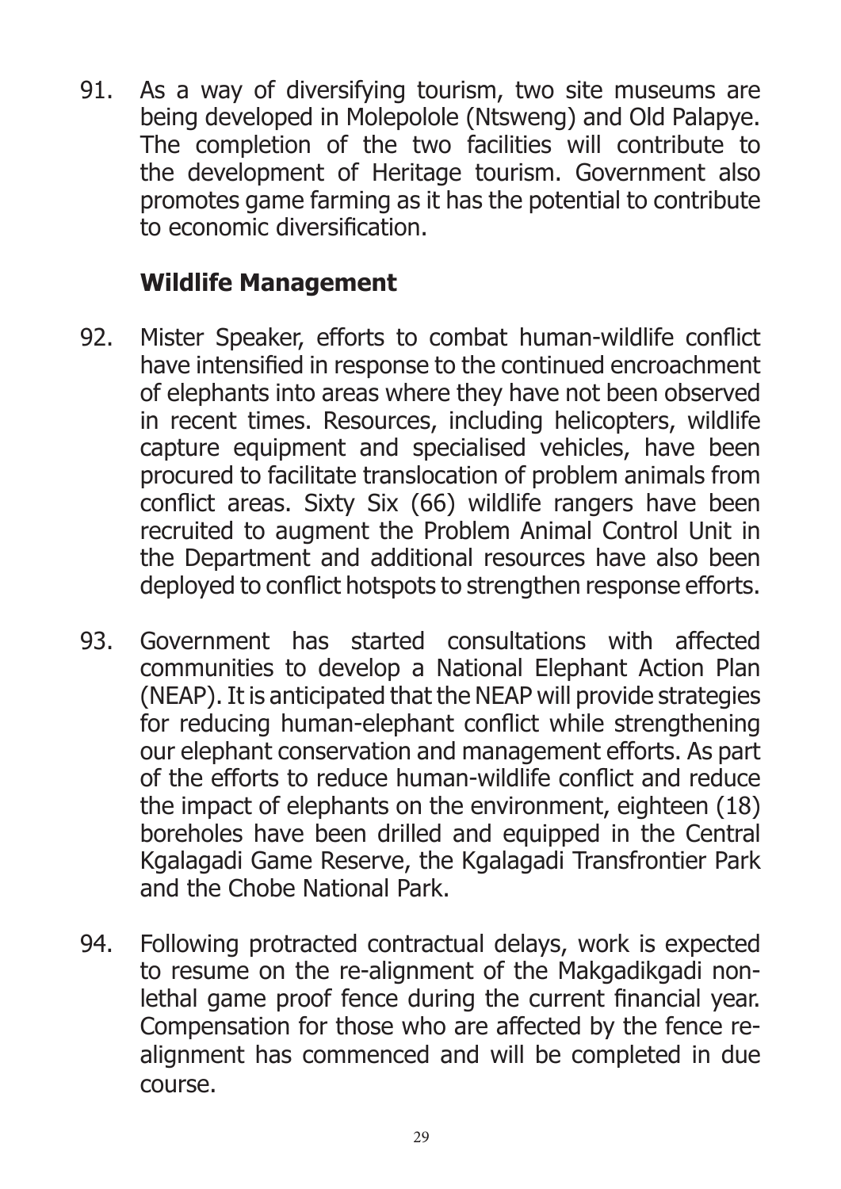91. As a way of diversifying tourism, two site museums are being developed in Molepolole (Ntsweng) and Old Palapye. The completion of the two facilities will contribute to the development of Heritage tourism. Government also promotes game farming as it has the potential to contribute to economic diversification.

## Wildlife Management

92. Mister Speaker, efforts to combat human-wildlife conflict have intensified in response to the continued encroachment of elephants into areas where they have not been observed in recent times. Resources, including helicopters, wildlife capture equipment and specialised vehicles, have been procured to facilitate translocation of problem animals from conflict areas. Sixty Six (66) wildlife rangers have been recruited to augment the Problem Animal Control Unit in the Department and additional resources have also been deployed to conflict hotspots to strengthen response efforts.

93. Government has started consultations with affected communities to develop a National Elephant Action Plan (NEAP). It is anticipated that the NEAP will provide strategies for reducing human-elephant conflict while strengthening our elephant conservation and management efforts. As part of the efforts to reduce human-wildlife conflict and reduce the impact of elephants on the environment, eighteen (18) boreholes have been drilled and equipped in the Central Kgalagadi Game Reserve, the Kgalagadi Transfrontier Park and the Chobe National Park.

94. Following protracted contractual delays, work is expected to resume on the re-alignment of the Makgadikgadi non-lethal game proof fence during the current financial year. Compensation for those who are affected by the fence re-alignment has commenced and will be completed in due course.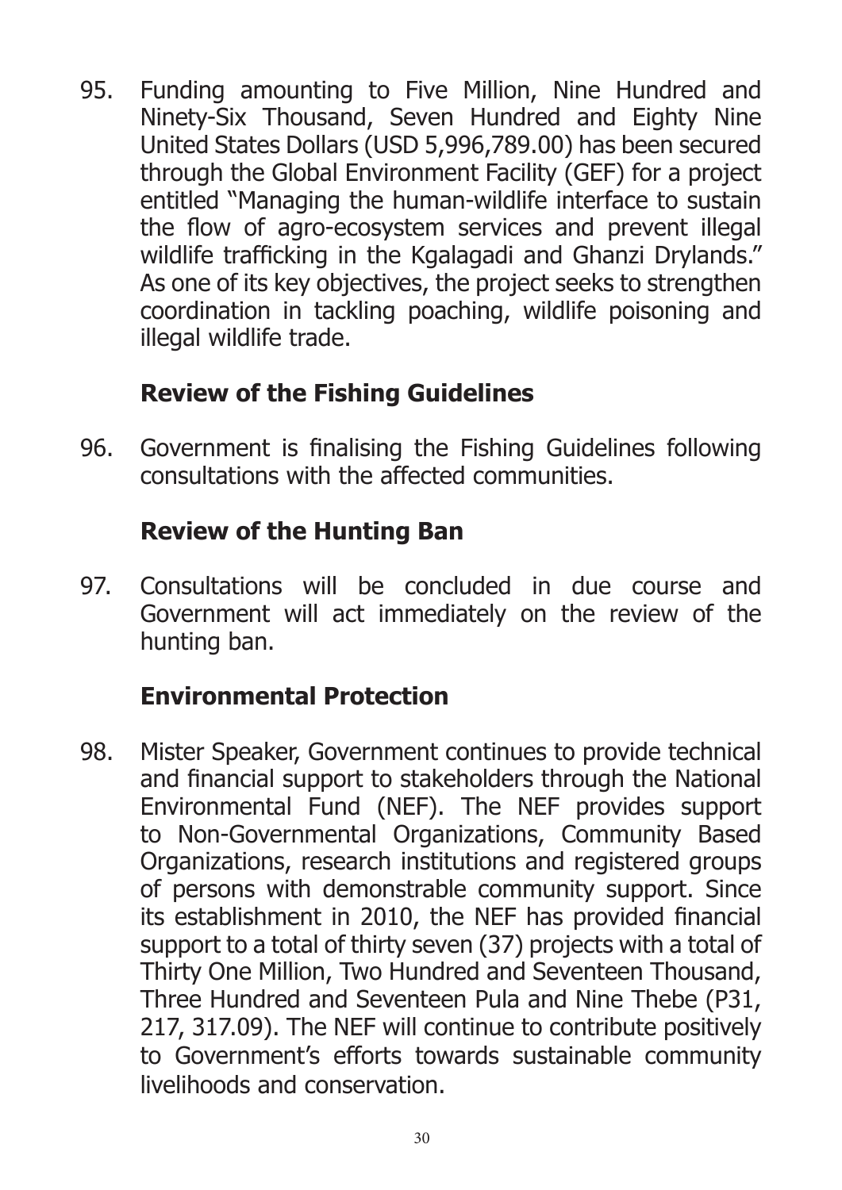95. Funding amounting to Five Million, Nine Hundred and Ninety-Six Thousand, Seven Hundred and Eighty Nine United States Dollars (USD 5,996,789.00) has been secured through the Global Environment Facility (GEF) for a project entitled "Managing the human-wildlife interface to sustain the flow of agro-ecosystem services and prevent illegal wildlife trafficking in the Kgalagadi and Ghanzi Drylands." As one of its key objectives, the project seeks to strengthen coordination in tackling poaching, wildlife poisoning and illegal wildlife trade.

## Review of the Fishing Guidelines

96. Government is finalising the Fishing Guidelines following consultations with the affected communities.

## Review of the Hunting Ban

97. Consultations will be concluded in due course and Government will act immediately on the review of the hunting ban.

## Environmental Protection

98. Mister Speaker, Government continues to provide technical and financial support to stakeholders through the National Environmental Fund (NEF). The NEF provides support to Non-Governmental Organizations, Community Based Organizations, research institutions and registered groups of persons with demonstrable community support. Since its establishment in 2010, the NEF has provided financial support to a total of thirty seven (37) projects with a total of Thirty One Million, Two Hundred and Seventeen Thousand, Three Hundred and Seventeen Pula and Nine Thebe (P31, 217, 317.09). The NEF will continue to contribute positively to Government's efforts towards sustainable community livelihoods and conservation.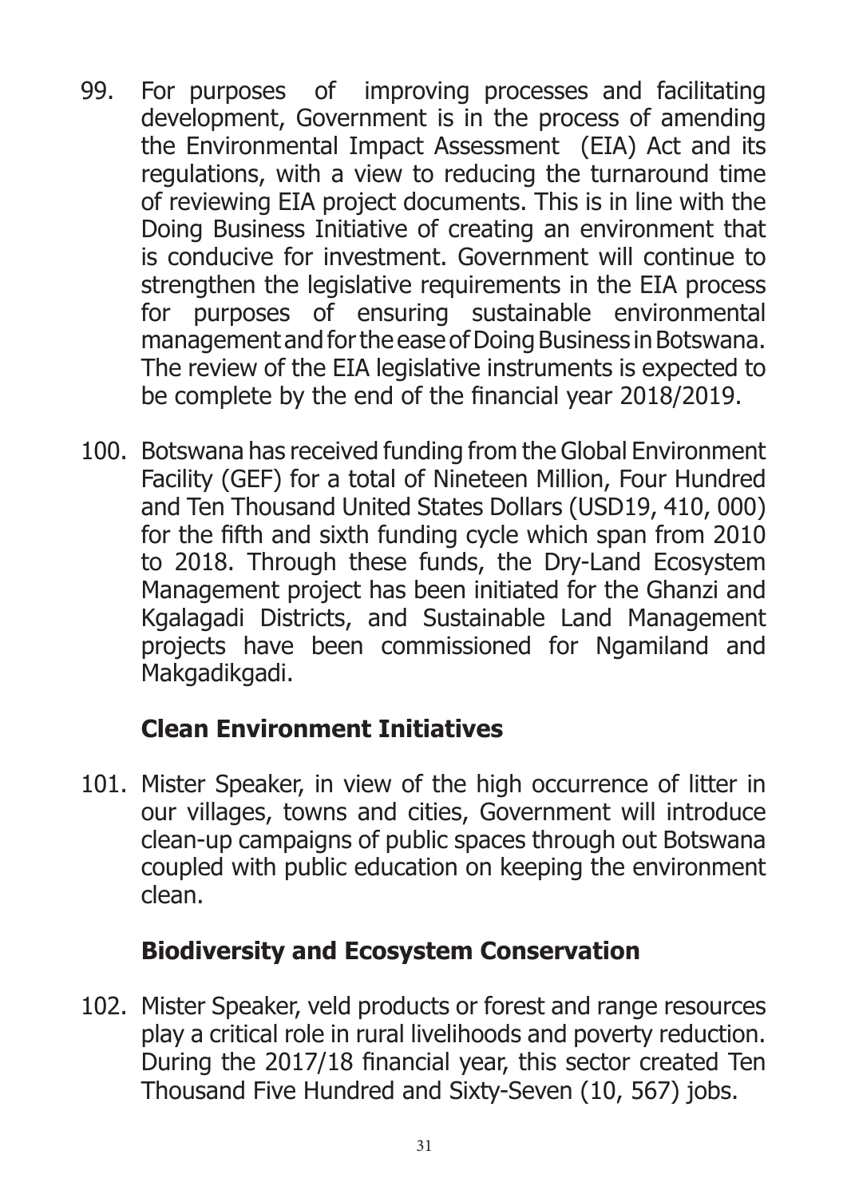99. For purposes of improving processes and facilitating development, Government is in the process of amending the Environmental Impact Assessment (EIA) Act and its regulations, with a view to reducing the turnaround time of reviewing EIA project documents. This is in line with the Doing Business Initiative of creating an environment that is conducive for investment. Government will continue to strengthen the legislative requirements in the EIA process for purposes of ensuring sustainable environmental management and for the ease of Doing Business in Botswana. The review of the EIA legislative instruments is expected to be complete by the end of the financial year 2018/2019.

100. Botswana has received funding from the Global Environment Facility (GEF) for a total of Nineteen Million, Four Hundred and Ten Thousand United States Dollars (USD19, 410, 000) for the fifth and sixth funding cycle which span from 2010 to 2018. Through these funds, the Dry-Land Ecosystem Management project has been initiated for the Ghanzi and Kgalagadi Districts, and Sustainable Land Management projects have been commissioned for Ngamiland and Makgadikgadi.

## Clean Environment Initiatives

101. Mister Speaker, in view of the high occurrence of litter in our villages, towns and cities, Government will introduce clean-up campaigns of public spaces through out Botswana coupled with public education on keeping the environment clean.

## Biodiversity and Ecosystem Conservation

102. Mister Speaker, veld products or forest and range resources play a critical role in rural livelihoods and poverty reduction. During the 2017/18 financial year, this sector created Ten Thousand Five Hundred and Sixty-Seven (10, 567) jobs.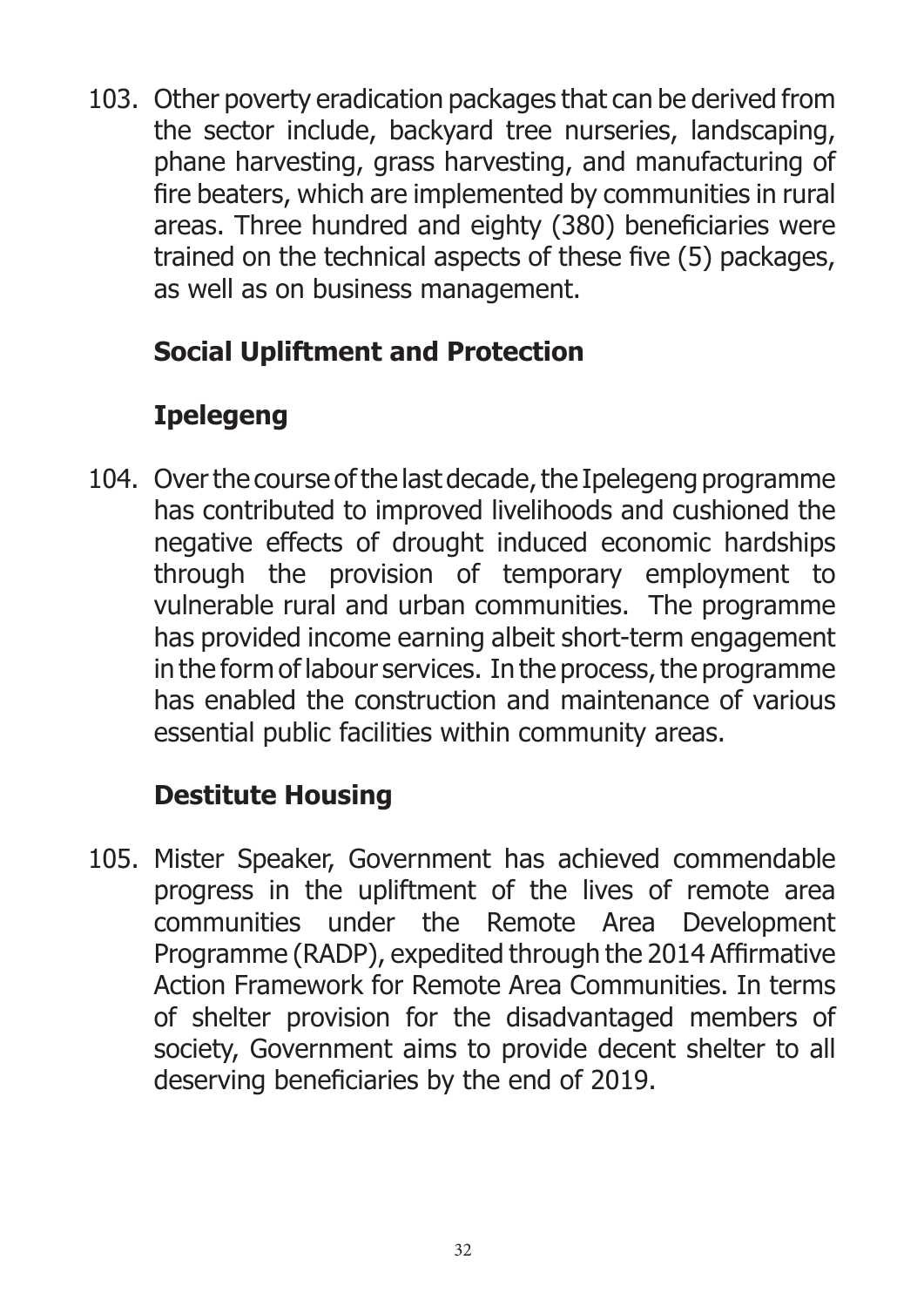103. Other poverty eradication packages that can be derived from the sector include, backyard tree nurseries, landscaping, phane harvesting, grass harvesting, and manufacturing of fire beaters, which are implemented by communities in rural areas. Three hundred and eighty (380) beneficiaries were trained on the technical aspects of these five (5) packages, as well as on business management.

## Social Upliftment and Protection

### Ipelegeng

104. Over the course of the last decade, the Ipelegeng programme has contributed to improved livelihoods and cushioned the negative effects of drought induced economic hardships through the provision of temporary employment to vulnerable rural and urban communities. The programme has provided income earning albeit short-term engagement in the form of labour services. In the process, the programme has enabled the construction and maintenance of various essential public facilities within community areas.

### Destitute Housing

105. Mister Speaker, Government has achieved commendable progress in the upliftment of the lives of remote area communities under the Remote Area Development Programme (RADP), expedited through the 2014 Affirmative Action Framework for Remote Area Communities. In terms of shelter provision for the disadvantaged members of society, Government aims to provide decent shelter to all deserving beneficiaries by the end of 2019.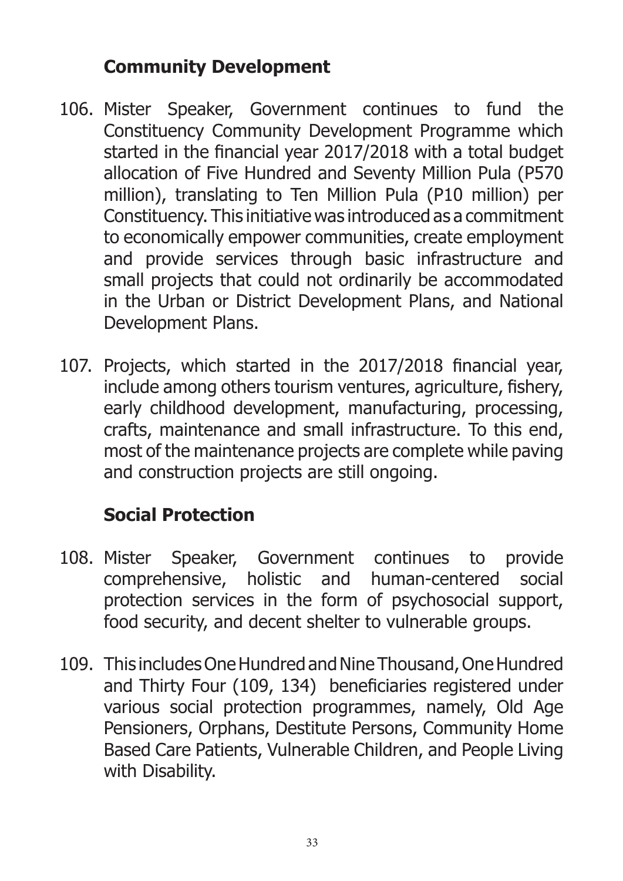## Community Development

106. Mister Speaker, Government continues to fund the Constituency Community Development Programme which started in the financial year 2017/2018 with a total budget allocation of Five Hundred and Seventy Million Pula (P570 million), translating to Ten Million Pula (P10 million) per Constituency. This initiative was introduced as a commitment to economically empower communities, create employment and provide services through basic infrastructure and small projects that could not ordinarily be accommodated in the Urban or District Development Plans, and National Development Plans.

107. Projects, which started in the 2017/2018 financial year, include among others tourism ventures, agriculture, fishery, early childhood development, manufacturing, processing, crafts, maintenance and small infrastructure. To this end, most of the maintenance projects are complete while paving and construction projects are still ongoing.

## Social Protection

108. Mister Speaker, Government continues to provide comprehensive, holistic and human-centered social protection services in the form of psychosocial support, food security, and decent shelter to vulnerable groups.

109. This includes One Hundred and Nine Thousand, One Hundred and Thirty Four (109, 134) beneficiaries registered under various social protection programmes, namely, Old Age Pensioners, Orphans, Destitute Persons, Community Home Based Care Patients, Vulnerable Children, and People Living with Disability.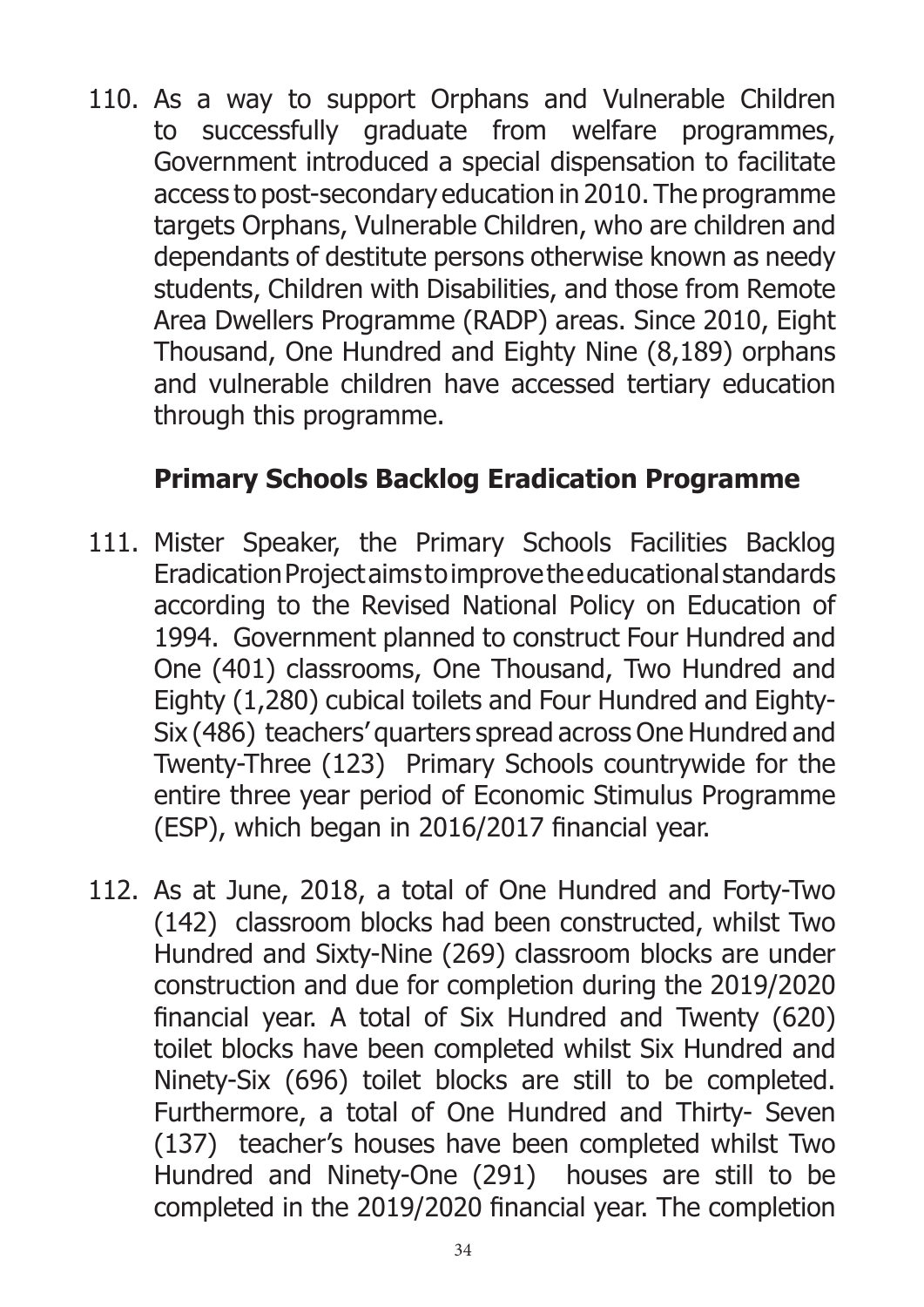110. As a way to support Orphans and Vulnerable Children to successfully graduate from welfare programmes, Government introduced a special dispensation to facilitate access to post-secondary education in 2010. The programme targets Orphans, Vulnerable Children, who are children and dependants of destitute persons otherwise known as needy students, Children with Disabilities, and those from Remote Area Dwellers Programme (RADP) areas. Since 2010, Eight Thousand, One Hundred and Eighty Nine (8,189) orphans and vulnerable children have accessed tertiary education through this programme.

## Primary Schools Backlog Eradication Programme

111. Mister Speaker, the Primary Schools Facilities Backlog Eradication Project aims to improve the educational standards according to the Revised National Policy on Education of 1994. Government planned to construct Four Hundred and One (401) classrooms, One Thousand, Two Hundred and Eighty (1,280) cubical toilets and Four Hundred and Eighty-Six (486) teachers' quarters spread across One Hundred and Twenty-Three (123) Primary Schools countrywide for the entire three year period of Economic Stimulus Programme (ESP), which began in 2016/2017 financial year.

112. As at June, 2018, a total of One Hundred and Forty-Two (142) classroom blocks had been constructed, whilst Two Hundred and Sixty-Nine (269) classroom blocks are under construction and due for completion during the 2019/2020 financial year. A total of Six Hundred and Twenty (620) toilet blocks have been completed whilst Six Hundred and Ninety-Six (696) toilet blocks are still to be completed. Furthermore, a total of One Hundred and Thirty- Seven (137) teacher's houses have been completed whilst Two Hundred and Ninety-One (291) houses are still to be completed in the 2019/2020 financial year. The completion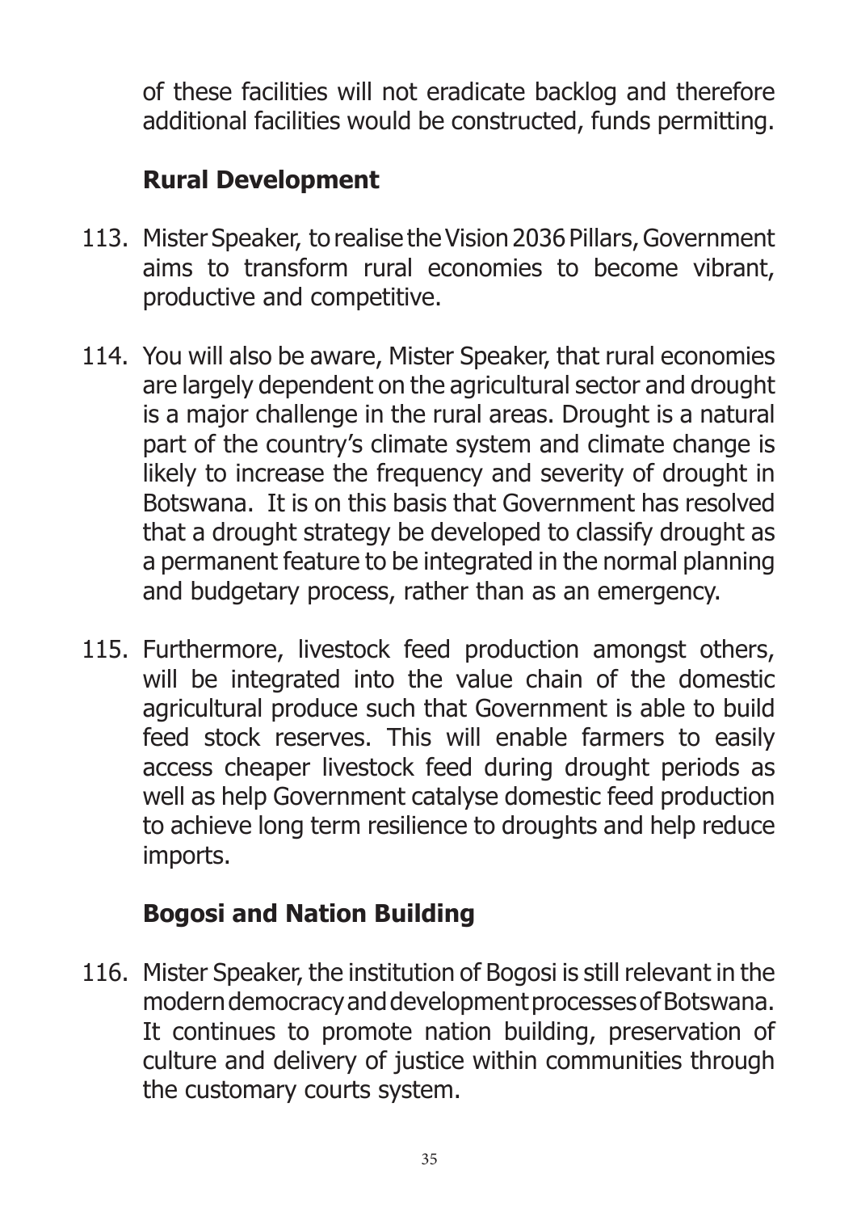of these facilities will not eradicate backlog and therefore additional facilities would be constructed, funds permitting.

## Rural Development

113. Mister Speaker, to realise the Vision 2036 Pillars, Government aims to transform rural economies to become vibrant, productive and competitive.

114. You will also be aware, Mister Speaker, that rural economies are largely dependent on the agricultural sector and drought is a major challenge in the rural areas. Drought is a natural part of the country's climate system and climate change is likely to increase the frequency and severity of drought in Botswana. It is on this basis that Government has resolved that a drought strategy be developed to classify drought as a permanent feature to be integrated in the normal planning and budgetary process, rather than as an emergency.

115. Furthermore, livestock feed production amongst others, will be integrated into the value chain of the domestic agricultural produce such that Government is able to build feed stock reserves. This will enable farmers to easily access cheaper livestock feed during drought periods as well as help Government catalyse domestic feed production to achieve long term resilience to droughts and help reduce imports.

## Bogosi and Nation Building

116. Mister Speaker, the institution of Bogosi is still relevant in the modern democracy and development processes of Botswana. It continues to promote nation building, preservation of culture and delivery of justice within communities through the customary courts system.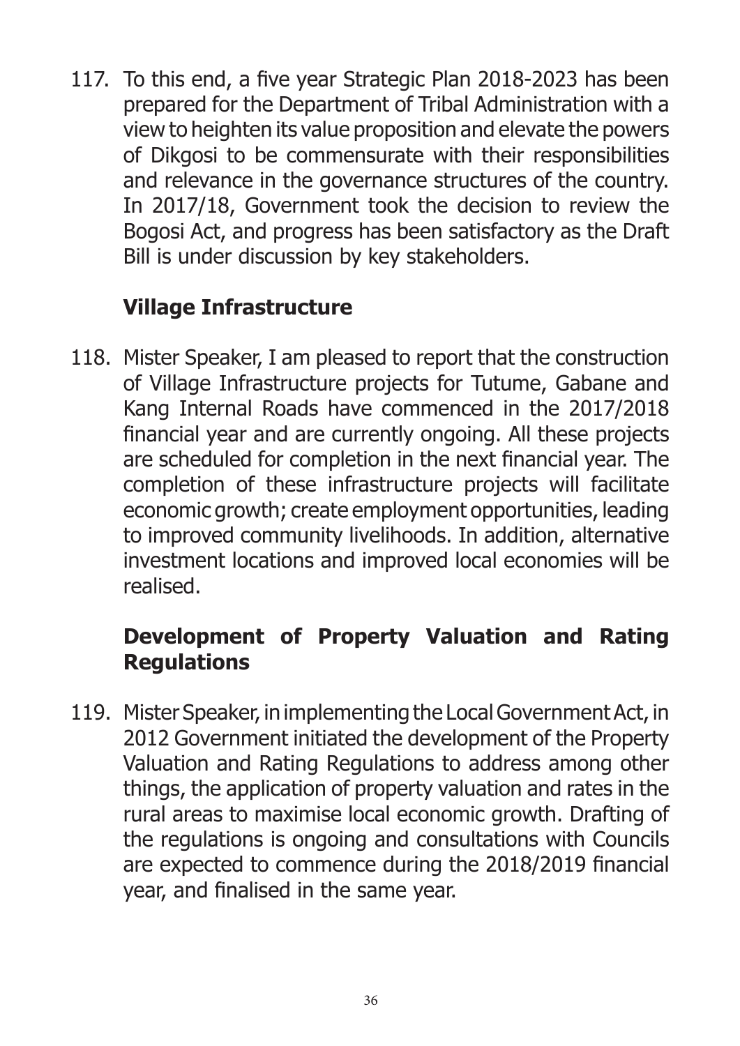117. To this end, a five year Strategic Plan 2018-2023 has been prepared for the Department of Tribal Administration with a view to heighten its value proposition and elevate the powers of Dikgosi to be commensurate with their responsibilities and relevance in the governance structures of the country. In 2017/18, Government took the decision to review the Bogosi Act, and progress has been satisfactory as the Draft Bill is under discussion by key stakeholders.

### Village Infrastructure

118. Mister Speaker, I am pleased to report that the construction of Village Infrastructure projects for Tutume, Gabane and Kang Internal Roads have commenced in the 2017/2018 financial year and are currently ongoing. All these projects are scheduled for completion in the next financial year. The completion of these infrastructure projects will facilitate economic growth; create employment opportunities, leading to improved community livelihoods. In addition, alternative investment locations and improved local economies will be realised.

### Development of Property Valuation and Rating Regulations

119. Mister Speaker, in implementing the Local Government Act, in 2012 Government initiated the development of the Property Valuation and Rating Regulations to address among other things, the application of property valuation and rates in the rural areas to maximise local economic growth. Drafting of the regulations is ongoing and consultations with Councils are expected to commence during the 2018/2019 financial year, and finalised in the same year.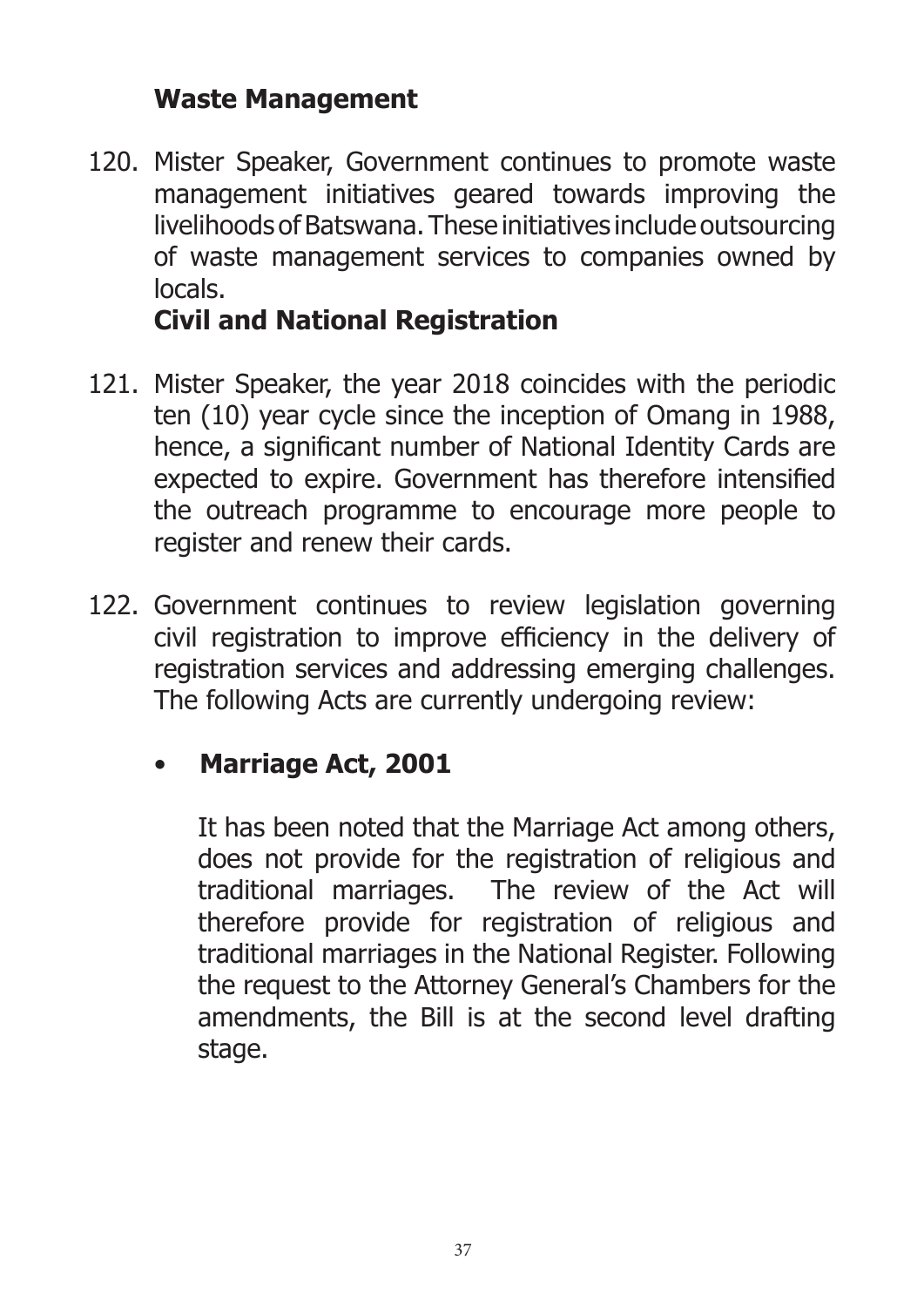### Waste Management

120. Mister Speaker, Government continues to promote waste management initiatives geared towards improving the livelihoods of Batswana. These initiatives include outsourcing of waste management services to companies owned by locals.

### Civil and National Registration

121. Mister Speaker, the year 2018 coincides with the periodic ten (10) year cycle since the inception of Omang in 1988, hence, a significant number of National Identity Cards are expected to expire. Government has therefore intensified the outreach programme to encourage more people to register and renew their cards.

122. Government continues to review legislation governing civil registration to improve efficiency in the delivery of registration services and addressing emerging challenges. The following Acts are currently undergoing review:

- **Marriage Act, 2001**

  It has been noted that the Marriage Act among others, does not provide for the registration of religious and traditional marriages. The review of the Act will therefore provide for registration of religious and traditional marriages in the National Register. Following the request to the Attorney General's Chambers for the amendments, the Bill is at the second level drafting stage.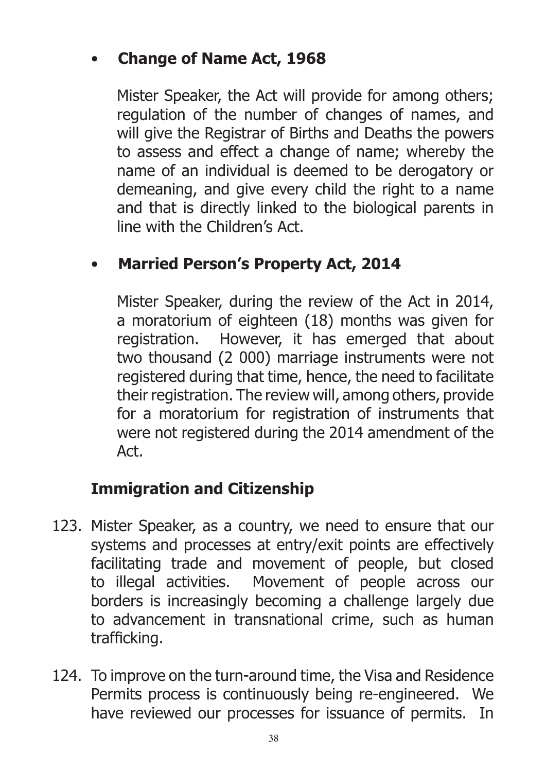- **Change of Name Act, 1968**

  Mister Speaker, the Act will provide for among others; regulation of the number of changes of names, and will give the Registrar of Births and Deaths the powers to assess and effect a change of name; whereby the name of an individual is deemed to be derogatory or demeaning, and give every child the right to a name and that is directly linked to the biological parents in line with the Children's Act.

- **Married Person's Property Act, 2014**

  Mister Speaker, during the review of the Act in 2014, a moratorium of eighteen (18) months was given for registration. However, it has emerged that about two thousand (2 000) marriage instruments were not registered during that time, hence, the need to facilitate their registration. The review will, among others, provide for a moratorium for registration of instruments that were not registered during the 2014 amendment of the Act.

### Immigration and Citizenship

123. Mister Speaker, as a country, we need to ensure that our systems and processes at entry/exit points are effectively facilitating trade and movement of people, but closed to illegal activities. Movement of people across our borders is increasingly becoming a challenge largely due to advancement in transnational crime, such as human trafficking.

124. To improve on the turn-around time, the Visa and Residence Permits process is continuously being re-engineered. We have reviewed our processes for issuance of permits. In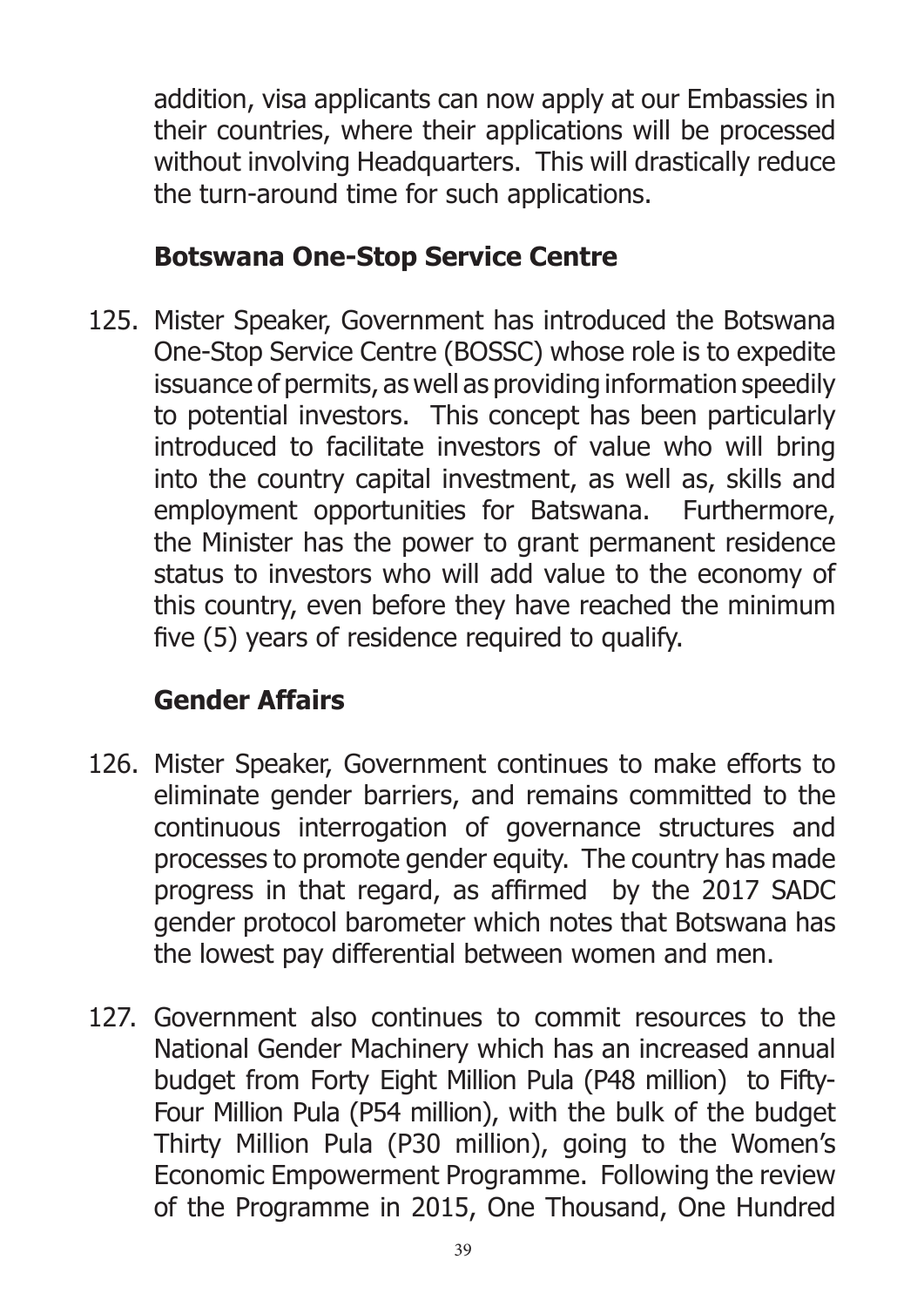addition, visa applicants can now apply at our Embassies in their countries, where their applications will be processed without involving Headquarters. This will drastically reduce the turn-around time for such applications.

## Botswana One-Stop Service Centre

125. Mister Speaker, Government has introduced the Botswana One-Stop Service Centre (BOSSC) whose role is to expedite issuance of permits, as well as providing information speedily to potential investors. This concept has been particularly introduced to facilitate investors of value who will bring into the country capital investment, as well as, skills and employment opportunities for Batswana. Furthermore, the Minister has the power to grant permanent residence status to investors who will add value to the economy of this country, even before they have reached the minimum five (5) years of residence required to qualify.

## Gender Affairs

126. Mister Speaker, Government continues to make efforts to eliminate gender barriers, and remains committed to the continuous interrogation of governance structures and processes to promote gender equity. The country has made progress in that regard, as affirmed by the 2017 SADC gender protocol barometer which notes that Botswana has the lowest pay differential between women and men.

127. Government also continues to commit resources to the National Gender Machinery which has an increased annual budget from Forty Eight Million Pula (P48 million) to Fifty-Four Million Pula (P54 million), with the bulk of the budget Thirty Million Pula (P30 million), going to the Women's Economic Empowerment Programme. Following the review of the Programme in 2015, One Thousand, One Hundred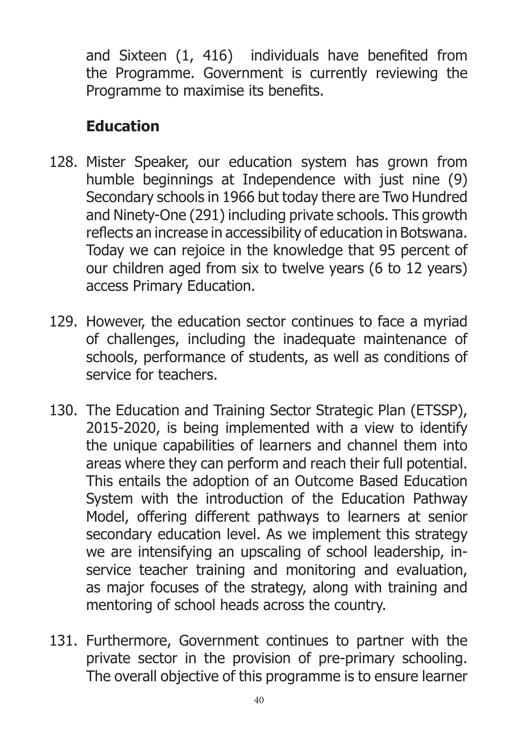and Sixteen (1, 416) individuals have benefited from the Programme. Government is currently reviewing the Programme to maximise its benefits.

## Education

128. Mister Speaker, our education system has grown from humble beginnings at Independence with just nine (9) Secondary schools in 1966 but today there are Two Hundred and Ninety-One (291) including private schools. This growth reflects an increase in accessibility of education in Botswana. Today we can rejoice in the knowledge that 95 percent of our children aged from six to twelve years (6 to 12 years) access Primary Education.

129. However, the education sector continues to face a myriad of challenges, including the inadequate maintenance of schools, performance of students, as well as conditions of service for teachers.

130. The Education and Training Sector Strategic Plan (ETSSP), 2015-2020, is being implemented with a view to identify the unique capabilities of learners and channel them into areas where they can perform and reach their full potential. This entails the adoption of an Outcome Based Education System with the introduction of the Education Pathway Model, offering different pathways to learners at senior secondary education level. As we implement this strategy we are intensifying an upscaling of school leadership, in-service teacher training and monitoring and evaluation, as major focuses of the strategy, along with training and mentoring of school heads across the country.

131. Furthermore, Government continues to partner with the private sector in the provision of pre-primary schooling. The overall objective of this programme is to ensure learner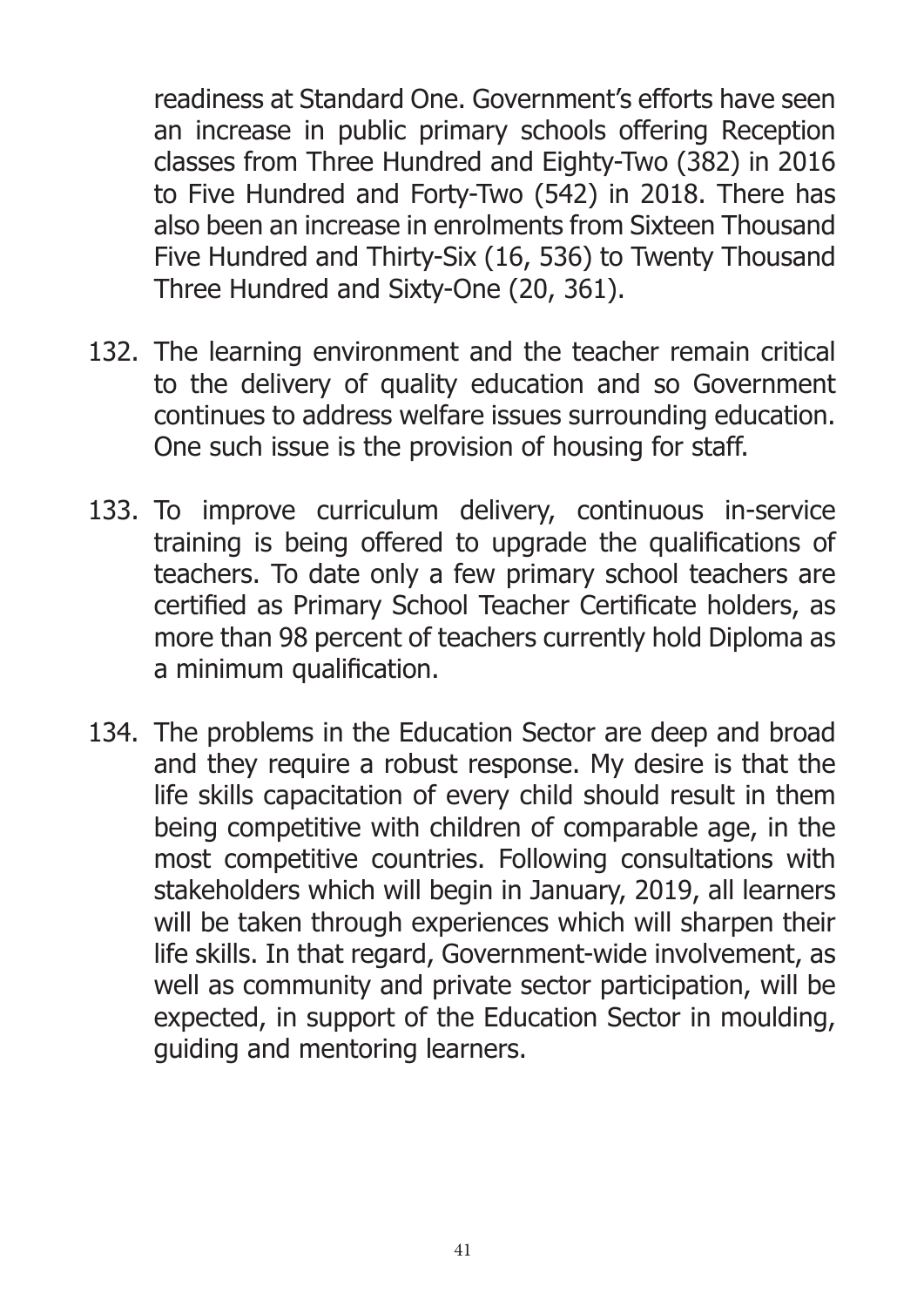readiness at Standard One. Government's efforts have seen an increase in public primary schools offering Reception classes from Three Hundred and Eighty-Two (382) in 2016 to Five Hundred and Forty-Two (542) in 2018. There has also been an increase in enrolments from Sixteen Thousand Five Hundred and Thirty-Six (16, 536) to Twenty Thousand Three Hundred and Sixty-One (20, 361).

132. The learning environment and the teacher remain critical to the delivery of quality education and so Government continues to address welfare issues surrounding education. One such issue is the provision of housing for staff.

133. To improve curriculum delivery, continuous in-service training is being offered to upgrade the qualifications of teachers. To date only a few primary school teachers are certified as Primary School Teacher Certificate holders, as more than 98 percent of teachers currently hold Diploma as a minimum qualification.

134. The problems in the Education Sector are deep and broad and they require a robust response. My desire is that the life skills capacitation of every child should result in them being competitive with children of comparable age, in the most competitive countries. Following consultations with stakeholders which will begin in January, 2019, all learners will be taken through experiences which will sharpen their life skills. In that regard, Government-wide involvement, as well as community and private sector participation, will be expected, in support of the Education Sector in moulding, guiding and mentoring learners.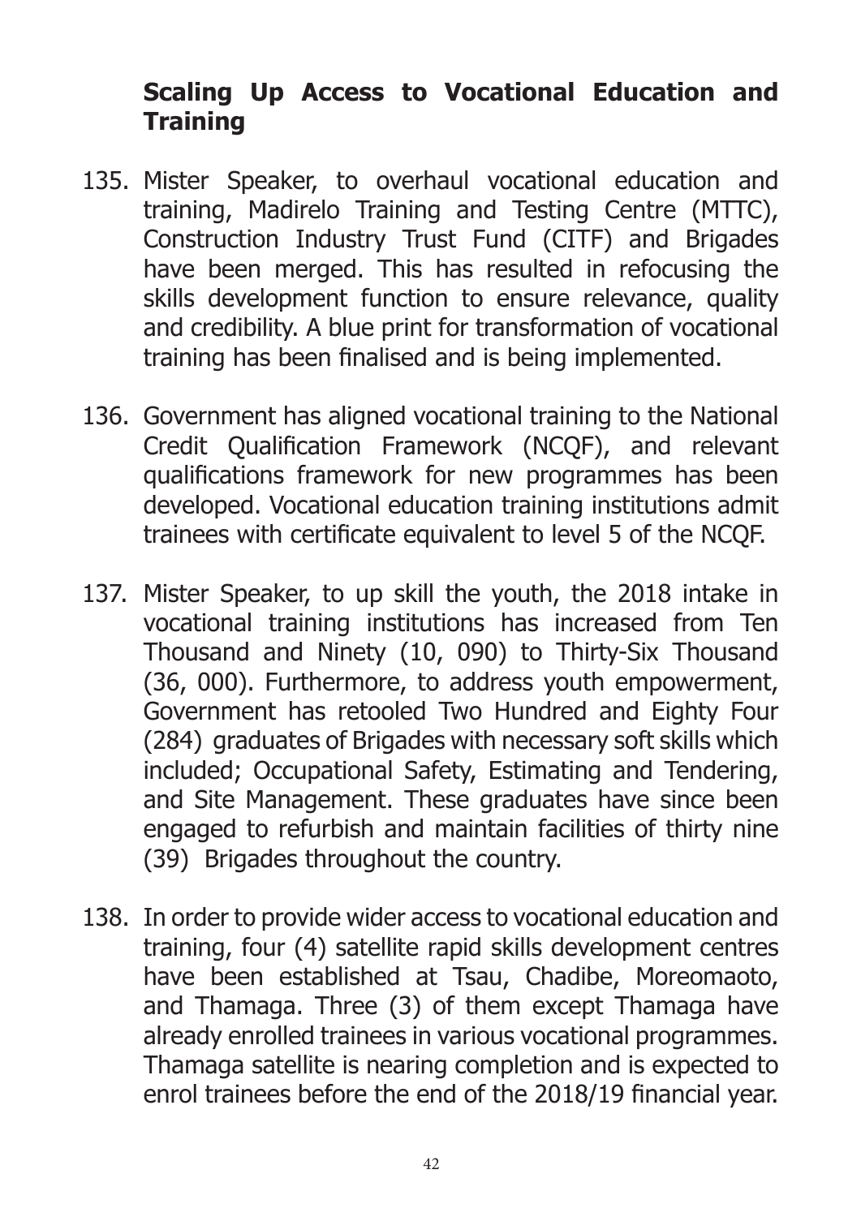## Scaling Up Access to Vocational Education and Training

135. Mister Speaker, to overhaul vocational education and training, Madirelo Training and Testing Centre (MTTC), Construction Industry Trust Fund (CITF) and Brigades have been merged. This has resulted in refocusing the skills development function to ensure relevance, quality and credibility. A blue print for transformation of vocational training has been finalised and is being implemented.

136. Government has aligned vocational training to the National Credit Qualification Framework (NCQF), and relevant qualifications framework for new programmes has been developed. Vocational education training institutions admit trainees with certificate equivalent to level 5 of the NCQF.

137. Mister Speaker, to up skill the youth, the 2018 intake in vocational training institutions has increased from Ten Thousand and Ninety (10, 090) to Thirty-Six Thousand (36, 000). Furthermore, to address youth empowerment, Government has retooled Two Hundred and Eighty Four (284) graduates of Brigades with necessary soft skills which included; Occupational Safety, Estimating and Tendering, and Site Management. These graduates have since been engaged to refurbish and maintain facilities of thirty nine (39) Brigades throughout the country.

138. In order to provide wider access to vocational education and training, four (4) satellite rapid skills development centres have been established at Tsau, Chadibe, Moreomaoto, and Thamaga. Three (3) of them except Thamaga have already enrolled trainees in various vocational programmes. Thamaga satellite is nearing completion and is expected to enrol trainees before the end of the 2018/19 financial year.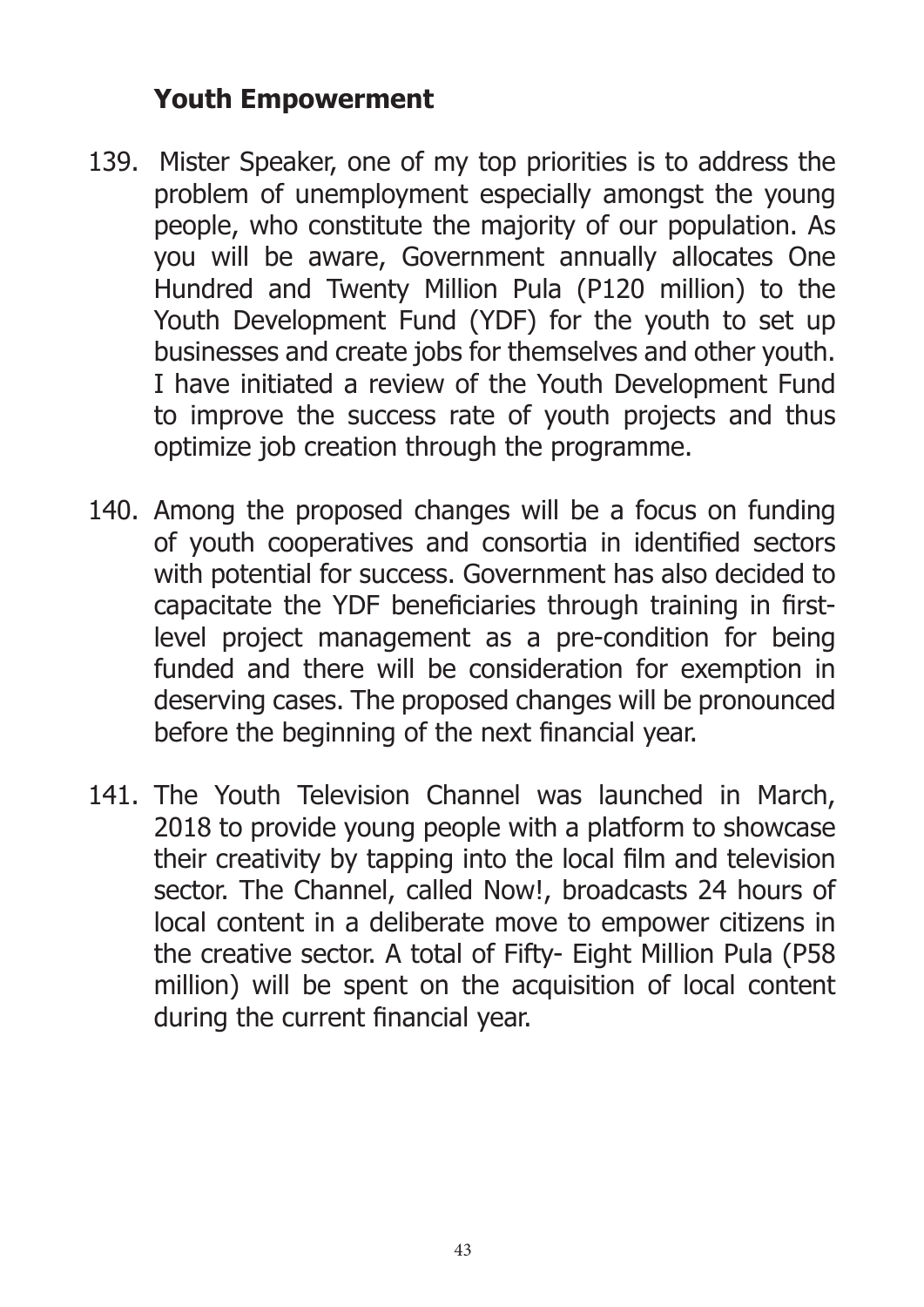## Youth Empowerment

139. Mister Speaker, one of my top priorities is to address the problem of unemployment especially amongst the young people, who constitute the majority of our population. As you will be aware, Government annually allocates One Hundred and Twenty Million Pula (P120 million) to the Youth Development Fund (YDF) for the youth to set up businesses and create jobs for themselves and other youth. I have initiated a review of the Youth Development Fund to improve the success rate of youth projects and thus optimize job creation through the programme.

140. Among the proposed changes will be a focus on funding of youth cooperatives and consortia in identified sectors with potential for success. Government has also decided to capacitate the YDF beneficiaries through training in first-level project management as a pre-condition for being funded and there will be consideration for exemption in deserving cases. The proposed changes will be pronounced before the beginning of the next financial year.

141. The Youth Television Channel was launched in March, 2018 to provide young people with a platform to showcase their creativity by tapping into the local film and television sector. The Channel, called Now!, broadcasts 24 hours of local content in a deliberate move to empower citizens in the creative sector. A total of Fifty- Eight Million Pula (P58 million) will be spent on the acquisition of local content during the current financial year.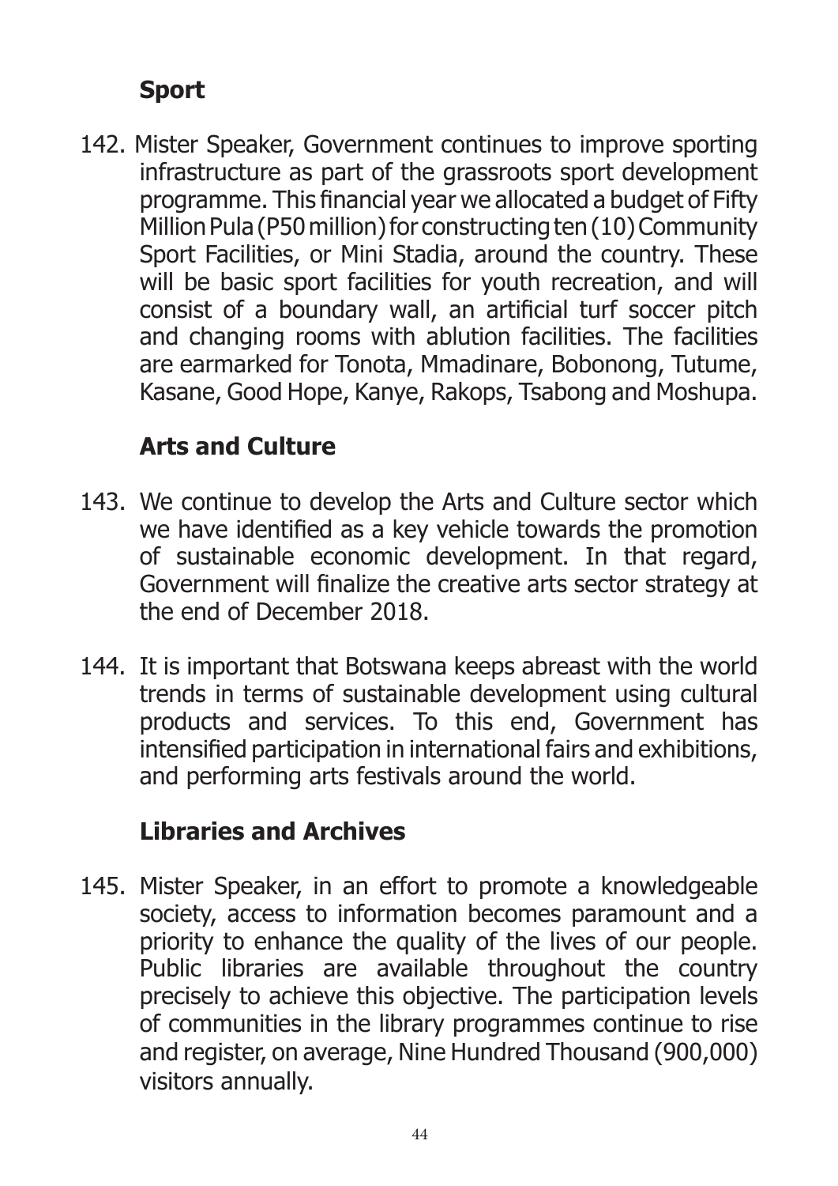## Sport

142. Mister Speaker, Government continues to improve sporting infrastructure as part of the grassroots sport development programme. This financial year we allocated a budget of Fifty Million Pula (P50 million) for constructing ten (10) Community Sport Facilities, or Mini Stadia, around the country. These will be basic sport facilities for youth recreation, and will consist of a boundary wall, an artificial turf soccer pitch and changing rooms with ablution facilities. The facilities are earmarked for Tonota, Mmadinare, Bobonong, Tutume, Kasane, Good Hope, Kanye, Rakops, Tsabong and Moshupa.

## Arts and Culture

143. We continue to develop the Arts and Culture sector which we have identified as a key vehicle towards the promotion of sustainable economic development. In that regard, Government will finalize the creative arts sector strategy at the end of December 2018.

144. It is important that Botswana keeps abreast with the world trends in terms of sustainable development using cultural products and services. To this end, Government has intensified participation in international fairs and exhibitions, and performing arts festivals around the world.

## Libraries and Archives

145. Mister Speaker, in an effort to promote a knowledgeable society, access to information becomes paramount and a priority to enhance the quality of the lives of our people. Public libraries are available throughout the country precisely to achieve this objective. The participation levels of communities in the library programmes continue to rise and register, on average, Nine Hundred Thousand (900,000) visitors annually.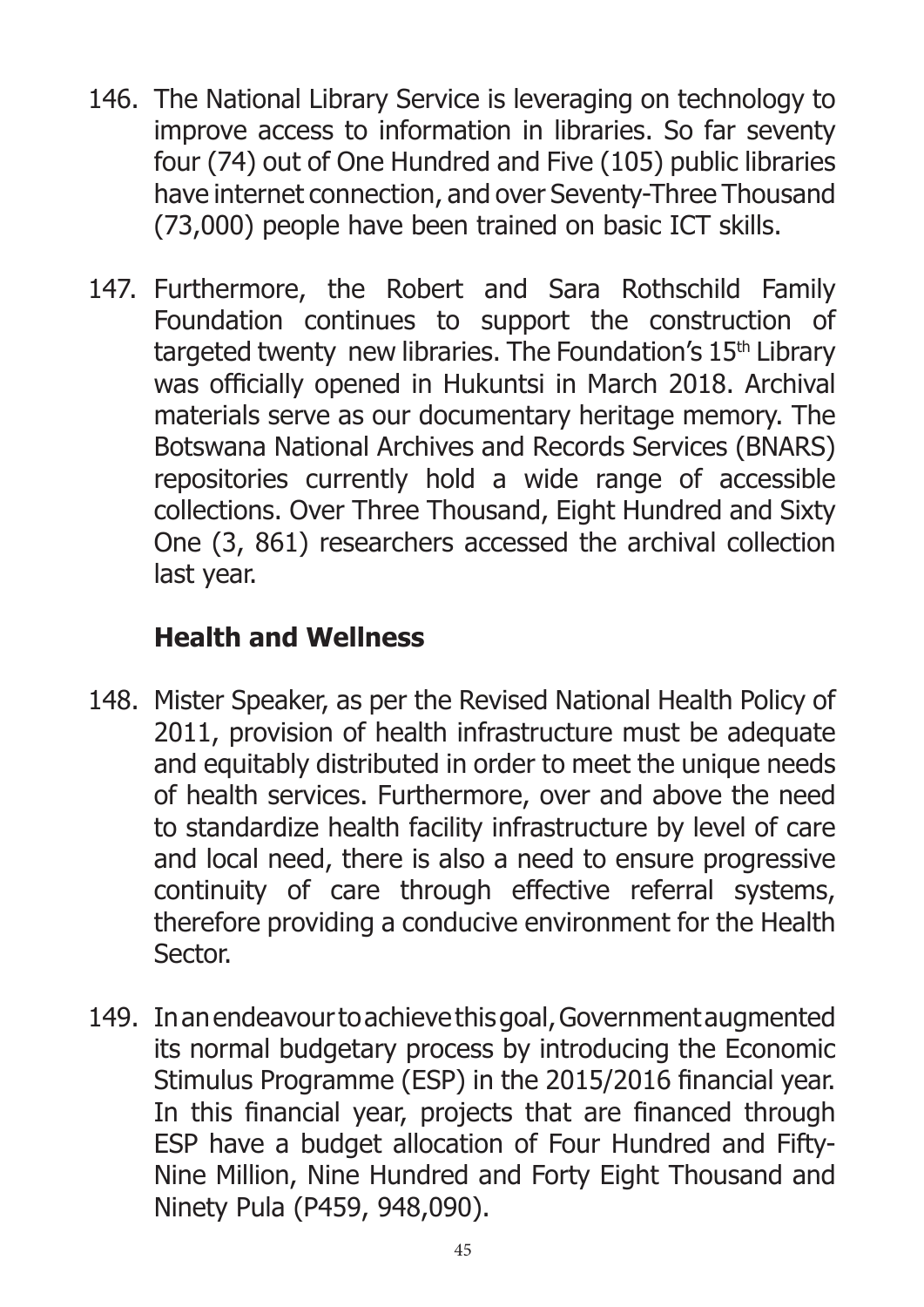146. The National Library Service is leveraging on technology to improve access to information in libraries. So far seventy four (74) out of One Hundred and Five (105) public libraries have internet connection, and over Seventy-Three Thousand (73,000) people have been trained on basic ICT skills.

147. Furthermore, the Robert and Sara Rothschild Family Foundation continues to support the construction of targeted twenty new libraries. The Foundation's 15th Library was officially opened in Hukuntsi in March 2018. Archival materials serve as our documentary heritage memory. The Botswana National Archives and Records Services (BNARS) repositories currently hold a wide range of accessible collections. Over Three Thousand, Eight Hundred and Sixty One (3, 861) researchers accessed the archival collection last year.

## Health and Wellness

148. Mister Speaker, as per the Revised National Health Policy of 2011, provision of health infrastructure must be adequate and equitably distributed in order to meet the unique needs of health services. Furthermore, over and above the need to standardize health facility infrastructure by level of care and local need, there is also a need to ensure progressive continuity of care through effective referral systems, therefore providing a conducive environment for the Health Sector.

149. In an endeavour to achieve this goal, Government augmented its normal budgetary process by introducing the Economic Stimulus Programme (ESP) in the 2015/2016 financial year. In this financial year, projects that are financed through ESP have a budget allocation of Four Hundred and Fifty-Nine Million, Nine Hundred and Forty Eight Thousand and Ninety Pula (P459, 948,090).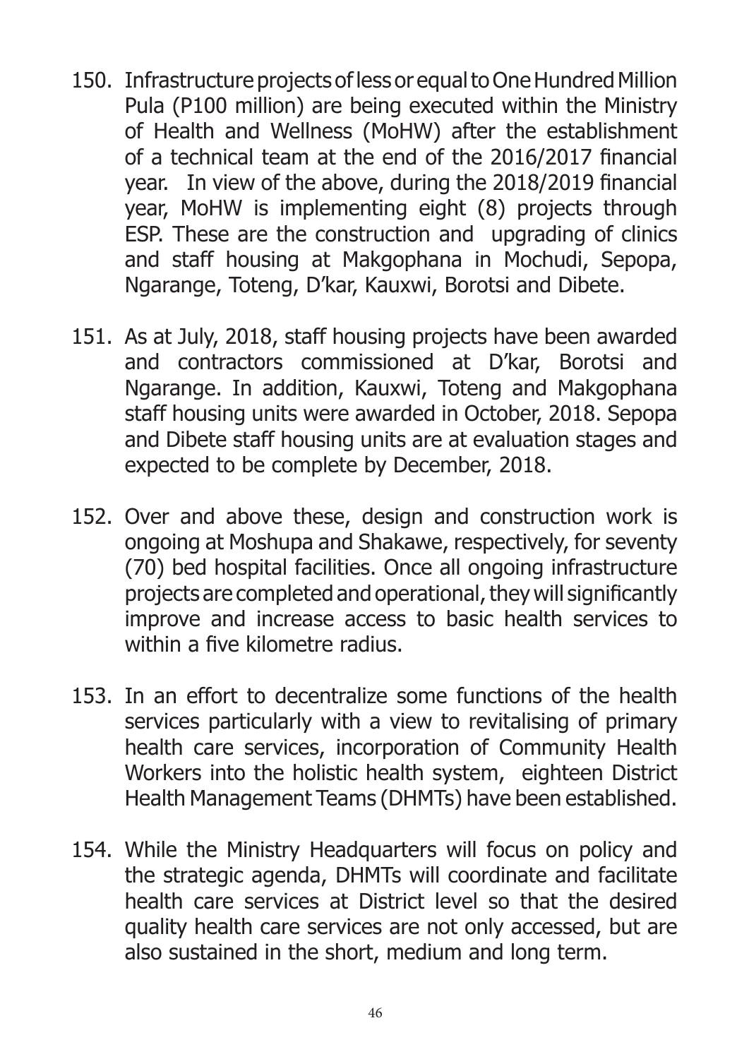150. Infrastructure projects of less or equal to One Hundred Million Pula (P100 million) are being executed within the Ministry of Health and Wellness (MoHW) after the establishment of a technical team at the end of the 2016/2017 financial year. In view of the above, during the 2018/2019 financial year, MoHW is implementing eight (8) projects through ESP. These are the construction and upgrading of clinics and staff housing at Makgophana in Mochudi, Sepopa, Ngarange, Toteng, D'kar, Kauxwi, Borotsi and Dibete.

151. As at July, 2018, staff housing projects have been awarded and contractors commissioned at D'kar, Borotsi and Ngarange. In addition, Kauxwi, Toteng and Makgophana staff housing units were awarded in October, 2018. Sepopa and Dibete staff housing units are at evaluation stages and expected to be complete by December, 2018.

152. Over and above these, design and construction work is ongoing at Moshupa and Shakawe, respectively, for seventy (70) bed hospital facilities. Once all ongoing infrastructure projects are completed and operational, they will significantly improve and increase access to basic health services to within a five kilometre radius.

153. In an effort to decentralize some functions of the health services particularly with a view to revitalising of primary health care services, incorporation of Community Health Workers into the holistic health system, eighteen District Health Management Teams (DHMTs) have been established.

154. While the Ministry Headquarters will focus on policy and the strategic agenda, DHMTs will coordinate and facilitate health care services at District level so that the desired quality health care services are not only accessed, but are also sustained in the short, medium and long term.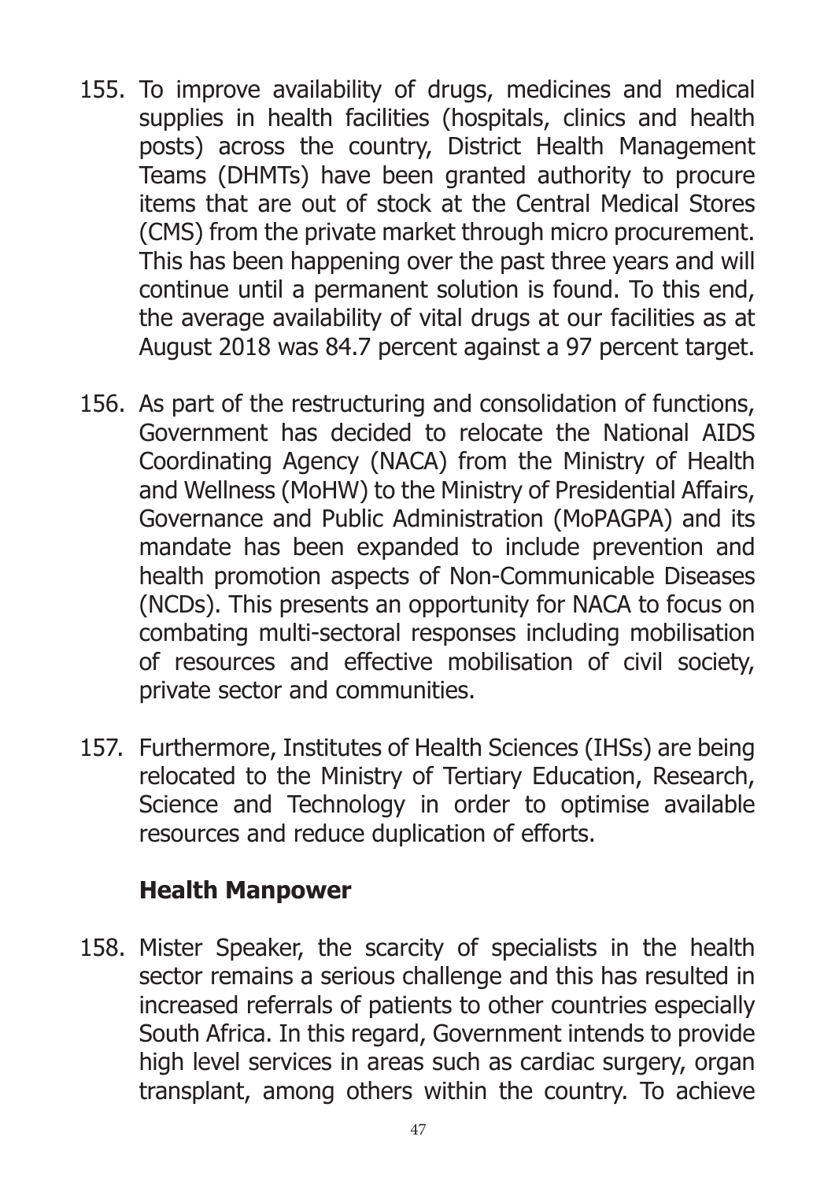155. To improve availability of drugs, medicines and medical supplies in health facilities (hospitals, clinics and health posts) across the country, District Health Management Teams (DHMTs) have been granted authority to procure items that are out of stock at the Central Medical Stores (CMS) from the private market through micro procurement. This has been happening over the past three years and will continue until a permanent solution is found. To this end, the average availability of vital drugs at our facilities as at August 2018 was 84.7 percent against a 97 percent target.

156. As part of the restructuring and consolidation of functions, Government has decided to relocate the National AIDS Coordinating Agency (NACA) from the Ministry of Health and Wellness (MoHW) to the Ministry of Presidential Affairs, Governance and Public Administration (MoPAGPA) and its mandate has been expanded to include prevention and health promotion aspects of Non-Communicable Diseases (NCDs). This presents an opportunity for NACA to focus on combating multi-sectoral responses including mobilisation of resources and effective mobilisation of civil society, private sector and communities.

157. Furthermore, Institutes of Health Sciences (IHSs) are being relocated to the Ministry of Tertiary Education, Research, Science and Technology in order to optimise available resources and reduce duplication of efforts.

### Health Manpower

158. Mister Speaker, the scarcity of specialists in the health sector remains a serious challenge and this has resulted in increased referrals of patients to other countries especially South Africa. In this regard, Government intends to provide high level services in areas such as cardiac surgery, organ transplant, among others within the country. To achieve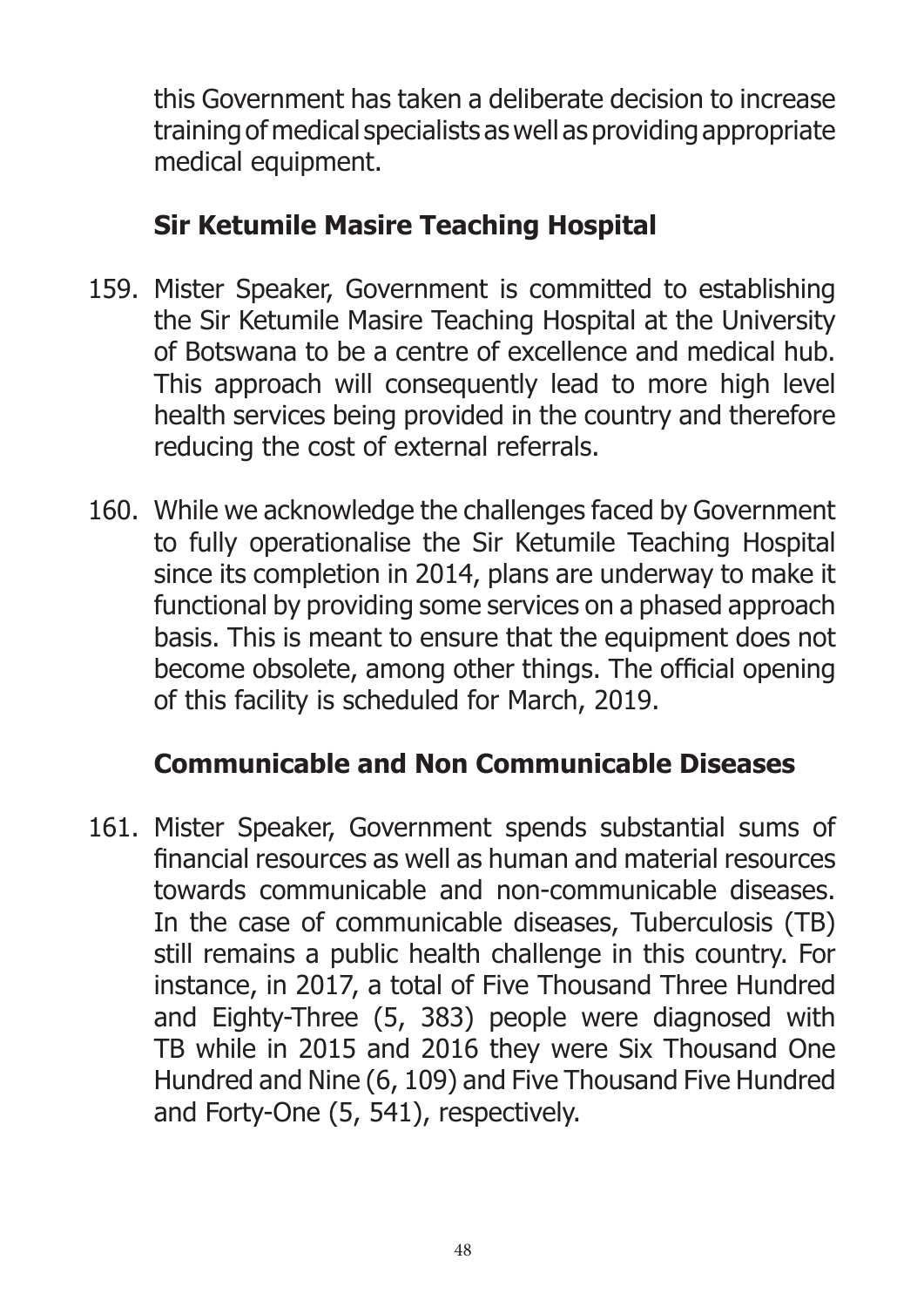this Government has taken a deliberate decision to increase training of medical specialists as well as providing appropriate medical equipment.

## Sir Ketumile Masire Teaching Hospital

159. Mister Speaker, Government is committed to establishing the Sir Ketumile Masire Teaching Hospital at the University of Botswana to be a centre of excellence and medical hub. This approach will consequently lead to more high level health services being provided in the country and therefore reducing the cost of external referrals.

160. While we acknowledge the challenges faced by Government to fully operationalise the Sir Ketumile Teaching Hospital since its completion in 2014, plans are underway to make it functional by providing some services on a phased approach basis. This is meant to ensure that the equipment does not become obsolete, among other things. The official opening of this facility is scheduled for March, 2019.

## Communicable and Non Communicable Diseases

161. Mister Speaker, Government spends substantial sums of financial resources as well as human and material resources towards communicable and non-communicable diseases. In the case of communicable diseases, Tuberculosis (TB) still remains a public health challenge in this country. For instance, in 2017, a total of Five Thousand Three Hundred and Eighty-Three (5, 383) people were diagnosed with TB while in 2015 and 2016 they were Six Thousand One Hundred and Nine (6, 109) and Five Thousand Five Hundred and Forty-One (5, 541), respectively.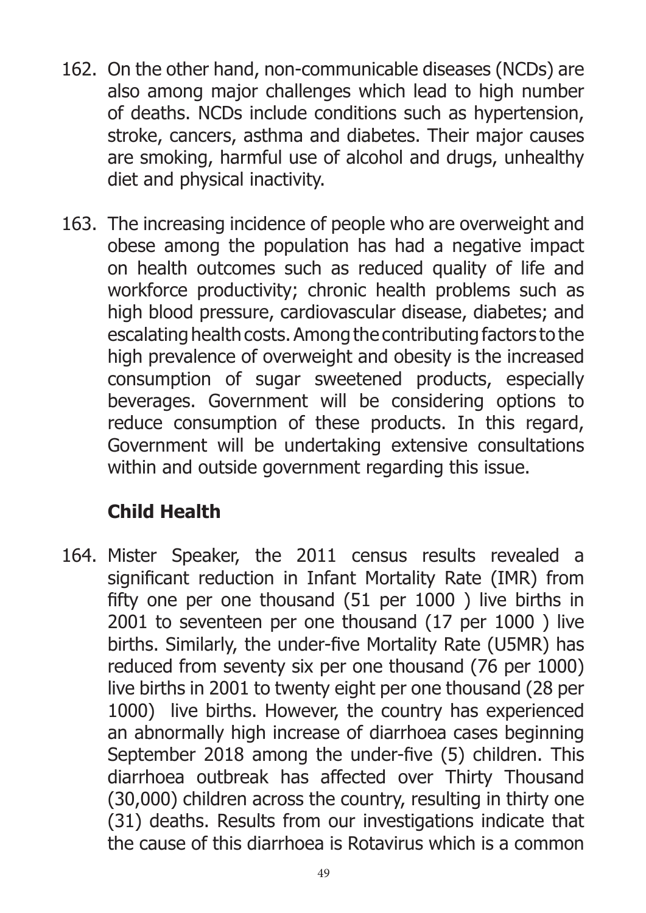162. On the other hand, non-communicable diseases (NCDs) are also among major challenges which lead to high number of deaths. NCDs include conditions such as hypertension, stroke, cancers, asthma and diabetes. Their major causes are smoking, harmful use of alcohol and drugs, unhealthy diet and physical inactivity.

163. The increasing incidence of people who are overweight and obese among the population has had a negative impact on health outcomes such as reduced quality of life and workforce productivity; chronic health problems such as high blood pressure, cardiovascular disease, diabetes; and escalating health costs. Among the contributing factors to the high prevalence of overweight and obesity is the increased consumption of sugar sweetened products, especially beverages. Government will be considering options to reduce consumption of these products. In this regard, Government will be undertaking extensive consultations within and outside government regarding this issue.

### Child Health

164. Mister Speaker, the 2011 census results revealed a significant reduction in Infant Mortality Rate (IMR) from fifty one per one thousand (51 per 1000 ) live births in 2001 to seventeen per one thousand (17 per 1000 ) live births. Similarly, the under-five Mortality Rate (U5MR) has reduced from seventy six per one thousand (76 per 1000) live births in 2001 to twenty eight per one thousand (28 per 1000) live births. However, the country has experienced an abnormally high increase of diarrhoea cases beginning September 2018 among the under-five (5) children. This diarrhoea outbreak has affected over Thirty Thousand (30,000) children across the country, resulting in thirty one (31) deaths. Results from our investigations indicate that the cause of this diarrhoea is Rotavirus which is a common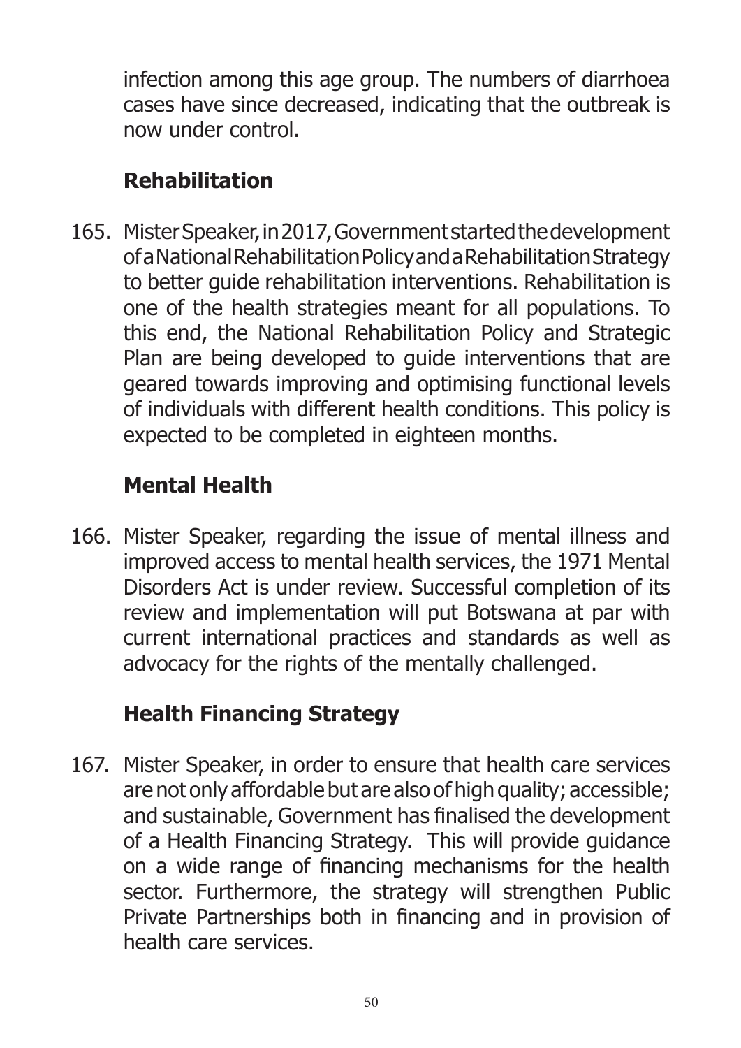infection among this age group. The numbers of diarrhoea cases have since decreased, indicating that the outbreak is now under control.

## Rehabilitation

165. Mister Speaker, in 2017, Government started the development of a National Rehabilitation Policy and a Rehabilitation Strategy to better guide rehabilitation interventions. Rehabilitation is one of the health strategies meant for all populations. To this end, the National Rehabilitation Policy and Strategic Plan are being developed to guide interventions that are geared towards improving and optimising functional levels of individuals with different health conditions. This policy is expected to be completed in eighteen months.

## Mental Health

166. Mister Speaker, regarding the issue of mental illness and improved access to mental health services, the 1971 Mental Disorders Act is under review. Successful completion of its review and implementation will put Botswana at par with current international practices and standards as well as advocacy for the rights of the mentally challenged.

## Health Financing Strategy

167. Mister Speaker, in order to ensure that health care services are not only affordable but are also of high quality; accessible; and sustainable, Government has finalised the development of a Health Financing Strategy. This will provide guidance on a wide range of financing mechanisms for the health sector. Furthermore, the strategy will strengthen Public Private Partnerships both in financing and in provision of health care services.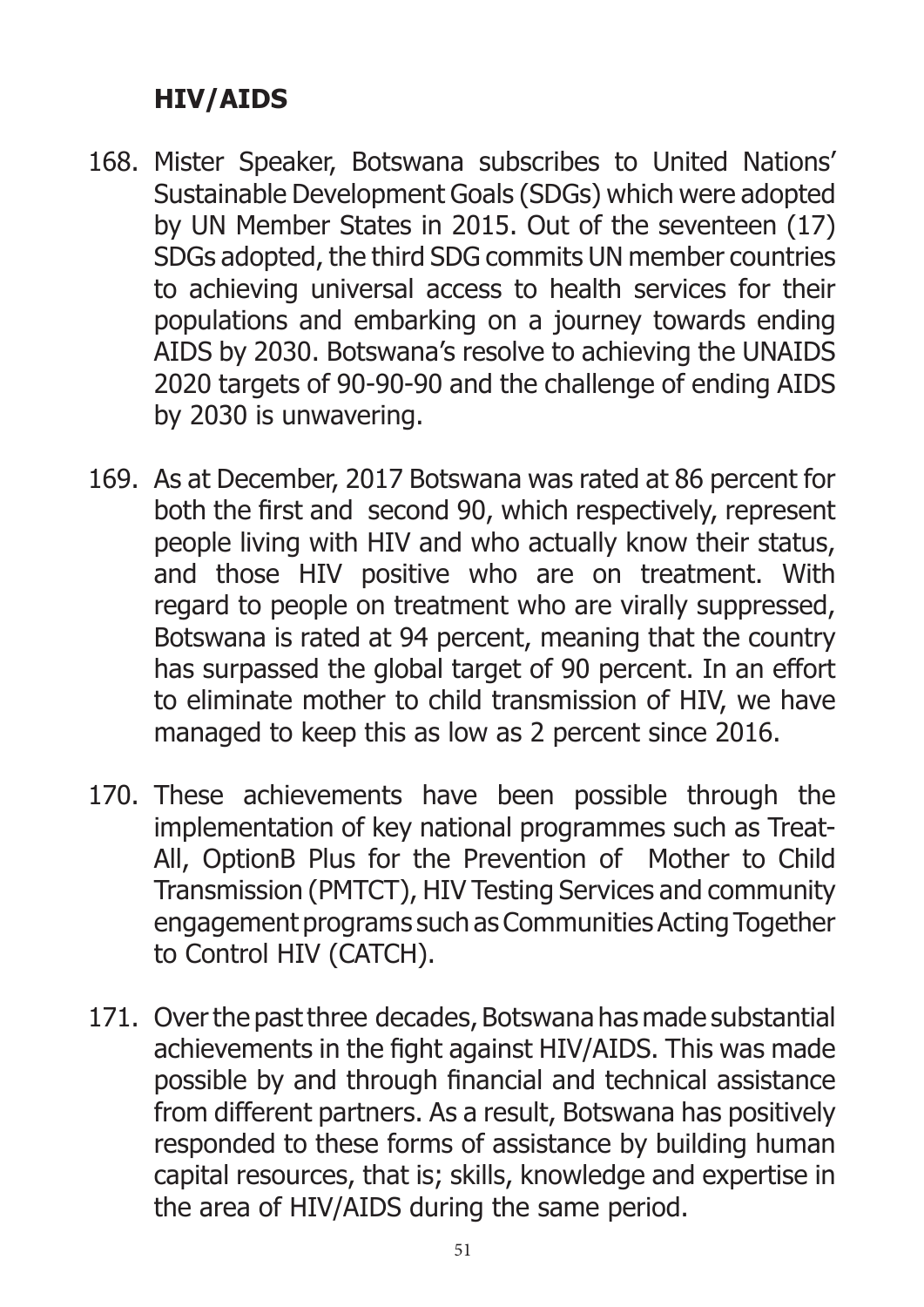## HIV/AIDS

168. Mister Speaker, Botswana subscribes to United Nations' Sustainable Development Goals (SDGs) which were adopted by UN Member States in 2015. Out of the seventeen (17) SDGs adopted, the third SDG commits UN member countries to achieving universal access to health services for their populations and embarking on a journey towards ending AIDS by 2030. Botswana's resolve to achieving the UNAIDS 2020 targets of 90-90-90 and the challenge of ending AIDS by 2030 is unwavering.

169. As at December, 2017 Botswana was rated at 86 percent for both the first and second 90, which respectively, represent people living with HIV and who actually know their status, and those HIV positive who are on treatment. With regard to people on treatment who are virally suppressed, Botswana is rated at 94 percent, meaning that the country has surpassed the global target of 90 percent. In an effort to eliminate mother to child transmission of HIV, we have managed to keep this as low as 2 percent since 2016.

170. These achievements have been possible through the implementation of key national programmes such as Treat-All, OptionB Plus for the Prevention of Mother to Child Transmission (PMTCT), HIV Testing Services and community engagement programs such as Communities Acting Together to Control HIV (CATCH).

171. Over the past three decades, Botswana has made substantial achievements in the fight against HIV/AIDS. This was made possible by and through financial and technical assistance from different partners. As a result, Botswana has positively responded to these forms of assistance by building human capital resources, that is; skills, knowledge and expertise in the area of HIV/AIDS during the same period.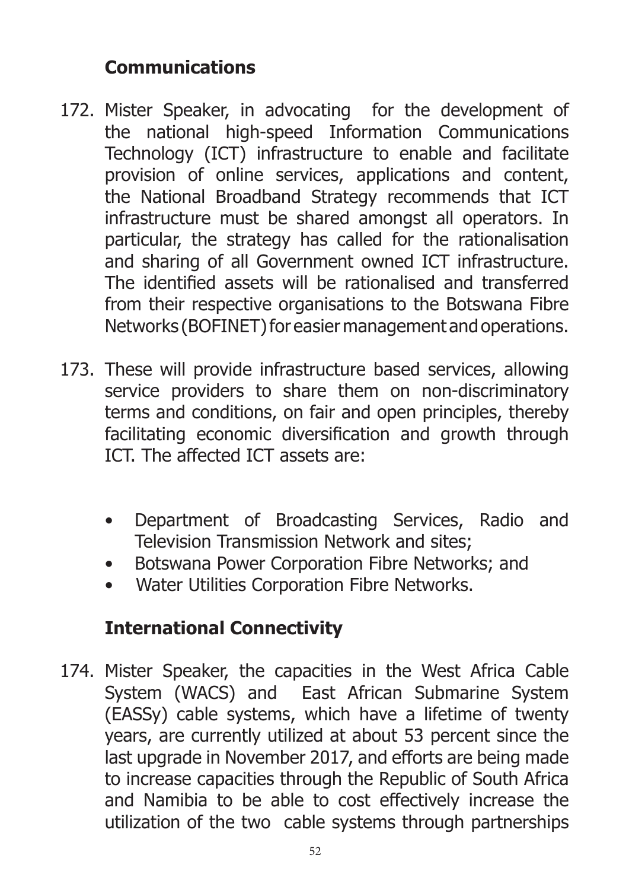## Communications

172. Mister Speaker, in advocating for the development of the national high-speed Information Communications Technology (ICT) infrastructure to enable and facilitate provision of online services, applications and content, the National Broadband Strategy recommends that ICT infrastructure must be shared amongst all operators. In particular, the strategy has called for the rationalisation and sharing of all Government owned ICT infrastructure. The identified assets will be rationalised and transferred from their respective organisations to the Botswana Fibre Networks (BOFINET) for easier management and operations.

173. These will provide infrastructure based services, allowing service providers to share them on non-discriminatory terms and conditions, on fair and open principles, thereby facilitating economic diversification and growth through ICT. The affected ICT assets are:

    - Department of Broadcasting Services, Radio and Television Transmission Network and sites;
    - Botswana Power Corporation Fibre Networks; and
    - Water Utilities Corporation Fibre Networks.

## International Connectivity

174. Mister Speaker, the capacities in the West Africa Cable System (WACS) and East African Submarine System (EASSy) cable systems, which have a lifetime of twenty years, are currently utilized at about 53 percent since the last upgrade in November 2017, and efforts are being made to increase capacities through the Republic of South Africa and Namibia to be able to cost effectively increase the utilization of the two cable systems through partnerships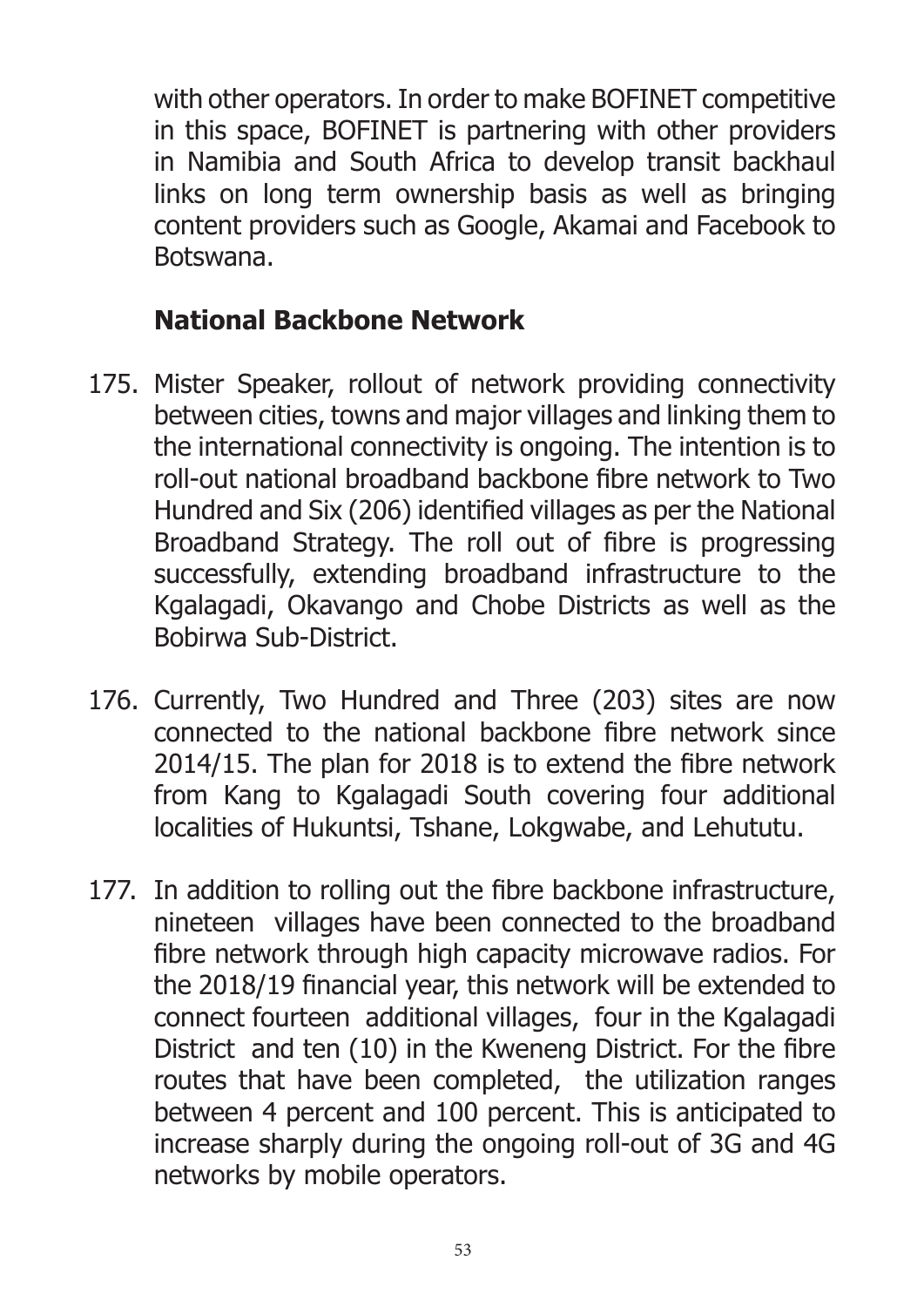with other operators. In order to make BOFINET competitive in this space, BOFINET is partnering with other providers in Namibia and South Africa to develop transit backhaul links on long term ownership basis as well as bringing content providers such as Google, Akamai and Facebook to Botswana.

## National Backbone Network

175. Mister Speaker, rollout of network providing connectivity between cities, towns and major villages and linking them to the international connectivity is ongoing. The intention is to roll-out national broadband backbone fibre network to Two Hundred and Six (206) identified villages as per the National Broadband Strategy. The roll out of fibre is progressing successfully, extending broadband infrastructure to the Kgalagadi, Okavango and Chobe Districts as well as the Bobirwa Sub-District.

176. Currently, Two Hundred and Three (203) sites are now connected to the national backbone fibre network since 2014/15. The plan for 2018 is to extend the fibre network from Kang to Kgalagadi South covering four additional localities of Hukuntsi, Tshane, Lokgwabe, and Lehututu.

177. In addition to rolling out the fibre backbone infrastructure, nineteen villages have been connected to the broadband fibre network through high capacity microwave radios. For the 2018/19 financial year, this network will be extended to connect fourteen additional villages, four in the Kgalagadi District and ten (10) in the Kweneng District. For the fibre routes that have been completed, the utilization ranges between 4 percent and 100 percent. This is anticipated to increase sharply during the ongoing roll-out of 3G and 4G networks by mobile operators.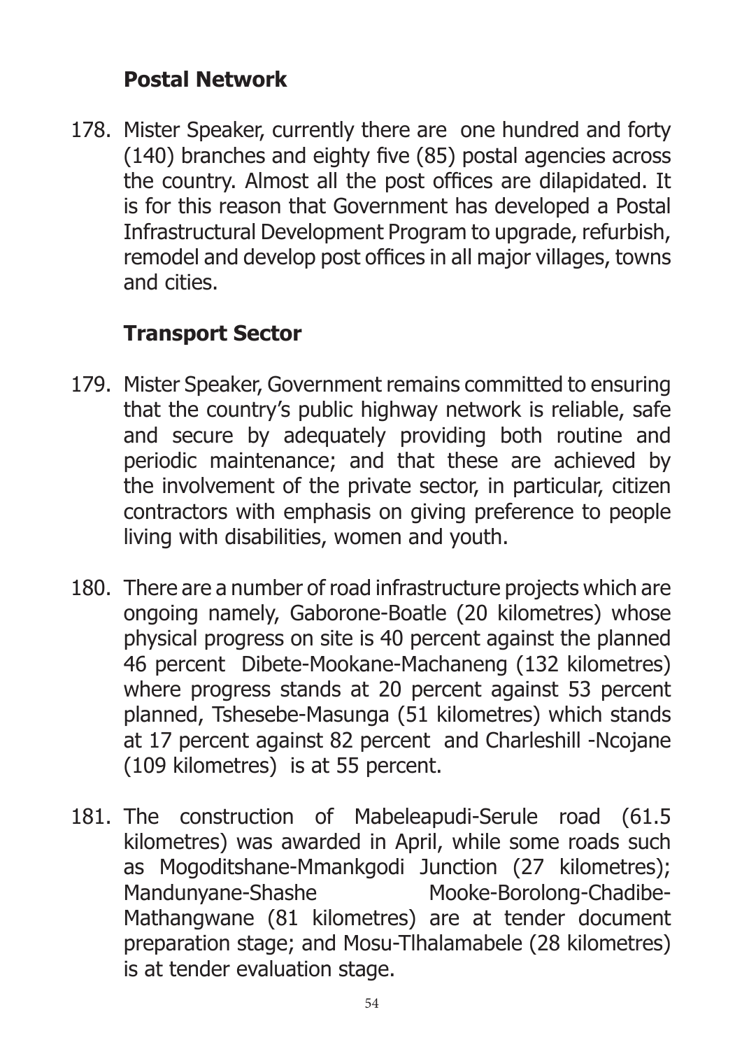## Postal Network

178. Mister Speaker, currently there are one hundred and forty (140) branches and eighty five (85) postal agencies across the country. Almost all the post offices are dilapidated. It is for this reason that Government has developed a Postal Infrastructural Development Program to upgrade, refurbish, remodel and develop post offices in all major villages, towns and cities.

## Transport Sector

179. Mister Speaker, Government remains committed to ensuring that the country's public highway network is reliable, safe and secure by adequately providing both routine and periodic maintenance; and that these are achieved by the involvement of the private sector, in particular, citizen contractors with emphasis on giving preference to people living with disabilities, women and youth.

180. There are a number of road infrastructure projects which are ongoing namely, Gaborone-Boatle (20 kilometres) whose physical progress on site is 40 percent against the planned 46 percent Dibete-Mookane-Machaneng (132 kilometres) where progress stands at 20 percent against 53 percent planned, Tshesebe-Masunga (51 kilometres) which stands at 17 percent against 82 percent and Charleshill -Ncojane (109 kilometres) is at 55 percent.

181. The construction of Mabeleapudi-Serule road (61.5 kilometres) was awarded in April, while some roads such as Mogoditshane-Mmankgodi Junction (27 kilometres); Mandunyane-Shashe Mooke-Borolong-Chadibe-Mathangwane (81 kilometres) are at tender document preparation stage; and Mosu-Tlhalamabele (28 kilometres) is at tender evaluation stage.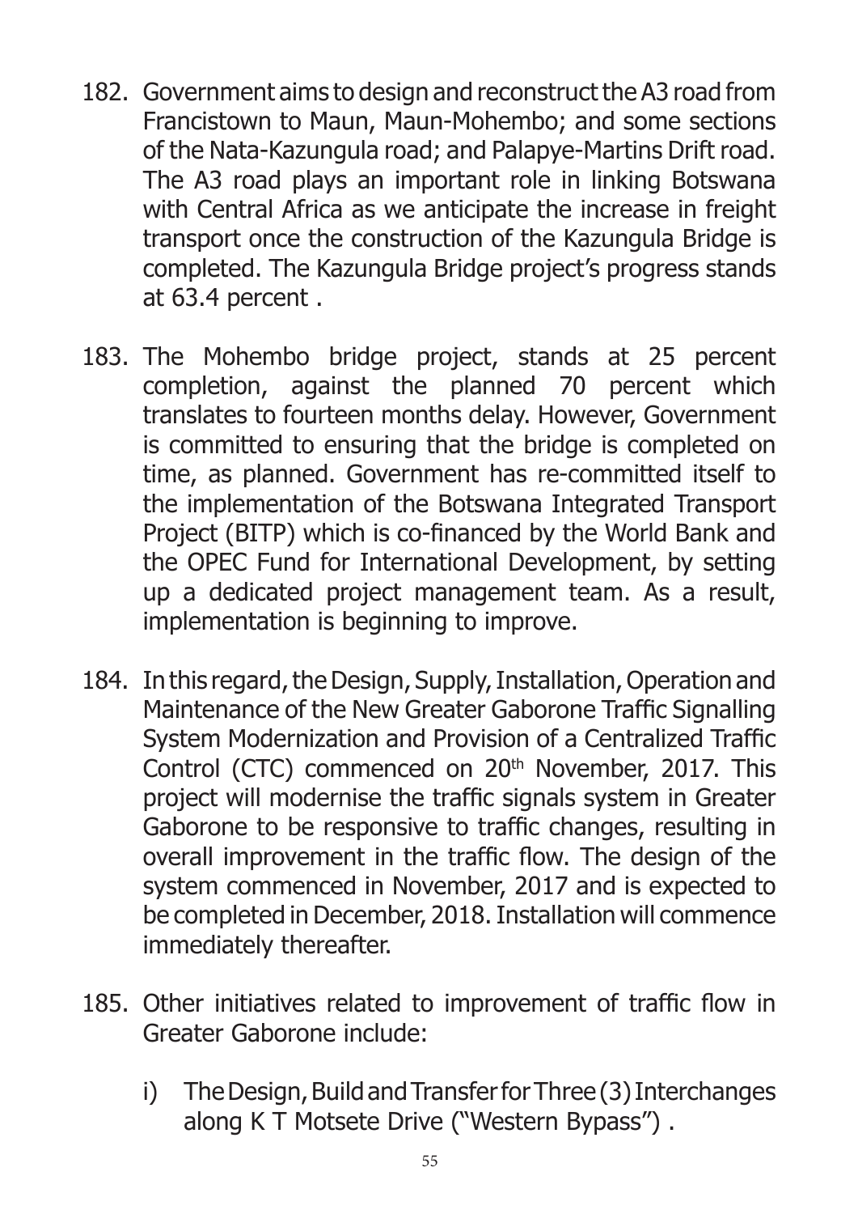182. Government aims to design and reconstruct the A3 road from Francistown to Maun, Maun-Mohembo; and some sections of the Nata-Kazungula road; and Palapye-Martins Drift road. The A3 road plays an important role in linking Botswana with Central Africa as we anticipate the increase in freight transport once the construction of the Kazungula Bridge is completed. The Kazungula Bridge project's progress stands at 63.4 percent .

183. The Mohembo bridge project, stands at 25 percent completion, against the planned 70 percent which translates to fourteen months delay. However, Government is committed to ensuring that the bridge is completed on time, as planned. Government has re-committed itself to the implementation of the Botswana Integrated Transport Project (BITP) which is co-financed by the World Bank and the OPEC Fund for International Development, by setting up a dedicated project management team. As a result, implementation is beginning to improve.

184. In this regard, the Design, Supply, Installation, Operation and Maintenance of the New Greater Gaborone Traffic Signalling System Modernization and Provision of a Centralized Traffic Control (CTC) commenced on 20th November, 2017. This project will modernise the traffic signals system in Greater Gaborone to be responsive to traffic changes, resulting in overall improvement in the traffic flow. The design of the system commenced in November, 2017 and is expected to be completed in December, 2018. Installation will commence immediately thereafter.

185. Other initiatives related to improvement of traffic flow in Greater Gaborone include:

    i) The Design, Build and Transfer for Three (3) Interchanges along K T Motsete Drive ("Western Bypass") .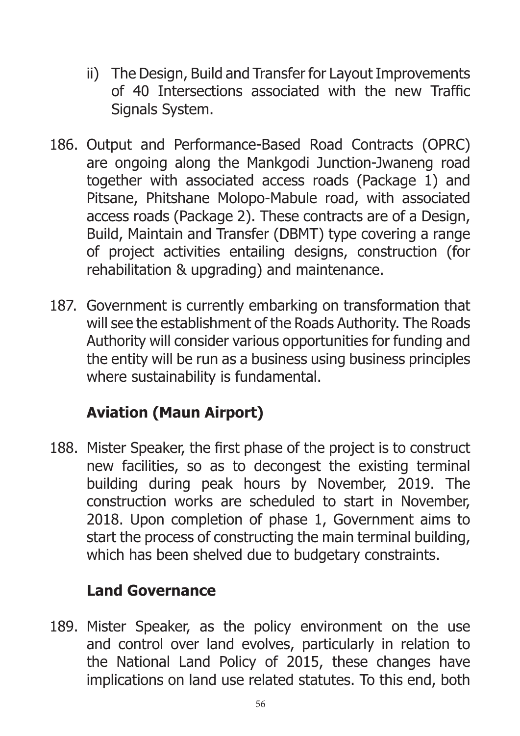ii) The Design, Build and Transfer for Layout Improvements of 40 Intersections associated with the new Traffic Signals System.

186. Output and Performance-Based Road Contracts (OPRC) are ongoing along the Mankgodi Junction-Jwaneng road together with associated access roads (Package 1) and Pitsane, Phitshane Molopo-Mabule road, with associated access roads (Package 2). These contracts are of a Design, Build, Maintain and Transfer (DBMT) type covering a range of project activities entailing designs, construction (for rehabilitation & upgrading) and maintenance.

187. Government is currently embarking on transformation that will see the establishment of the Roads Authority. The Roads Authority will consider various opportunities for funding and the entity will be run as a business using business principles where sustainability is fundamental.

## Aviation (Maun Airport)

188. Mister Speaker, the first phase of the project is to construct new facilities, so as to decongest the existing terminal building during peak hours by November, 2019. The construction works are scheduled to start in November, 2018. Upon completion of phase 1, Government aims to start the process of constructing the main terminal building, which has been shelved due to budgetary constraints.

## Land Governance

189. Mister Speaker, as the policy environment on the use and control over land evolves, particularly in relation to the National Land Policy of 2015, these changes have implications on land use related statutes. To this end, both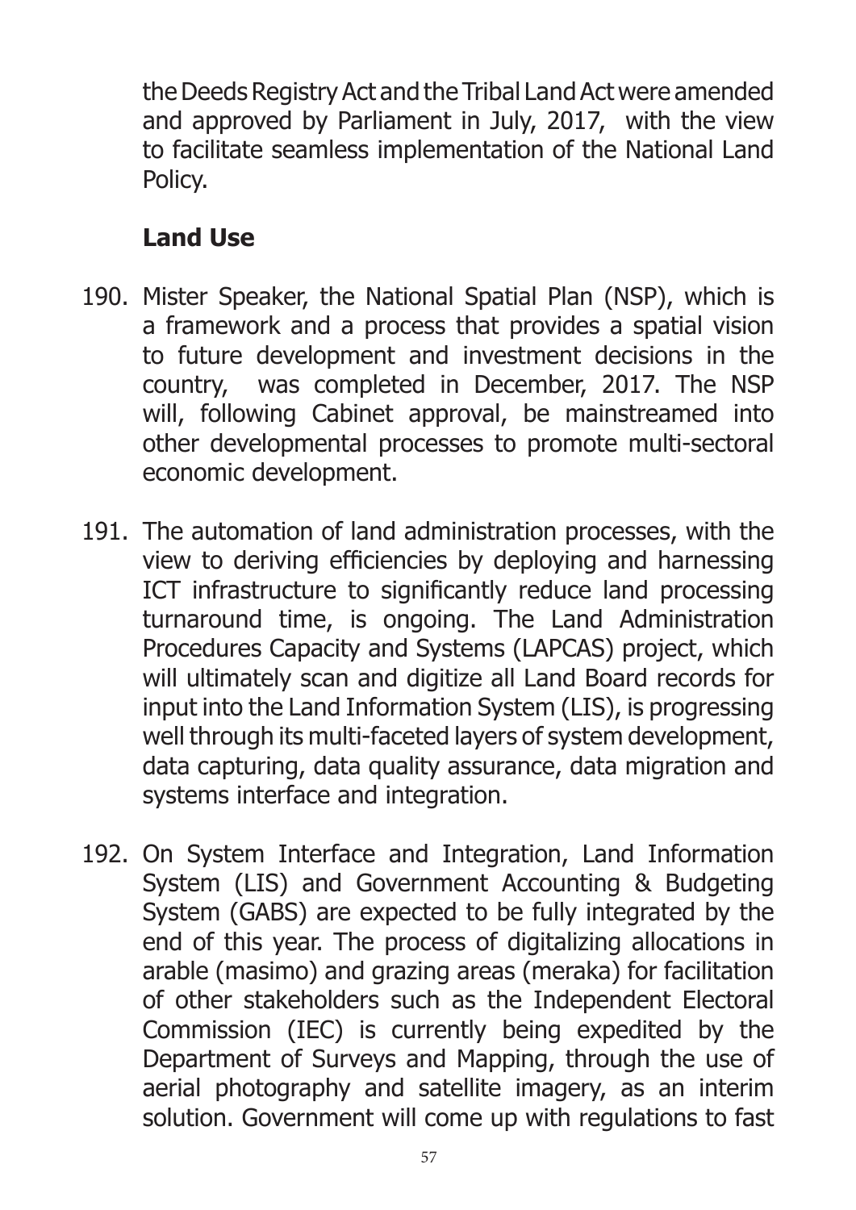the Deeds Registry Act and the Tribal Land Act were amended and approved by Parliament in July, 2017, with the view to facilitate seamless implementation of the National Land Policy.

### Land Use

190. Mister Speaker, the National Spatial Plan (NSP), which is a framework and a process that provides a spatial vision to future development and investment decisions in the country, was completed in December, 2017. The NSP will, following Cabinet approval, be mainstreamed into other developmental processes to promote multi-sectoral economic development.

191. The automation of land administration processes, with the view to deriving efficiencies by deploying and harnessing ICT infrastructure to significantly reduce land processing turnaround time, is ongoing. The Land Administration Procedures Capacity and Systems (LAPCAS) project, which will ultimately scan and digitize all Land Board records for input into the Land Information System (LIS), is progressing well through its multi-faceted layers of system development, data capturing, data quality assurance, data migration and systems interface and integration.

192. On System Interface and Integration, Land Information System (LIS) and Government Accounting & Budgeting System (GABS) are expected to be fully integrated by the end of this year. The process of digitalizing allocations in arable (masimo) and grazing areas (meraka) for facilitation of other stakeholders such as the Independent Electoral Commission (IEC) is currently being expedited by the Department of Surveys and Mapping, through the use of aerial photography and satellite imagery, as an interim solution. Government will come up with regulations to fast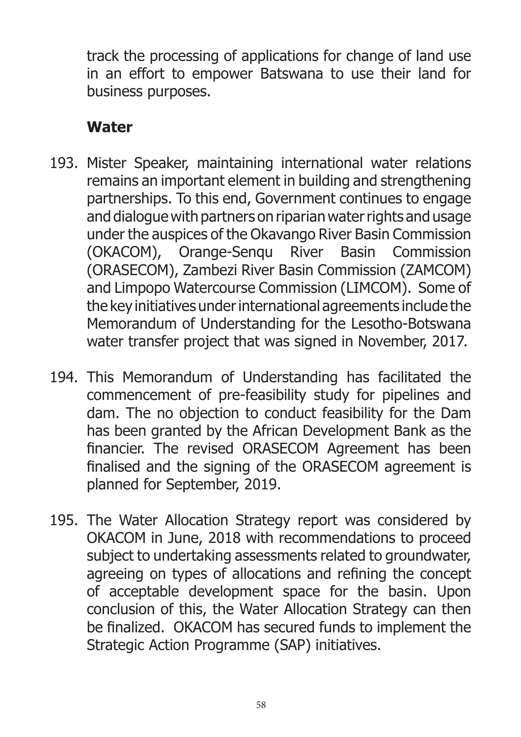track the processing of applications for change of land use in an effort to empower Batswana to use their land for business purposes.

**Water**

193. Mister Speaker, maintaining international water relations remains an important element in building and strengthening partnerships. To this end, Government continues to engage and dialogue with partners on riparian water rights and usage under the auspices of the Okavango River Basin Commission (OKACOM), Orange-Senqu River Basin Commission (ORASECOM), Zambezi River Basin Commission (ZAMCOM) and Limpopo Watercourse Commission (LIMCOM). Some of the key initiatives under international agreements include the Memorandum of Understanding for the Lesotho-Botswana water transfer project that was signed in November, 2017.

194. This Memorandum of Understanding has facilitated the commencement of pre-feasibility study for pipelines and dam. The no objection to conduct feasibility for the Dam has been granted by the African Development Bank as the financier. The revised ORASECOM Agreement has been finalised and the signing of the ORASECOM agreement is planned for September, 2019.

195. The Water Allocation Strategy report was considered by OKACOM in June, 2018 with recommendations to proceed subject to undertaking assessments related to groundwater, agreeing on types of allocations and refining the concept of acceptable development space for the basin. Upon conclusion of this, the Water Allocation Strategy can then be finalized. OKACOM has secured funds to implement the Strategic Action Programme (SAP) initiatives.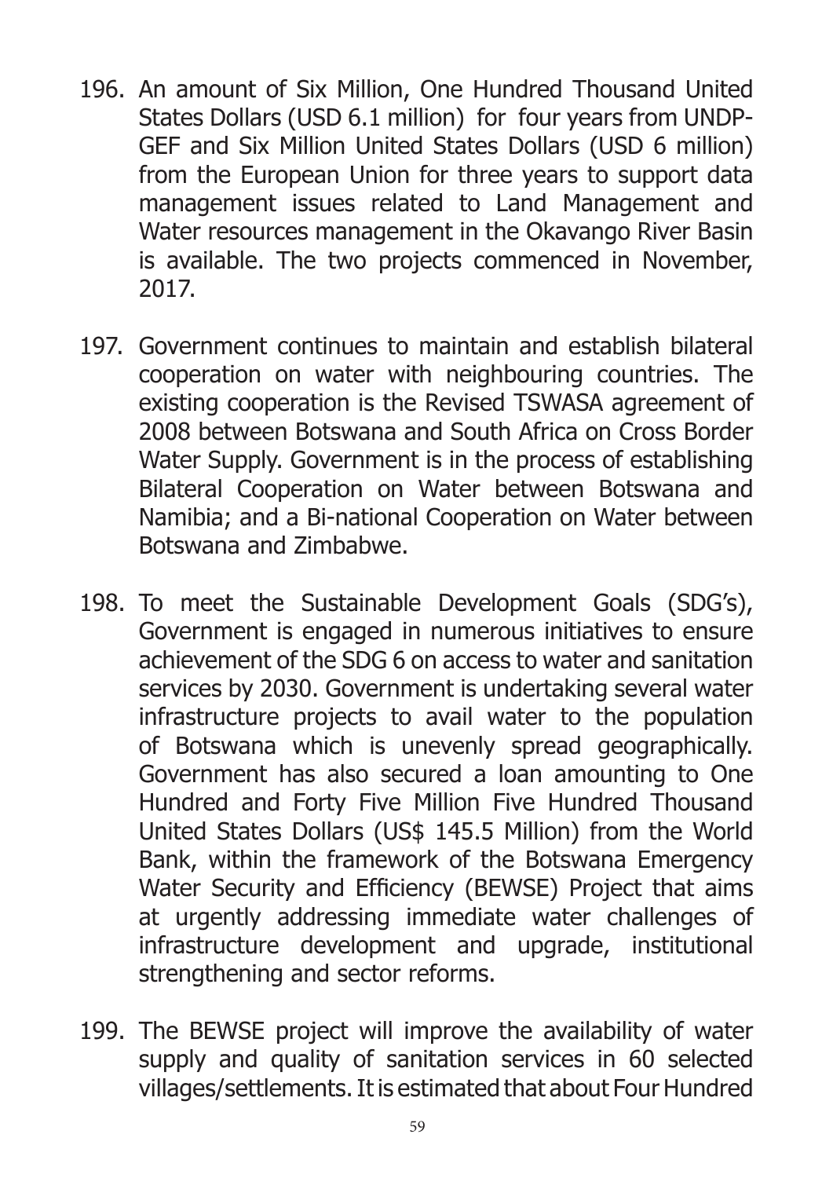196. An amount of Six Million, One Hundred Thousand United States Dollars (USD 6.1 million) for four years from UNDP-GEF and Six Million United States Dollars (USD 6 million) from the European Union for three years to support data management issues related to Land Management and Water resources management in the Okavango River Basin is available. The two projects commenced in November, 2017.

197. Government continues to maintain and establish bilateral cooperation on water with neighbouring countries. The existing cooperation is the Revised TSWASA agreement of 2008 between Botswana and South Africa on Cross Border Water Supply. Government is in the process of establishing Bilateral Cooperation on Water between Botswana and Namibia; and a Bi-national Cooperation on Water between Botswana and Zimbabwe.

198. To meet the Sustainable Development Goals (SDG's), Government is engaged in numerous initiatives to ensure achievement of the SDG 6 on access to water and sanitation services by 2030. Government is undertaking several water infrastructure projects to avail water to the population of Botswana which is unevenly spread geographically. Government has also secured a loan amounting to One Hundred and Forty Five Million Five Hundred Thousand United States Dollars (US$ 145.5 Million) from the World Bank, within the framework of the Botswana Emergency Water Security and Efficiency (BEWSE) Project that aims at urgently addressing immediate water challenges of infrastructure development and upgrade, institutional strengthening and sector reforms.

199. The BEWSE project will improve the availability of water supply and quality of sanitation services in 60 selected villages/settlements. It is estimated that about Four Hundred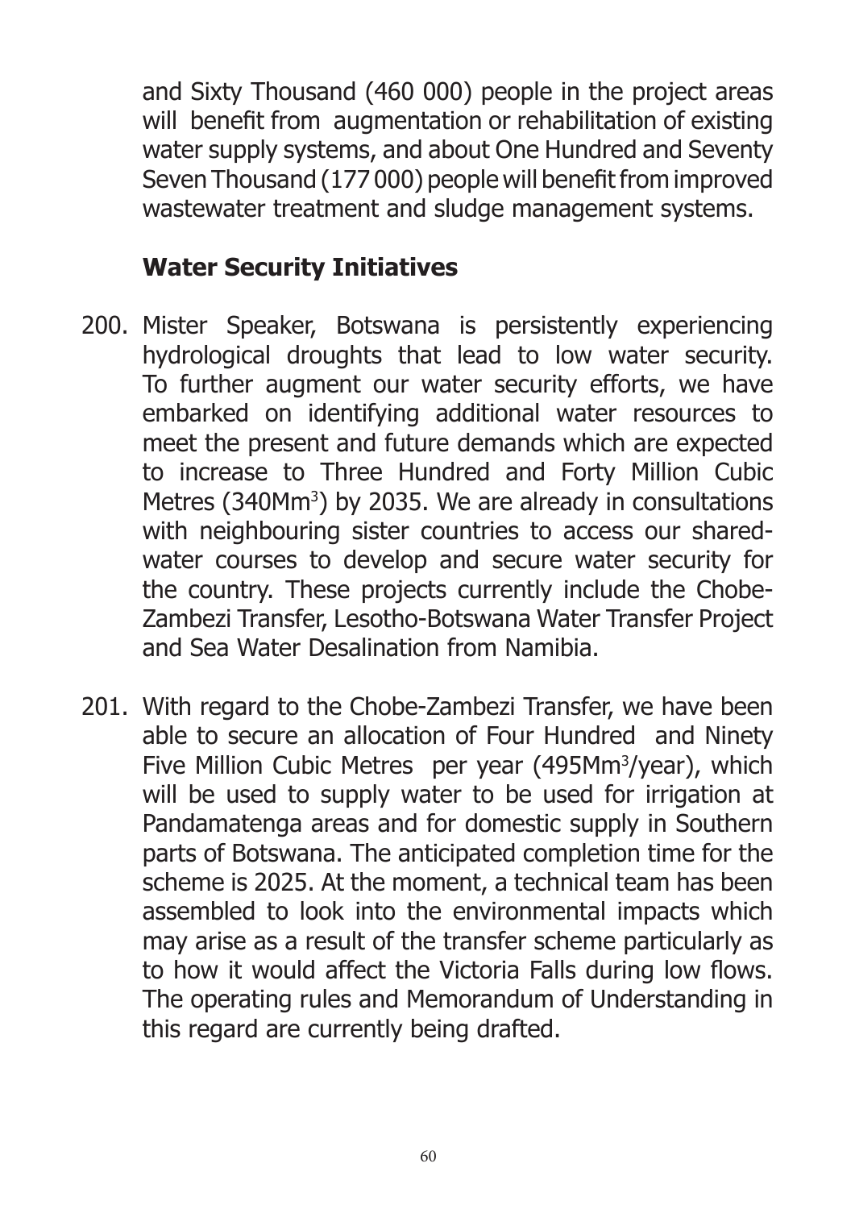and Sixty Thousand (460 000) people in the project areas will benefit from augmentation or rehabilitation of existing water supply systems, and about One Hundred and Seventy Seven Thousand (177 000) people will benefit from improved wastewater treatment and sludge management systems.

## Water Security Initiatives

200. Mister Speaker, Botswana is persistently experiencing hydrological droughts that lead to low water security. To further augment our water security efforts, we have embarked on identifying additional water resources to meet the present and future demands which are expected to increase to Three Hundred and Forty Million Cubic Metres ($340Mm^3$) by 2035. We are already in consultations with neighbouring sister countries to access our shared-water courses to develop and secure water security for the country. These projects currently include the Chobe-Zambezi Transfer, Lesotho-Botswana Water Transfer Project and Sea Water Desalination from Namibia.

201. With regard to the Chobe-Zambezi Transfer, we have been able to secure an allocation of Four Hundred and Ninety Five Million Cubic Metres per year ($495Mm^3$/year), which will be used to supply water to be used for irrigation at Pandamatenga areas and for domestic supply in Southern parts of Botswana. The anticipated completion time for the scheme is 2025. At the moment, a technical team has been assembled to look into the environmental impacts which may arise as a result of the transfer scheme particularly as to how it would affect the Victoria Falls during low flows. The operating rules and Memorandum of Understanding in this regard are currently being drafted.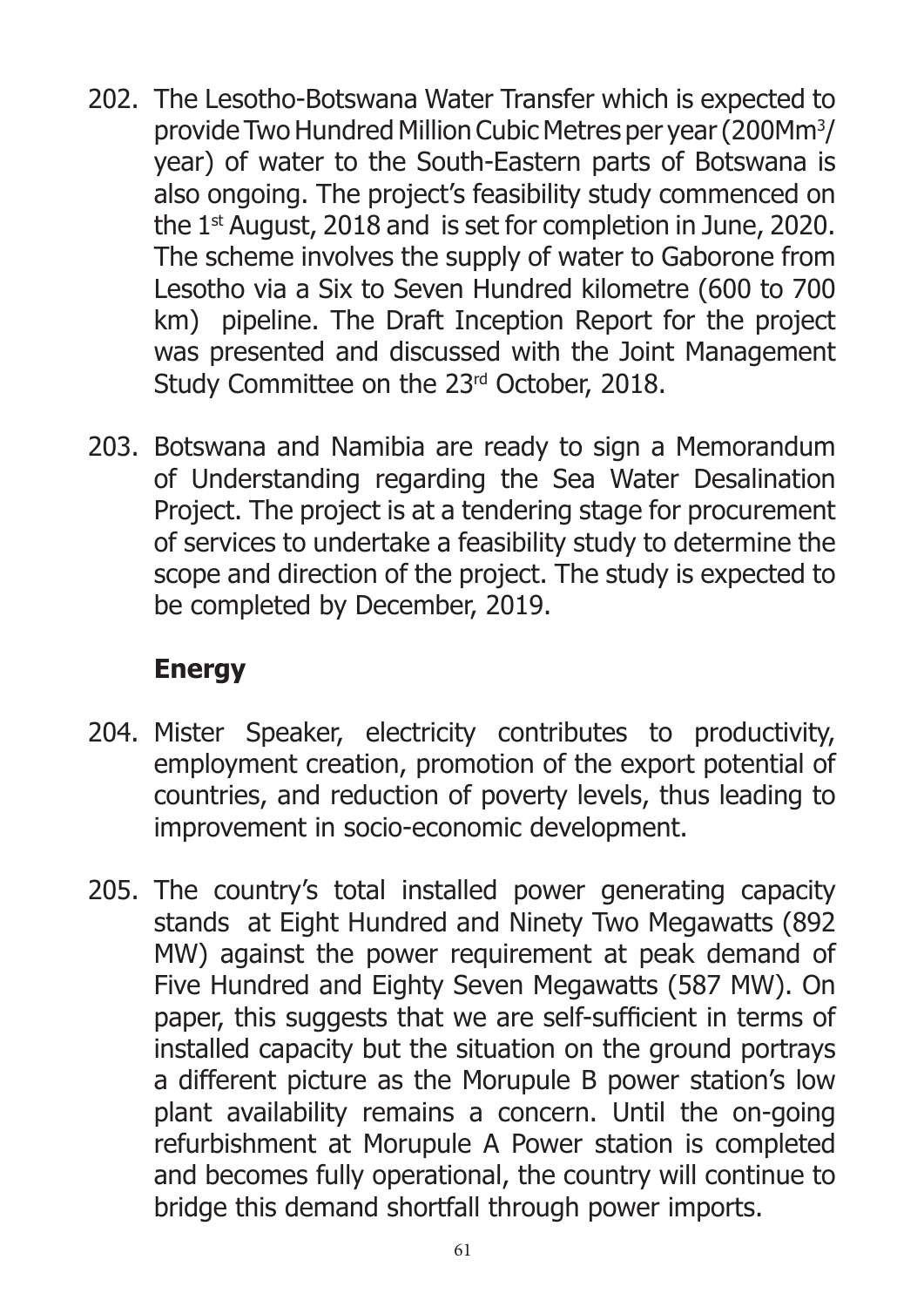202. The Lesotho-Botswana Water Transfer which is expected to provide Two Hundred Million Cubic Metres per year (200Mm$^3$/year) of water to the South-Eastern parts of Botswana is also ongoing. The project's feasibility study commenced on the 1st August, 2018 and is set for completion in June, 2020. The scheme involves the supply of water to Gaborone from Lesotho via a Six to Seven Hundred kilometre (600 to 700 km) pipeline. The Draft Inception Report for the project was presented and discussed with the Joint Management Study Committee on the 23rd October, 2018.

203. Botswana and Namibia are ready to sign a Memorandum of Understanding regarding the Sea Water Desalination Project. The project is at a tendering stage for procurement of services to undertake a feasibility study to determine the scope and direction of the project. The study is expected to be completed by December, 2019.

## Energy

204. Mister Speaker, electricity contributes to productivity, employment creation, promotion of the export potential of countries, and reduction of poverty levels, thus leading to improvement in socio-economic development.

205. The country's total installed power generating capacity stands at Eight Hundred and Ninety Two Megawatts (892 MW) against the power requirement at peak demand of Five Hundred and Eighty Seven Megawatts (587 MW). On paper, this suggests that we are self-sufficient in terms of installed capacity but the situation on the ground portrays a different picture as the Morupule B power station's low plant availability remains a concern. Until the on-going refurbishment at Morupule A Power station is completed and becomes fully operational, the country will continue to bridge this demand shortfall through power imports.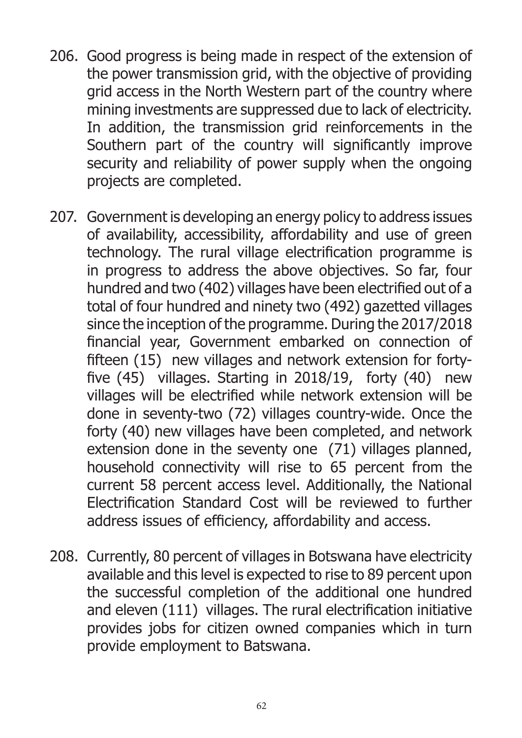206. Good progress is being made in respect of the extension of the power transmission grid, with the objective of providing grid access in the North Western part of the country where mining investments are suppressed due to lack of electricity. In addition, the transmission grid reinforcements in the Southern part of the country will significantly improve security and reliability of power supply when the ongoing projects are completed.

207. Government is developing an energy policy to address issues of availability, accessibility, affordability and use of green technology. The rural village electrification programme is in progress to address the above objectives. So far, four hundred and two (402) villages have been electrified out of a total of four hundred and ninety two (492) gazetted villages since the inception of the programme. During the 2017/2018 financial year, Government embarked on connection of fifteen (15) new villages and network extension for forty-five (45) villages. Starting in 2018/19, forty (40) new villages will be electrified while network extension will be done in seventy-two (72) villages country-wide. Once the forty (40) new villages have been completed, and network extension done in the seventy one (71) villages planned, household connectivity will rise to 65 percent from the current 58 percent access level. Additionally, the National Electrification Standard Cost will be reviewed to further address issues of efficiency, affordability and access.

208. Currently, 80 percent of villages in Botswana have electricity available and this level is expected to rise to 89 percent upon the successful completion of the additional one hundred and eleven (111) villages. The rural electrification initiative provides jobs for citizen owned companies which in turn provide employment to Batswana.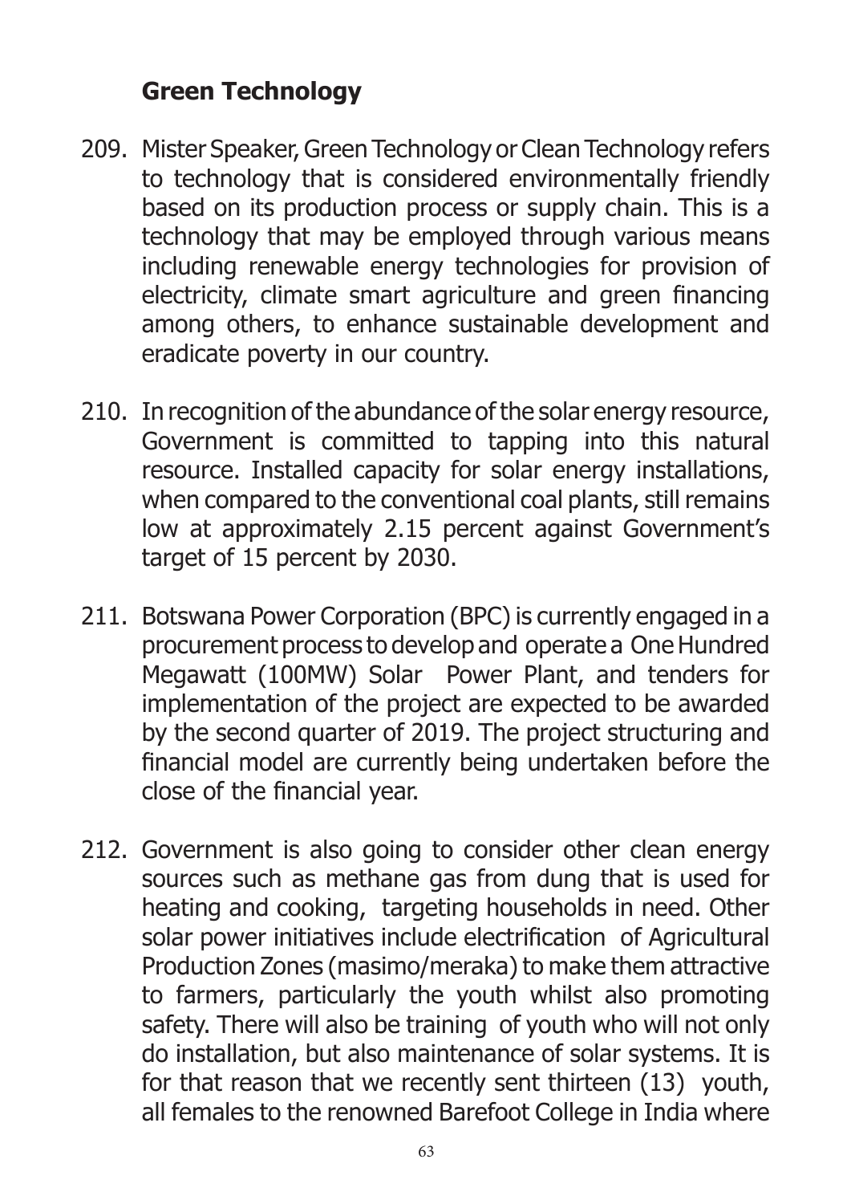## Green Technology

209. Mister Speaker, Green Technology or Clean Technology refers to technology that is considered environmentally friendly based on its production process or supply chain. This is a technology that may be employed through various means including renewable energy technologies for provision of electricity, climate smart agriculture and green financing among others, to enhance sustainable development and eradicate poverty in our country.

210. In recognition of the abundance of the solar energy resource, Government is committed to tapping into this natural resource. Installed capacity for solar energy installations, when compared to the conventional coal plants, still remains low at approximately 2.15 percent against Government's target of 15 percent by 2030.

211. Botswana Power Corporation (BPC) is currently engaged in a procurement process to develop and operate a One Hundred Megawatt (100MW) Solar Power Plant, and tenders for implementation of the project are expected to be awarded by the second quarter of 2019. The project structuring and financial model are currently being undertaken before the close of the financial year.

212. Government is also going to consider other clean energy sources such as methane gas from dung that is used for heating and cooking, targeting households in need. Other solar power initiatives include electrification of Agricultural Production Zones (masimo/meraka) to make them attractive to farmers, particularly the youth whilst also promoting safety. There will also be training of youth who will not only do installation, but also maintenance of solar systems. It is for that reason that we recently sent thirteen (13) youth, all females to the renowned Barefoot College in India where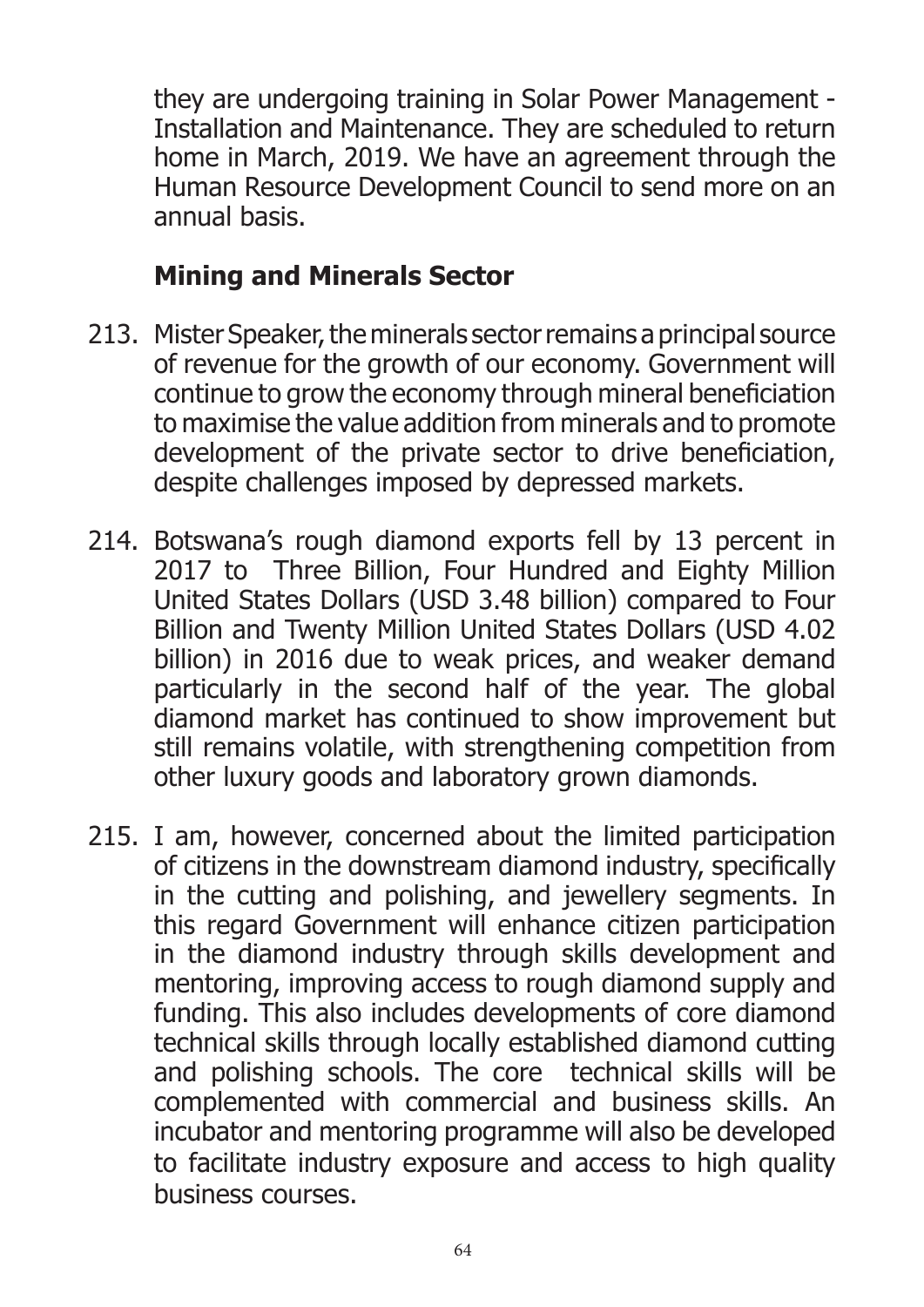they are undergoing training in Solar Power Management - Installation and Maintenance. They are scheduled to return home in March, 2019. We have an agreement through the Human Resource Development Council to send more on an annual basis.

## Mining and Minerals Sector

213. Mister Speaker, the minerals sector remains a principal source of revenue for the growth of our economy. Government will continue to grow the economy through mineral beneficiation to maximise the value addition from minerals and to promote development of the private sector to drive beneficiation, despite challenges imposed by depressed markets.

214. Botswana's rough diamond exports fell by 13 percent in 2017 to Three Billion, Four Hundred and Eighty Million United States Dollars (USD 3.48 billion) compared to Four Billion and Twenty Million United States Dollars (USD 4.02 billion) in 2016 due to weak prices, and weaker demand particularly in the second half of the year. The global diamond market has continued to show improvement but still remains volatile, with strengthening competition from other luxury goods and laboratory grown diamonds.

215. I am, however, concerned about the limited participation of citizens in the downstream diamond industry, specifically in the cutting and polishing, and jewellery segments. In this regard Government will enhance citizen participation in the diamond industry through skills development and mentoring, improving access to rough diamond supply and funding. This also includes developments of core diamond technical skills through locally established diamond cutting and polishing schools. The core technical skills will be complemented with commercial and business skills. An incubator and mentoring programme will also be developed to facilitate industry exposure and access to high quality business courses.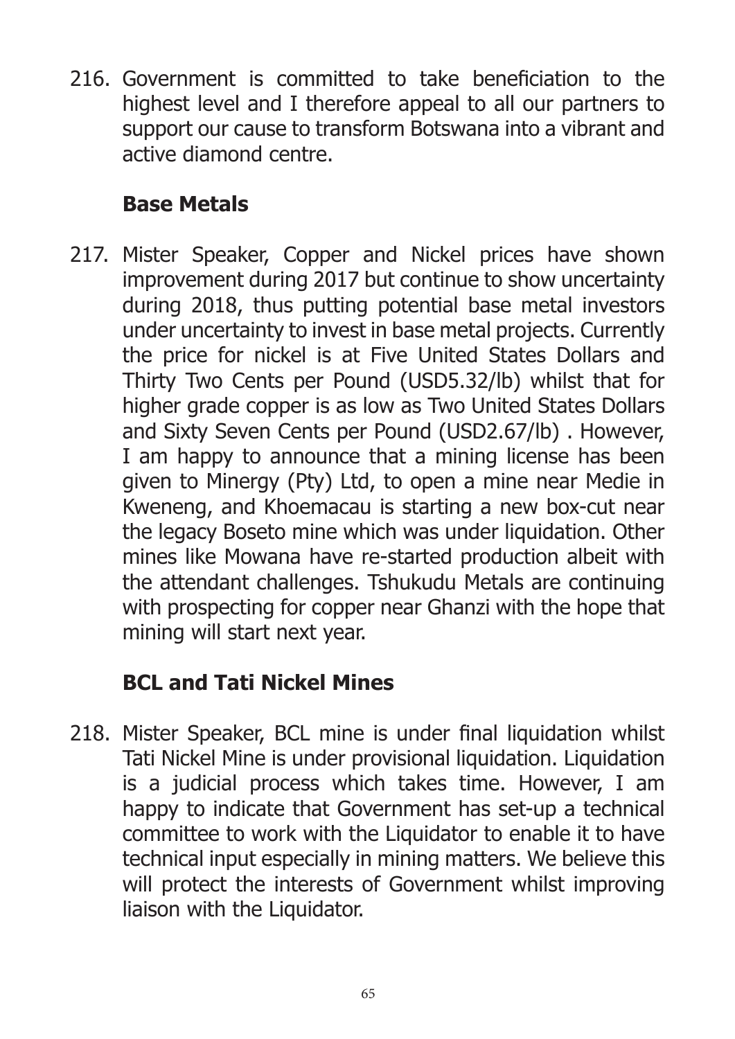216. Government is committed to take beneficiation to the highest level and I therefore appeal to all our partners to support our cause to transform Botswana into a vibrant and active diamond centre.

## Base Metals

217. Mister Speaker, Copper and Nickel prices have shown improvement during 2017 but continue to show uncertainty during 2018, thus putting potential base metal investors under uncertainty to invest in base metal projects. Currently the price for nickel is at Five United States Dollars and Thirty Two Cents per Pound (USD5.32/lb) whilst that for higher grade copper is as low as Two United States Dollars and Sixty Seven Cents per Pound (USD2.67/lb) . However, I am happy to announce that a mining license has been given to Minergy (Pty) Ltd, to open a mine near Medie in Kweneng, and Khoemacau is starting a new box-cut near the legacy Boseto mine which was under liquidation. Other mines like Mowana have re-started production albeit with the attendant challenges. Tshukudu Metals are continuing with prospecting for copper near Ghanzi with the hope that mining will start next year.

## BCL and Tati Nickel Mines

218. Mister Speaker, BCL mine is under final liquidation whilst Tati Nickel Mine is under provisional liquidation. Liquidation is a judicial process which takes time. However, I am happy to indicate that Government has set-up a technical committee to work with the Liquidator to enable it to have technical input especially in mining matters. We believe this will protect the interests of Government whilst improving liaison with the Liquidator.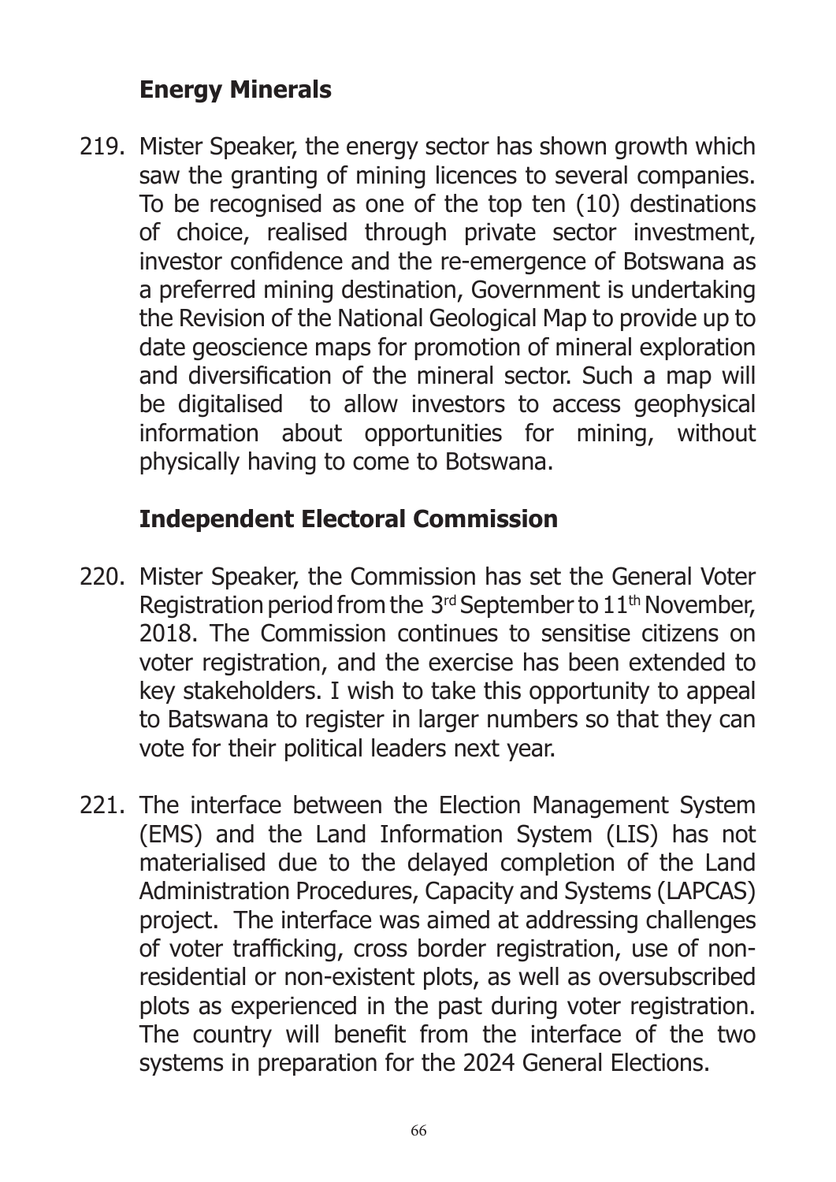## Energy Minerals

219. Mister Speaker, the energy sector has shown growth which saw the granting of mining licences to several companies. To be recognised as one of the top ten (10) destinations of choice, realised through private sector investment, investor confidence and the re-emergence of Botswana as a preferred mining destination, Government is undertaking the Revision of the National Geological Map to provide up to date geoscience maps for promotion of mineral exploration and diversification of the mineral sector. Such a map will be digitalised to allow investors to access geophysical information about opportunities for mining, without physically having to come to Botswana.

## Independent Electoral Commission

220. Mister Speaker, the Commission has set the General Voter Registration period from the 3rd September to 11th November, 2018. The Commission continues to sensitise citizens on voter registration, and the exercise has been extended to key stakeholders. I wish to take this opportunity to appeal to Batswana to register in larger numbers so that they can vote for their political leaders next year.

221. The interface between the Election Management System (EMS) and the Land Information System (LIS) has not materialised due to the delayed completion of the Land Administration Procedures, Capacity and Systems (LAPCAS) project. The interface was aimed at addressing challenges of voter trafficking, cross border registration, use of non-residential or non-existent plots, as well as oversubscribed plots as experienced in the past during voter registration. The country will benefit from the interface of the two systems in preparation for the 2024 General Elections.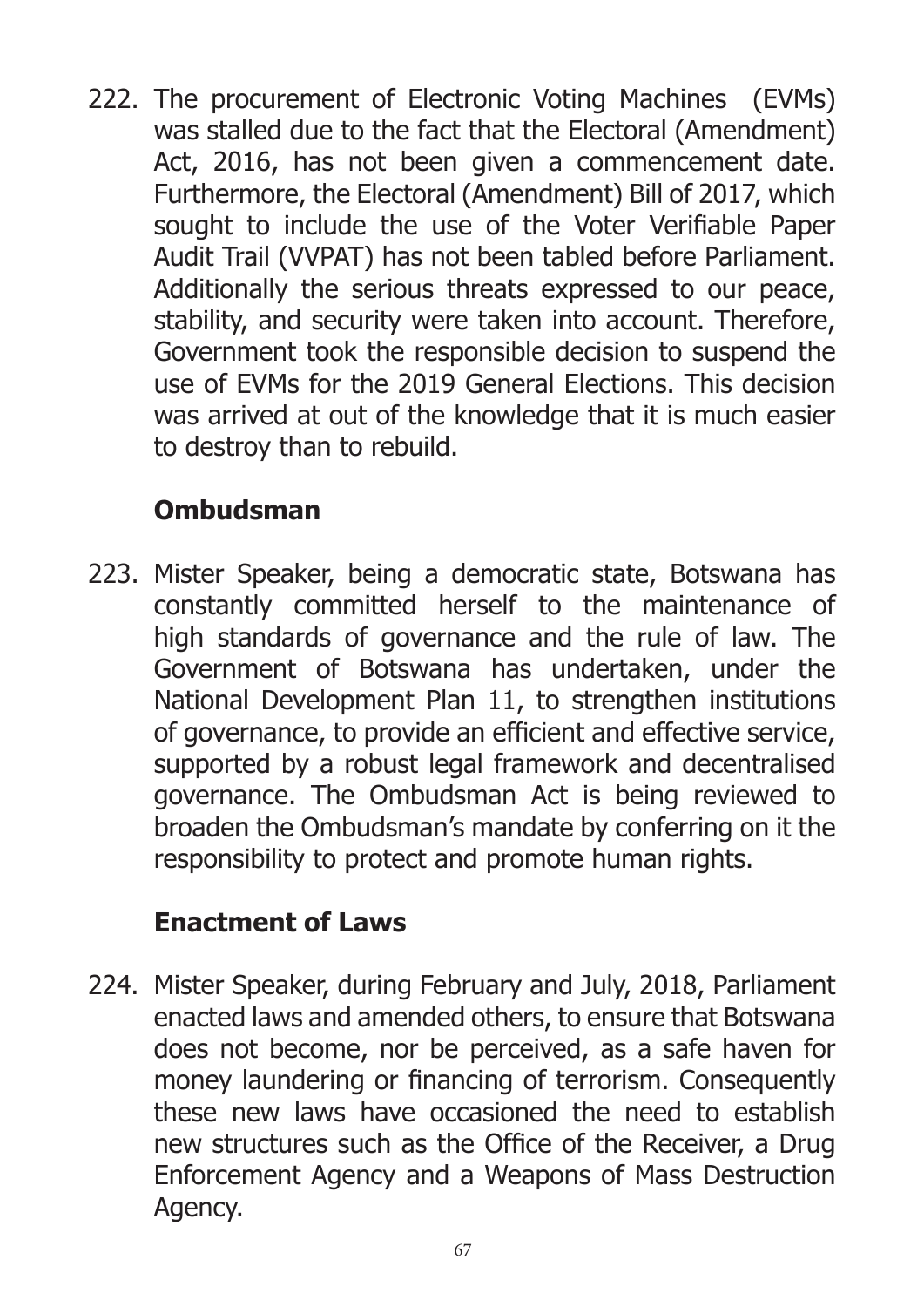222. The procurement of Electronic Voting Machines (EVMs) was stalled due to the fact that the Electoral (Amendment) Act, 2016, has not been given a commencement date. Furthermore, the Electoral (Amendment) Bill of 2017, which sought to include the use of the Voter Verifiable Paper Audit Trail (VVPAT) has not been tabled before Parliament. Additionally the serious threats expressed to our peace, stability, and security were taken into account. Therefore, Government took the responsible decision to suspend the use of EVMs for the 2019 General Elections. This decision was arrived at out of the knowledge that it is much easier to destroy than to rebuild.

### Ombudsman

223. Mister Speaker, being a democratic state, Botswana has constantly committed herself to the maintenance of high standards of governance and the rule of law. The Government of Botswana has undertaken, under the National Development Plan 11, to strengthen institutions of governance, to provide an efficient and effective service, supported by a robust legal framework and decentralised governance. The Ombudsman Act is being reviewed to broaden the Ombudsman's mandate by conferring on it the responsibility to protect and promote human rights.

### Enactment of Laws

224. Mister Speaker, during February and July, 2018, Parliament enacted laws and amended others, to ensure that Botswana does not become, nor be perceived, as a safe haven for money laundering or financing of terrorism. Consequently these new laws have occasioned the need to establish new structures such as the Office of the Receiver, a Drug Enforcement Agency and a Weapons of Mass Destruction Agency.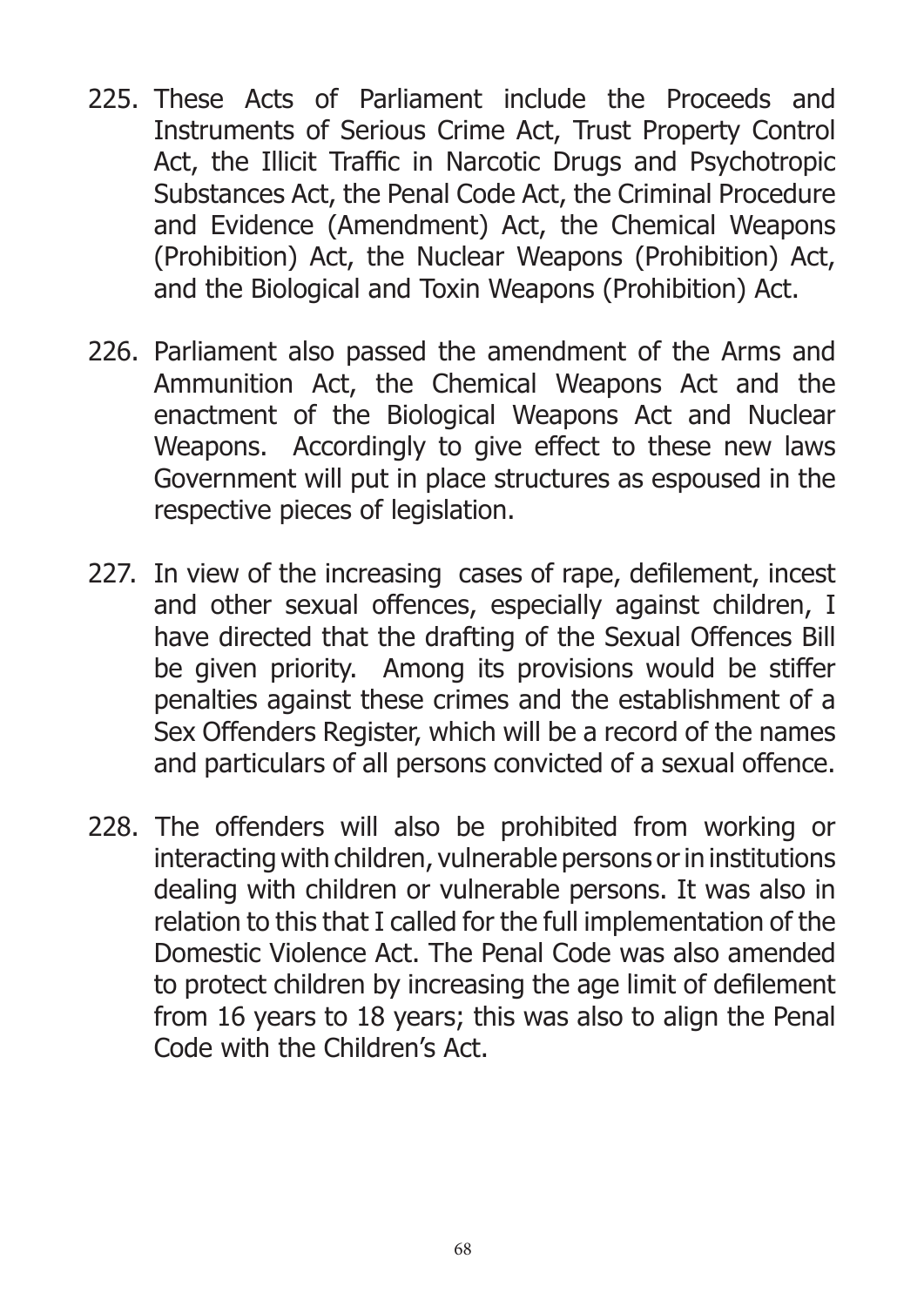225. These Acts of Parliament include the Proceeds and Instruments of Serious Crime Act, Trust Property Control Act, the Illicit Traffic in Narcotic Drugs and Psychotropic Substances Act, the Penal Code Act, the Criminal Procedure and Evidence (Amendment) Act, the Chemical Weapons (Prohibition) Act, the Nuclear Weapons (Prohibition) Act, and the Biological and Toxin Weapons (Prohibition) Act.

226. Parliament also passed the amendment of the Arms and Ammunition Act, the Chemical Weapons Act and the enactment of the Biological Weapons Act and Nuclear Weapons. Accordingly to give effect to these new laws Government will put in place structures as espoused in the respective pieces of legislation.

227. In view of the increasing cases of rape, defilement, incest and other sexual offences, especially against children, I have directed that the drafting of the Sexual Offences Bill be given priority. Among its provisions would be stiffer penalties against these crimes and the establishment of a Sex Offenders Register, which will be a record of the names and particulars of all persons convicted of a sexual offence.

228. The offenders will also be prohibited from working or interacting with children, vulnerable persons or in institutions dealing with children or vulnerable persons. It was also in relation to this that I called for the full implementation of the Domestic Violence Act. The Penal Code was also amended to protect children by increasing the age limit of defilement from 16 years to 18 years; this was also to align the Penal Code with the Children's Act.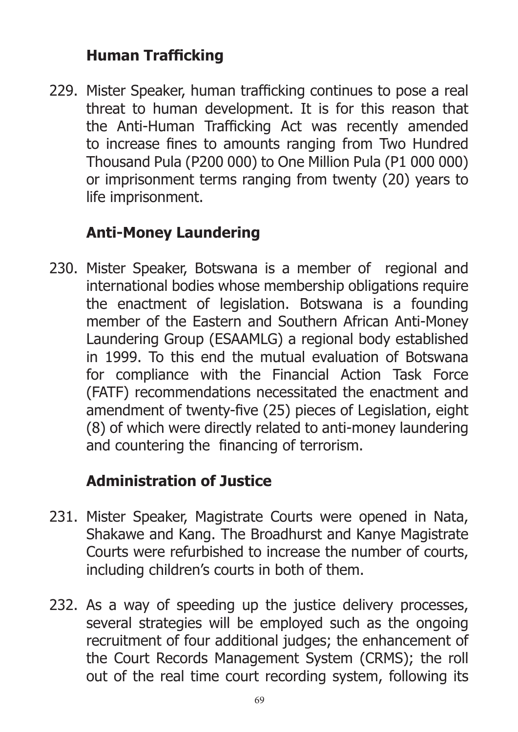## Human Trafficking

229. Mister Speaker, human trafficking continues to pose a real threat to human development. It is for this reason that the Anti-Human Trafficking Act was recently amended to increase fines to amounts ranging from Two Hundred Thousand Pula (P200 000) to One Million Pula (P1 000 000) or imprisonment terms ranging from twenty (20) years to life imprisonment.

## Anti-Money Laundering

230. Mister Speaker, Botswana is a member of regional and international bodies whose membership obligations require the enactment of legislation. Botswana is a founding member of the Eastern and Southern African Anti-Money Laundering Group (ESAAMLG) a regional body established in 1999. To this end the mutual evaluation of Botswana for compliance with the Financial Action Task Force (FATF) recommendations necessitated the enactment and amendment of twenty-five (25) pieces of Legislation, eight (8) of which were directly related to anti-money laundering and countering the financing of terrorism.

## Administration of Justice

231. Mister Speaker, Magistrate Courts were opened in Nata, Shakawe and Kang. The Broadhurst and Kanye Magistrate Courts were refurbished to increase the number of courts, including children's courts in both of them.

232. As a way of speeding up the justice delivery processes, several strategies will be employed such as the ongoing recruitment of four additional judges; the enhancement of the Court Records Management System (CRMS); the roll out of the real time court recording system, following its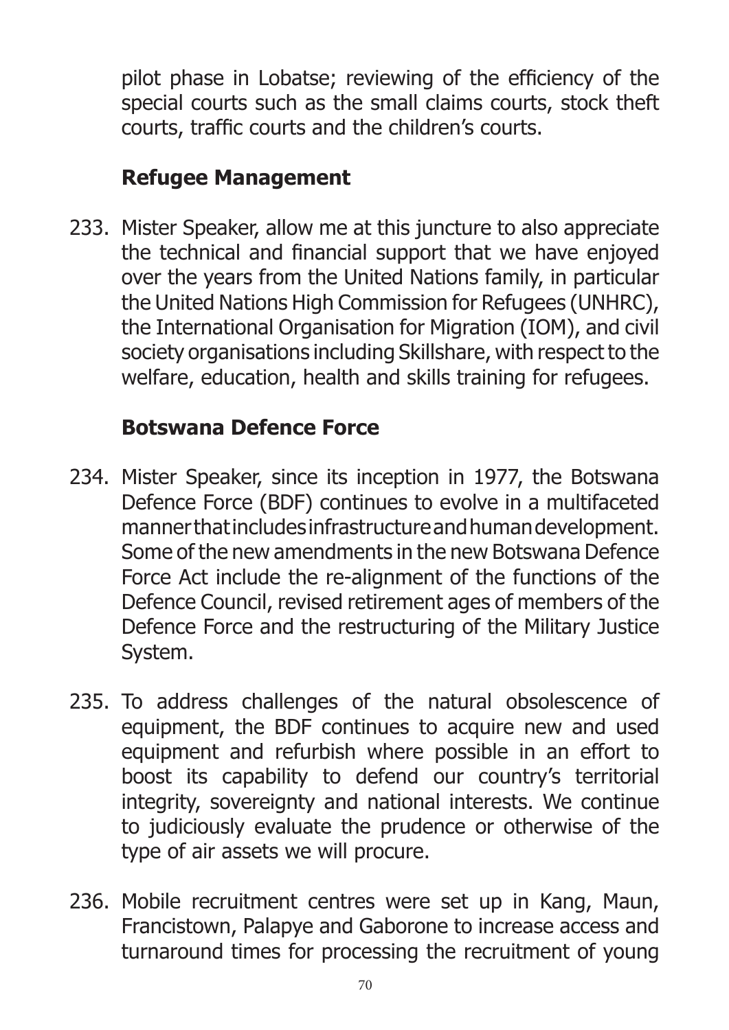pilot phase in Lobatse; reviewing of the efficiency of the special courts such as the small claims courts, stock theft courts, traffic courts and the children's courts.

### Refugee Management

233. Mister Speaker, allow me at this juncture to also appreciate the technical and financial support that we have enjoyed over the years from the United Nations family, in particular the United Nations High Commission for Refugees (UNHRC), the International Organisation for Migration (IOM), and civil society organisations including Skillshare, with respect to the welfare, education, health and skills training for refugees.

### Botswana Defence Force

234. Mister Speaker, since its inception in 1977, the Botswana Defence Force (BDF) continues to evolve in a multifaceted manner that includes infrastructure and human development. Some of the new amendments in the new Botswana Defence Force Act include the re-alignment of the functions of the Defence Council, revised retirement ages of members of the Defence Force and the restructuring of the Military Justice System.

235. To address challenges of the natural obsolescence of equipment, the BDF continues to acquire new and used equipment and refurbish where possible in an effort to boost its capability to defend our country's territorial integrity, sovereignty and national interests. We continue to judiciously evaluate the prudence or otherwise of the type of air assets we will procure.

236. Mobile recruitment centres were set up in Kang, Maun, Francistown, Palapye and Gaborone to increase access and turnaround times for processing the recruitment of young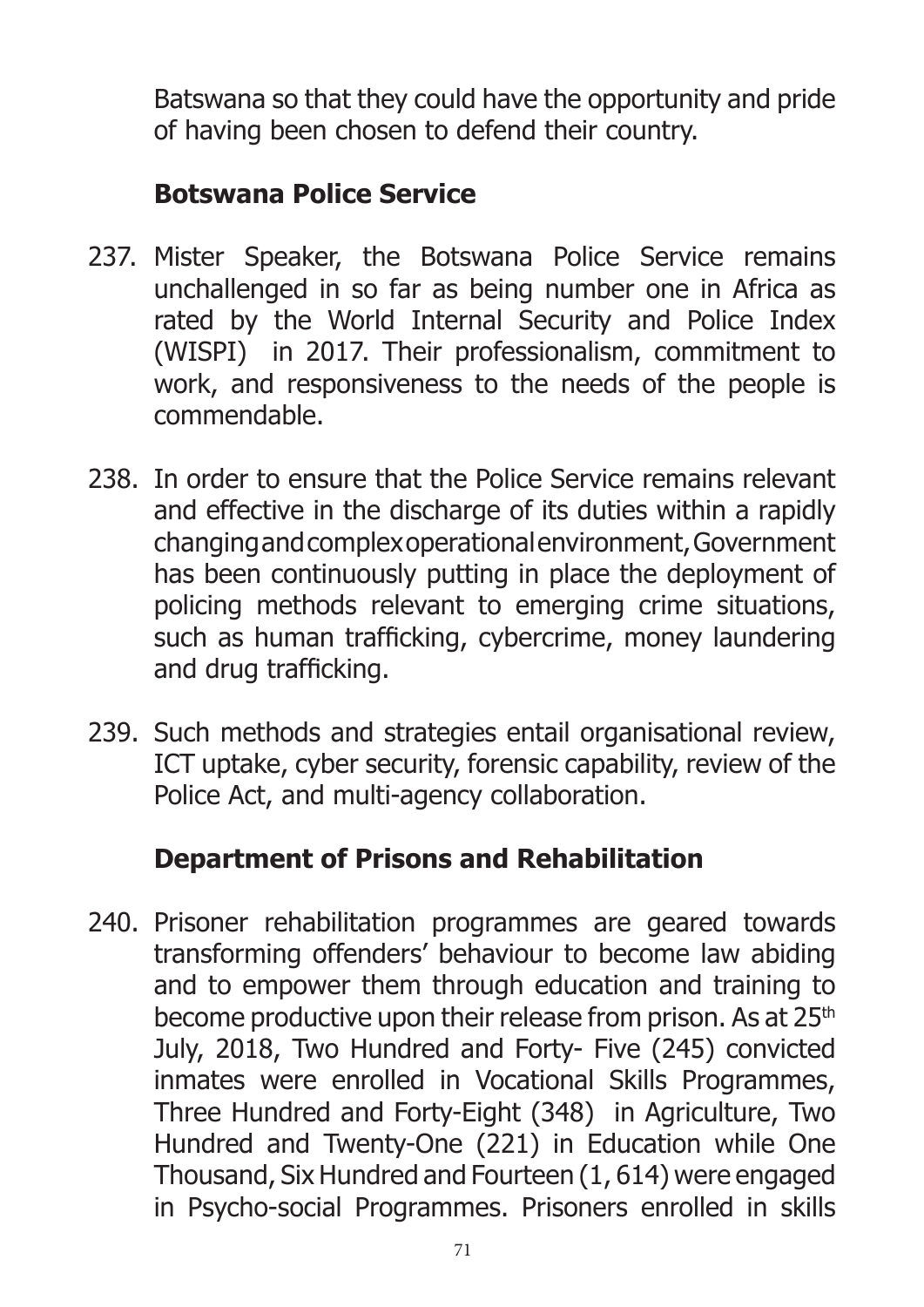Batswana so that they could have the opportunity and pride of having been chosen to defend their country.

## Botswana Police Service

237. Mister Speaker, the Botswana Police Service remains unchallenged in so far as being number one in Africa as rated by the World Internal Security and Police Index (WISPI) in 2017. Their professionalism, commitment to work, and responsiveness to the needs of the people is commendable.

238. In order to ensure that the Police Service remains relevant and effective in the discharge of its duties within a rapidly changing and complex operational environment, Government has been continuously putting in place the deployment of policing methods relevant to emerging crime situations, such as human trafficking, cybercrime, money laundering and drug trafficking.

239. Such methods and strategies entail organisational review, ICT uptake, cyber security, forensic capability, review of the Police Act, and multi-agency collaboration.

## Department of Prisons and Rehabilitation

240. Prisoner rehabilitation programmes are geared towards transforming offenders' behaviour to become law abiding and to empower them through education and training to become productive upon their release from prison. As at 25th July, 2018, Two Hundred and Forty- Five (245) convicted inmates were enrolled in Vocational Skills Programmes, Three Hundred and Forty-Eight (348) in Agriculture, Two Hundred and Twenty-One (221) in Education while One Thousand, Six Hundred and Fourteen (1, 614) were engaged in Psycho-social Programmes. Prisoners enrolled in skills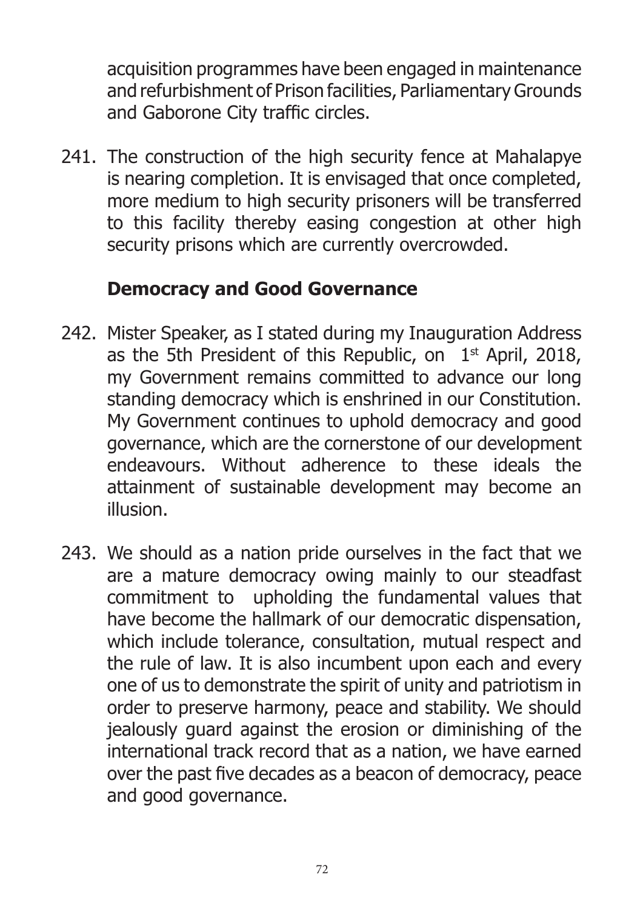acquisition programmes have been engaged in maintenance and refurbishment of Prison facilities, Parliamentary Grounds and Gaborone City traffic circles.

241. The construction of the high security fence at Mahalapye is nearing completion. It is envisaged that once completed, more medium to high security prisoners will be transferred to this facility thereby easing congestion at other high security prisons which are currently overcrowded.

## Democracy and Good Governance

242. Mister Speaker, as I stated during my Inauguration Address as the 5th President of this Republic, on 1st April, 2018, my Government remains committed to advance our long standing democracy which is enshrined in our Constitution. My Government continues to uphold democracy and good governance, which are the cornerstone of our development endeavours. Without adherence to these ideals the attainment of sustainable development may become an illusion.

243. We should as a nation pride ourselves in the fact that we are a mature democracy owing mainly to our steadfast commitment to upholding the fundamental values that have become the hallmark of our democratic dispensation, which include tolerance, consultation, mutual respect and the rule of law. It is also incumbent upon each and every one of us to demonstrate the spirit of unity and patriotism in order to preserve harmony, peace and stability. We should jealously guard against the erosion or diminishing of the international track record that as a nation, we have earned over the past five decades as a beacon of democracy, peace and good governance.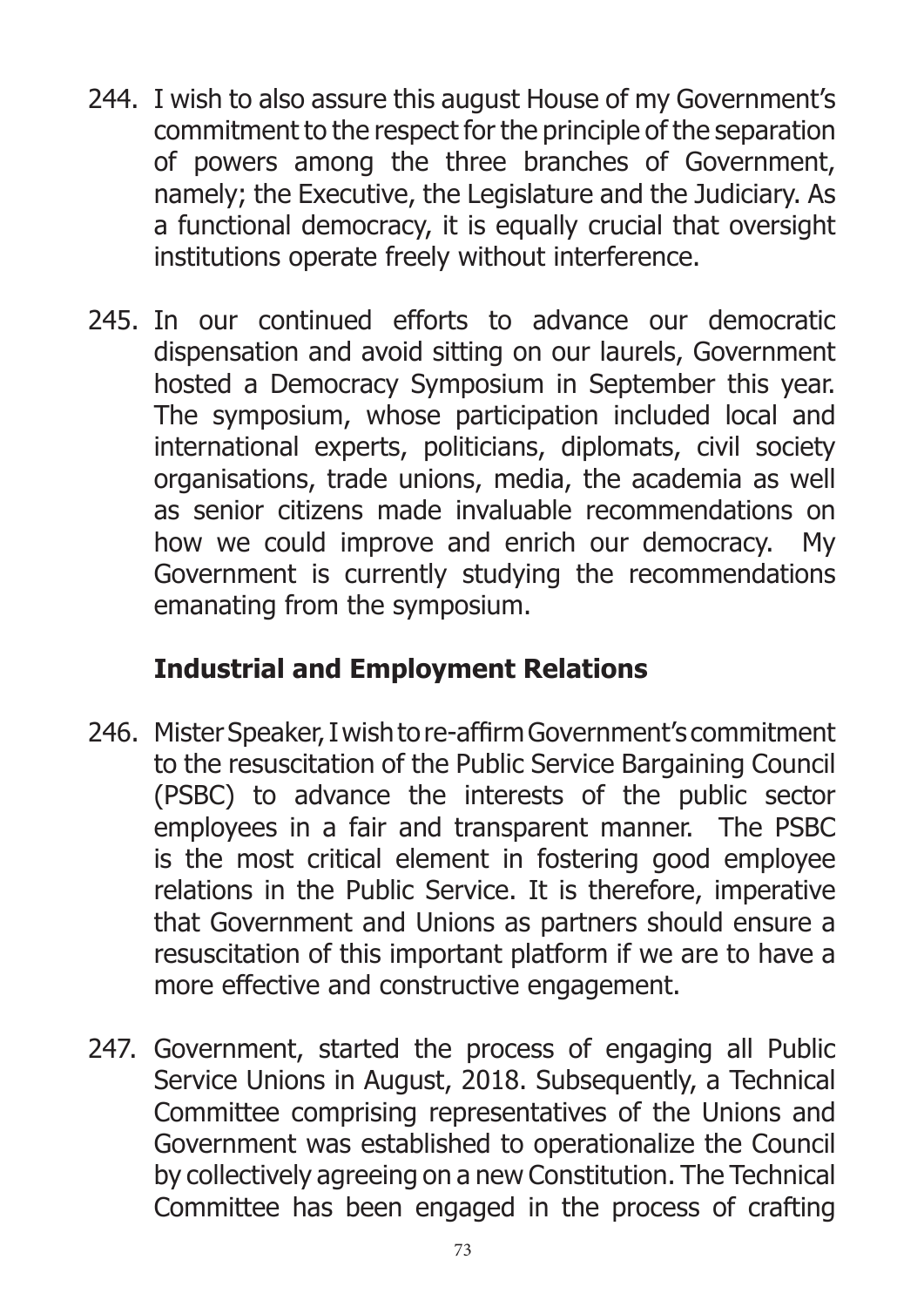244. I wish to also assure this august House of my Government's commitment to the respect for the principle of the separation of powers among the three branches of Government, namely; the Executive, the Legislature and the Judiciary. As a functional democracy, it is equally crucial that oversight institutions operate freely without interference.

245. In our continued efforts to advance our democratic dispensation and avoid sitting on our laurels, Government hosted a Democracy Symposium in September this year. The symposium, whose participation included local and international experts, politicians, diplomats, civil society organisations, trade unions, media, the academia as well as senior citizens made invaluable recommendations on how we could improve and enrich our democracy. My Government is currently studying the recommendations emanating from the symposium.

## Industrial and Employment Relations

246. Mister Speaker, I wish to re-affirm Government's commitment to the resuscitation of the Public Service Bargaining Council (PSBC) to advance the interests of the public sector employees in a fair and transparent manner. The PSBC is the most critical element in fostering good employee relations in the Public Service. It is therefore, imperative that Government and Unions as partners should ensure a resuscitation of this important platform if we are to have a more effective and constructive engagement.

247. Government, started the process of engaging all Public Service Unions in August, 2018. Subsequently, a Technical Committee comprising representatives of the Unions and Government was established to operationalize the Council by collectively agreeing on a new Constitution. The Technical Committee has been engaged in the process of crafting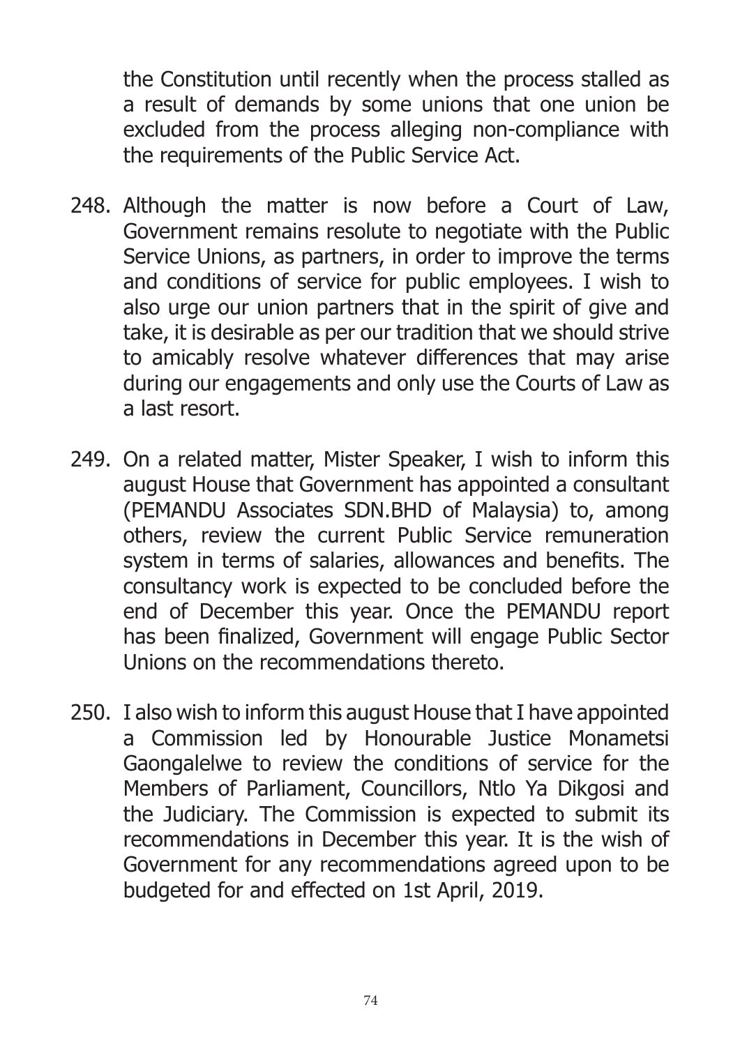the Constitution until recently when the process stalled as a result of demands by some unions that one union be excluded from the process alleging non-compliance with the requirements of the Public Service Act.

248. Although the matter is now before a Court of Law, Government remains resolute to negotiate with the Public Service Unions, as partners, in order to improve the terms and conditions of service for public employees. I wish to also urge our union partners that in the spirit of give and take, it is desirable as per our tradition that we should strive to amicably resolve whatever differences that may arise during our engagements and only use the Courts of Law as a last resort.

249. On a related matter, Mister Speaker, I wish to inform this august House that Government has appointed a consultant (PEMANDU Associates SDN.BHD of Malaysia) to, among others, review the current Public Service remuneration system in terms of salaries, allowances and benefits. The consultancy work is expected to be concluded before the end of December this year. Once the PEMANDU report has been finalized, Government will engage Public Sector Unions on the recommendations thereto.

250. I also wish to inform this august House that I have appointed a Commission led by Honourable Justice Monametsi Gaongalelwe to review the conditions of service for the Members of Parliament, Councillors, Ntlo Ya Dikgosi and the Judiciary. The Commission is expected to submit its recommendations in December this year. It is the wish of Government for any recommendations agreed upon to be budgeted for and effected on 1st April, 2019.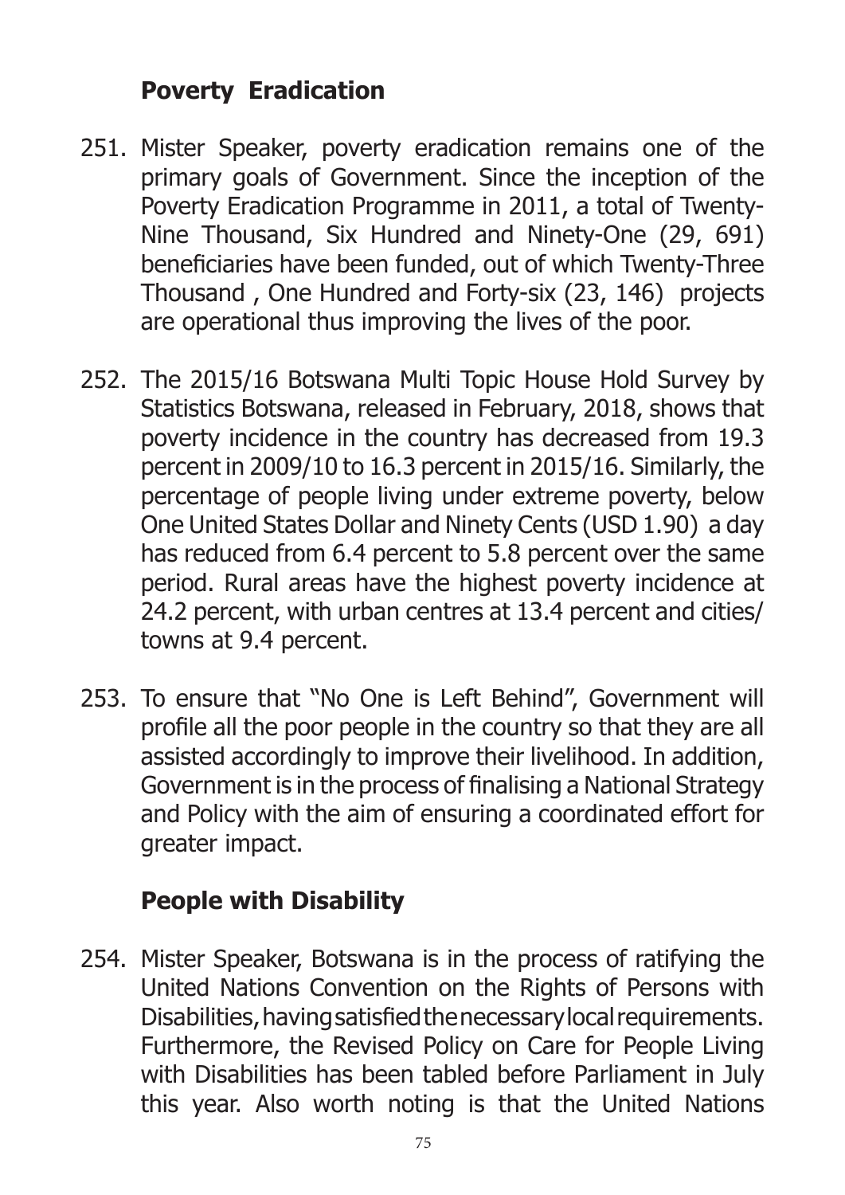## Poverty Eradication

251. Mister Speaker, poverty eradication remains one of the primary goals of Government. Since the inception of the Poverty Eradication Programme in 2011, a total of Twenty-Nine Thousand, Six Hundred and Ninety-One (29, 691) beneficiaries have been funded, out of which Twenty-Three Thousand , One Hundred and Forty-six (23, 146) projects are operational thus improving the lives of the poor.

252. The 2015/16 Botswana Multi Topic House Hold Survey by Statistics Botswana, released in February, 2018, shows that poverty incidence in the country has decreased from 19.3 percent in 2009/10 to 16.3 percent in 2015/16. Similarly, the percentage of people living under extreme poverty, below One United States Dollar and Ninety Cents (USD 1.90) a day has reduced from 6.4 percent to 5.8 percent over the same period. Rural areas have the highest poverty incidence at 24.2 percent, with urban centres at 13.4 percent and cities/ towns at 9.4 percent.

253. To ensure that "No One is Left Behind", Government will profile all the poor people in the country so that they are all assisted accordingly to improve their livelihood. In addition, Government is in the process of finalising a National Strategy and Policy with the aim of ensuring a coordinated effort for greater impact.

## People with Disability

254. Mister Speaker, Botswana is in the process of ratifying the United Nations Convention on the Rights of Persons with Disabilities, having satisfied the necessary local requirements. Furthermore, the Revised Policy on Care for People Living with Disabilities has been tabled before Parliament in July this year. Also worth noting is that the United Nations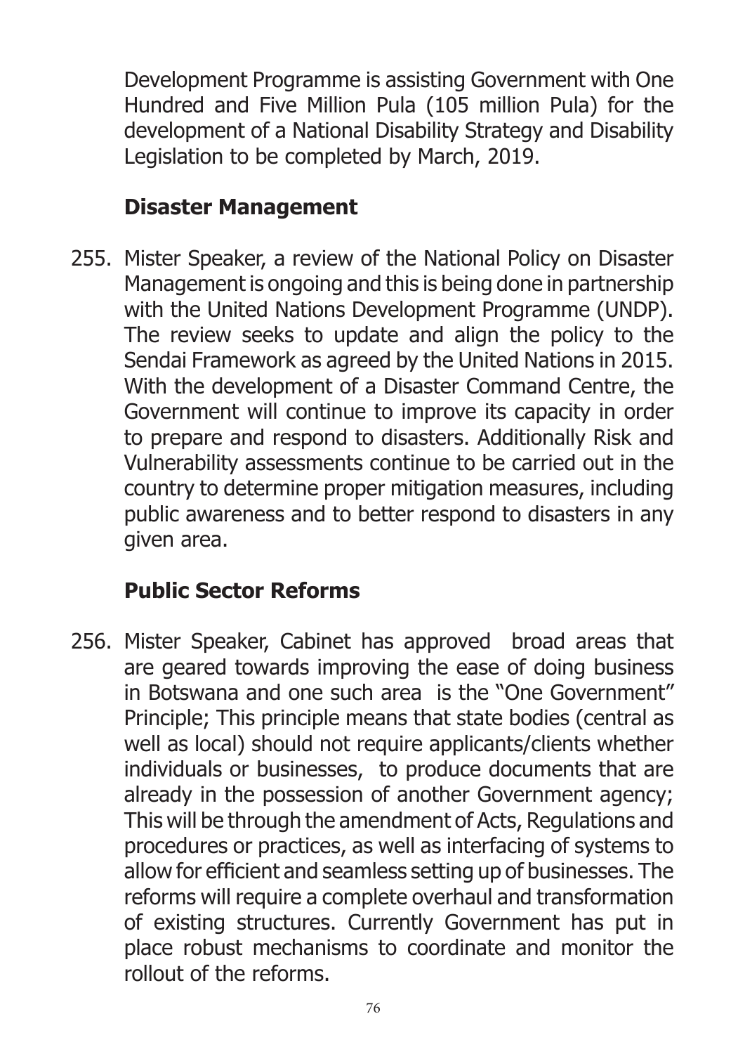Development Programme is assisting Government with One Hundred and Five Million Pula (105 million Pula) for the development of a National Disability Strategy and Disability Legislation to be completed by March, 2019.

## Disaster Management

255. Mister Speaker, a review of the National Policy on Disaster Management is ongoing and this is being done in partnership with the United Nations Development Programme (UNDP). The review seeks to update and align the policy to the Sendai Framework as agreed by the United Nations in 2015. With the development of a Disaster Command Centre, the Government will continue to improve its capacity in order to prepare and respond to disasters. Additionally Risk and Vulnerability assessments continue to be carried out in the country to determine proper mitigation measures, including public awareness and to better respond to disasters in any given area.

## Public Sector Reforms

256. Mister Speaker, Cabinet has approved broad areas that are geared towards improving the ease of doing business in Botswana and one such area is the "One Government" Principle; This principle means that state bodies (central as well as local) should not require applicants/clients whether individuals or businesses, to produce documents that are already in the possession of another Government agency; This will be through the amendment of Acts, Regulations and procedures or practices, as well as interfacing of systems to allow for efficient and seamless setting up of businesses. The reforms will require a complete overhaul and transformation of existing structures. Currently Government has put in place robust mechanisms to coordinate and monitor the rollout of the reforms.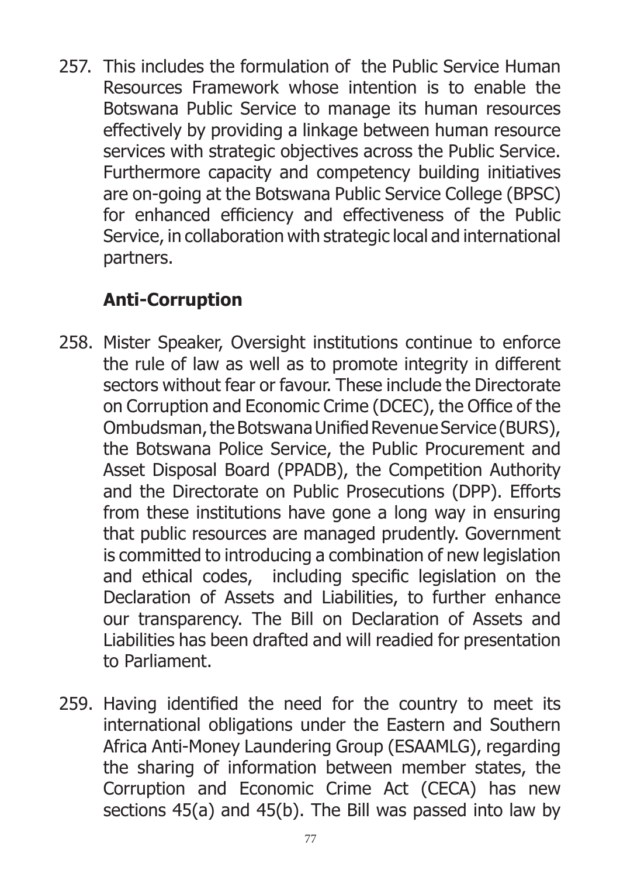257. This includes the formulation of the Public Service Human Resources Framework whose intention is to enable the Botswana Public Service to manage its human resources effectively by providing a linkage between human resource services with strategic objectives across the Public Service. Furthermore capacity and competency building initiatives are on-going at the Botswana Public Service College (BPSC) for enhanced efficiency and effectiveness of the Public Service, in collaboration with strategic local and international partners.

## Anti-Corruption

258. Mister Speaker, Oversight institutions continue to enforce the rule of law as well as to promote integrity in different sectors without fear or favour. These include the Directorate on Corruption and Economic Crime (DCEC), the Office of the Ombudsman, the Botswana Unified Revenue Service (BURS), the Botswana Police Service, the Public Procurement and Asset Disposal Board (PPADB), the Competition Authority and the Directorate on Public Prosecutions (DPP). Efforts from these institutions have gone a long way in ensuring that public resources are managed prudently. Government is committed to introducing a combination of new legislation and ethical codes, including specific legislation on the Declaration of Assets and Liabilities, to further enhance our transparency. The Bill on Declaration of Assets and Liabilities has been drafted and will readied for presentation to Parliament.

259. Having identified the need for the country to meet its international obligations under the Eastern and Southern Africa Anti-Money Laundering Group (ESAAMLG), regarding the sharing of information between member states, the Corruption and Economic Crime Act (CECA) has new sections 45(a) and 45(b). The Bill was passed into law by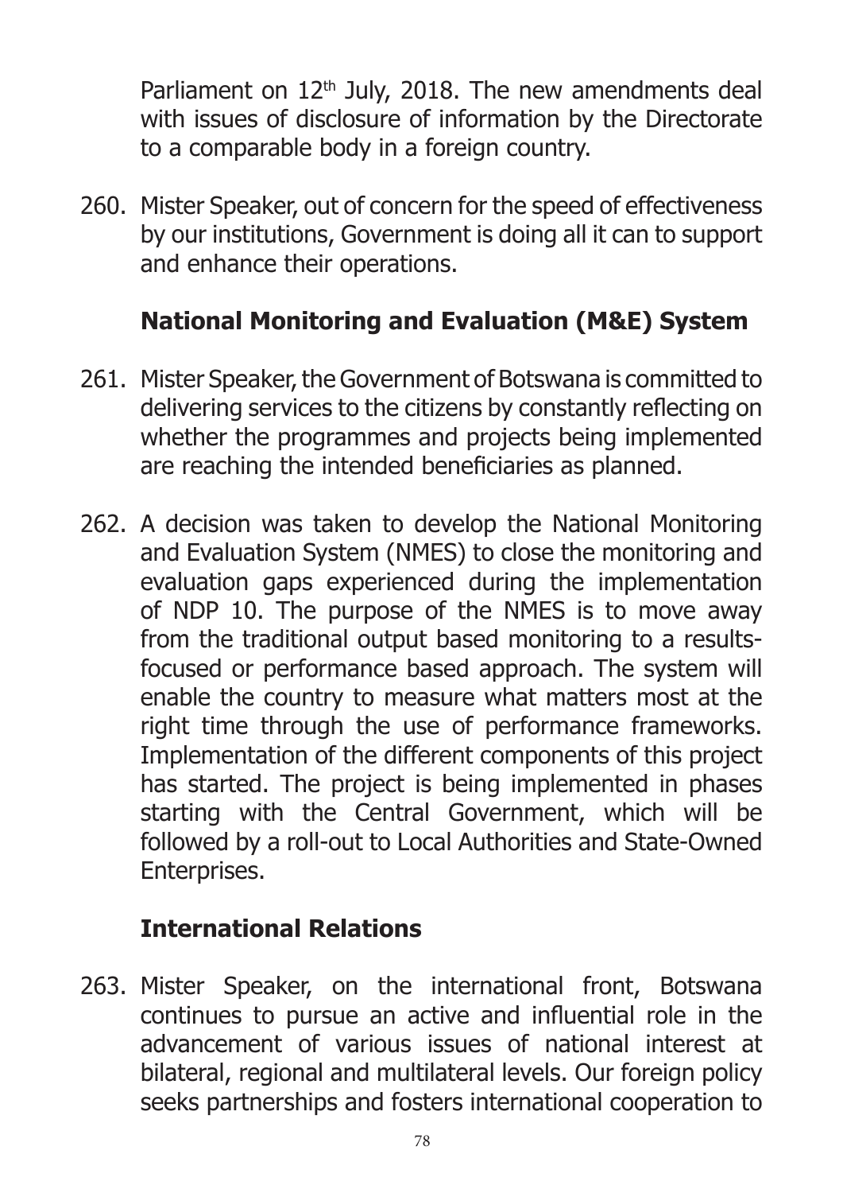Parliament on 12th July, 2018. The new amendments deal with issues of disclosure of information by the Directorate to a comparable body in a foreign country.

260. Mister Speaker, out of concern for the speed of effectiveness by our institutions, Government is doing all it can to support and enhance their operations.

## National Monitoring and Evaluation (M&E) System

261. Mister Speaker, the Government of Botswana is committed to delivering services to the citizens by constantly reflecting on whether the programmes and projects being implemented are reaching the intended beneficiaries as planned.

262. A decision was taken to develop the National Monitoring and Evaluation System (NMES) to close the monitoring and evaluation gaps experienced during the implementation of NDP 10. The purpose of the NMES is to move away from the traditional output based monitoring to a results-focused or performance based approach. The system will enable the country to measure what matters most at the right time through the use of performance frameworks. Implementation of the different components of this project has started. The project is being implemented in phases starting with the Central Government, which will be followed by a roll-out to Local Authorities and State-Owned Enterprises.

## International Relations

263. Mister Speaker, on the international front, Botswana continues to pursue an active and influential role in the advancement of various issues of national interest at bilateral, regional and multilateral levels. Our foreign policy seeks partnerships and fosters international cooperation to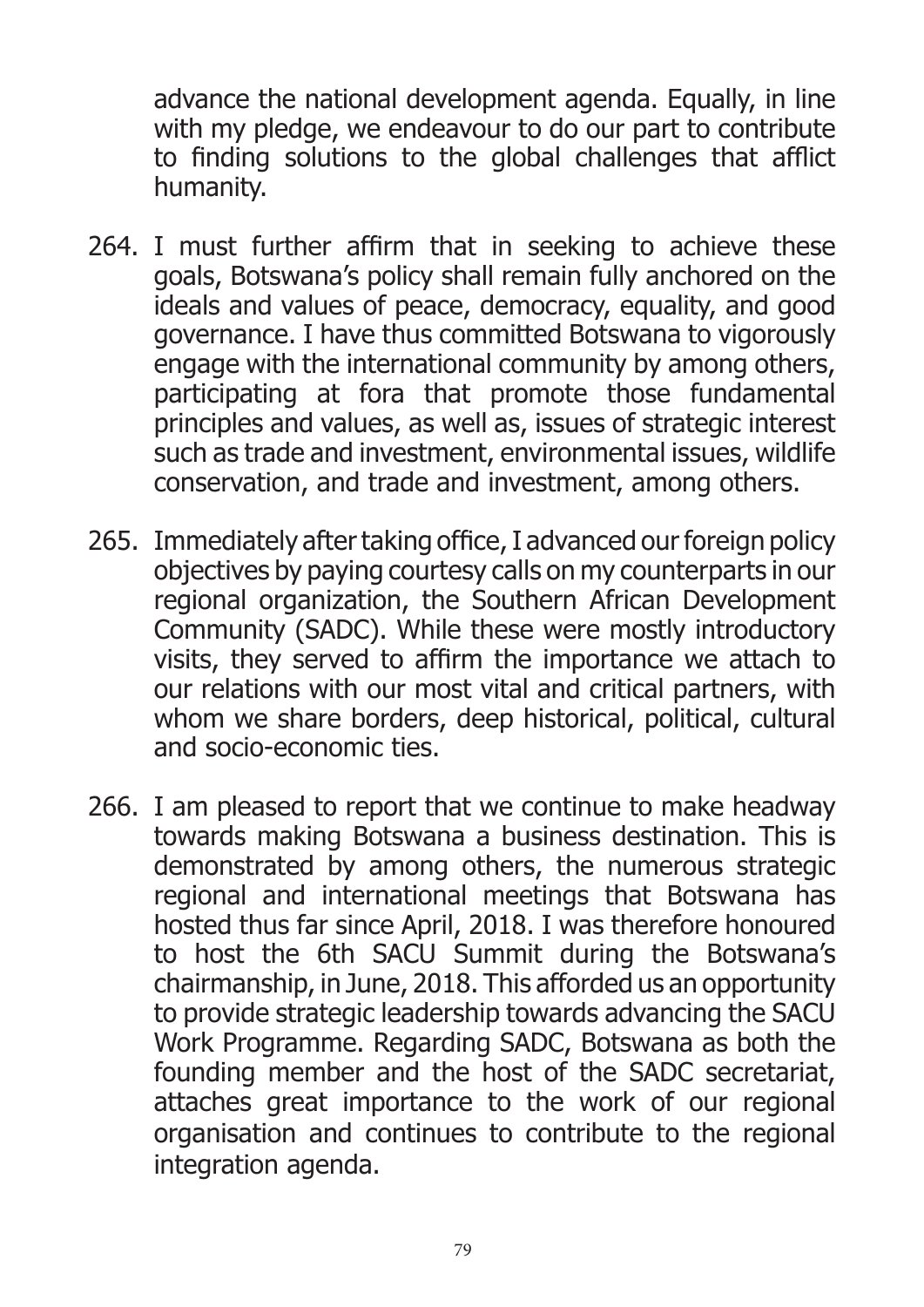advance the national development agenda. Equally, in line with my pledge, we endeavour to do our part to contribute to finding solutions to the global challenges that afflict humanity.

264. I must further affirm that in seeking to achieve these goals, Botswana's policy shall remain fully anchored on the ideals and values of peace, democracy, equality, and good governance. I have thus committed Botswana to vigorously engage with the international community by among others, participating at fora that promote those fundamental principles and values, as well as, issues of strategic interest such as trade and investment, environmental issues, wildlife conservation, and trade and investment, among others.

265. Immediately after taking office, I advanced our foreign policy objectives by paying courtesy calls on my counterparts in our regional organization, the Southern African Development Community (SADC). While these were mostly introductory visits, they served to affirm the importance we attach to our relations with our most vital and critical partners, with whom we share borders, deep historical, political, cultural and socio-economic ties.

266. I am pleased to report that we continue to make headway towards making Botswana a business destination. This is demonstrated by among others, the numerous strategic regional and international meetings that Botswana has hosted thus far since April, 2018. I was therefore honoured to host the 6th SACU Summit during the Botswana's chairmanship, in June, 2018. This afforded us an opportunity to provide strategic leadership towards advancing the SACU Work Programme. Regarding SADC, Botswana as both the founding member and the host of the SADC secretariat, attaches great importance to the work of our regional organisation and continues to contribute to the regional integration agenda.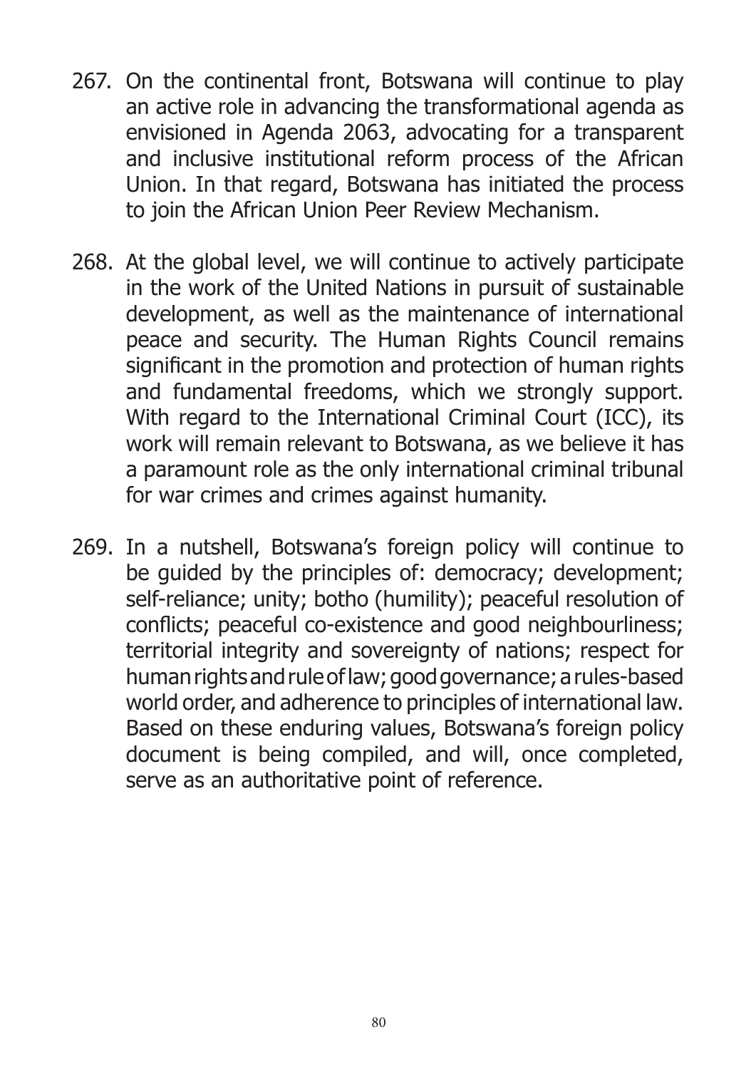267. On the continental front, Botswana will continue to play an active role in advancing the transformational agenda as envisioned in Agenda 2063, advocating for a transparent and inclusive institutional reform process of the African Union. In that regard, Botswana has initiated the process to join the African Union Peer Review Mechanism.

268. At the global level, we will continue to actively participate in the work of the United Nations in pursuit of sustainable development, as well as the maintenance of international peace and security. The Human Rights Council remains significant in the promotion and protection of human rights and fundamental freedoms, which we strongly support. With regard to the International Criminal Court (ICC), its work will remain relevant to Botswana, as we believe it has a paramount role as the only international criminal tribunal for war crimes and crimes against humanity.

269. In a nutshell, Botswana's foreign policy will continue to be guided by the principles of: democracy; development; self-reliance; unity; botho (humility); peaceful resolution of conflicts; peaceful co-existence and good neighbourliness; territorial integrity and sovereignty of nations; respect for human rights and rule of law; good governance; a rules-based world order, and adherence to principles of international law. Based on these enduring values, Botswana's foreign policy document is being compiled, and will, once completed, serve as an authoritative point of reference.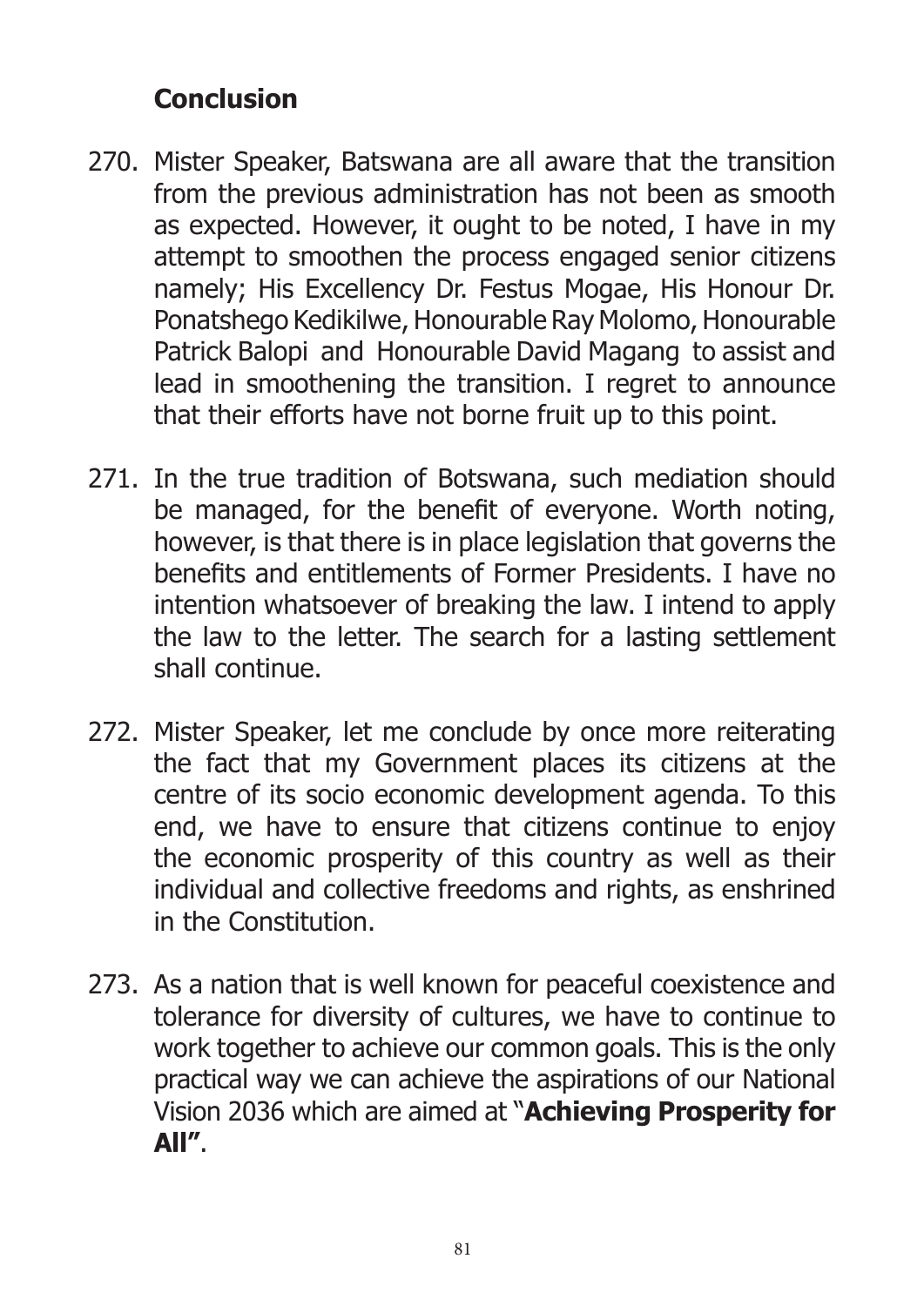## Conclusion

270. Mister Speaker, Batswana are all aware that the transition from the previous administration has not been as smooth as expected. However, it ought to be noted, I have in my attempt to smoothen the process engaged senior citizens namely; His Excellency Dr. Festus Mogae, His Honour Dr. Ponatshego Kedikilwe, Honourable Ray Molomo, Honourable Patrick Balopi and Honourable David Magang to assist and lead in smoothening the transition. I regret to announce that their efforts have not borne fruit up to this point.

271. In the true tradition of Botswana, such mediation should be managed, for the benefit of everyone. Worth noting, however, is that there is in place legislation that governs the benefits and entitlements of Former Presidents. I have no intention whatsoever of breaking the law. I intend to apply the law to the letter. The search for a lasting settlement shall continue.

272. Mister Speaker, let me conclude by once more reiterating the fact that my Government places its citizens at the centre of its socio economic development agenda. To this end, we have to ensure that citizens continue to enjoy the economic prosperity of this country as well as their individual and collective freedoms and rights, as enshrined in the Constitution.

273. As a nation that is well known for peaceful coexistence and tolerance for diversity of cultures, we have to continue to work together to achieve our common goals. This is the only practical way we can achieve the aspirations of our National Vision 2036 which are aimed at "**Achieving Prosperity for All"**.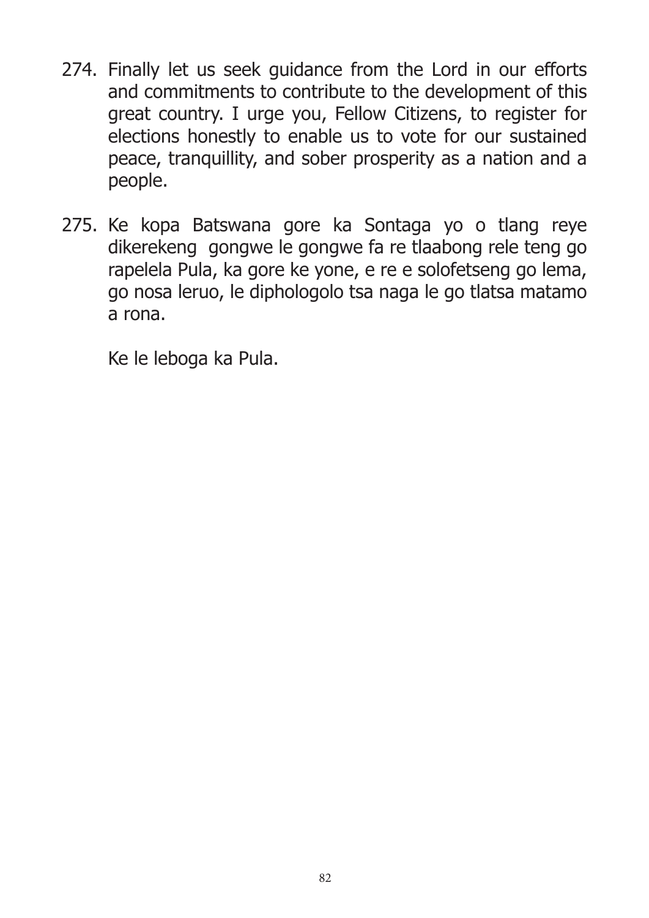274. Finally let us seek guidance from the Lord in our efforts and commitments to contribute to the development of this great country. I urge you, Fellow Citizens, to register for elections honestly to enable us to vote for our sustained peace, tranquillity, and sober prosperity as a nation and a people.

275. Ke kopa Batswana gore ka Sontaga yo o tlang reye dikerekeng gongwe le gongwe fa re tlaabong rele teng go rapelela Pula, ka gore ke yone, e re e solofetseng go lema, go nosa leruo, le diphologolo tsa naga le go tlatsa matamo a rona.

    Ke le leboga ka Pula.